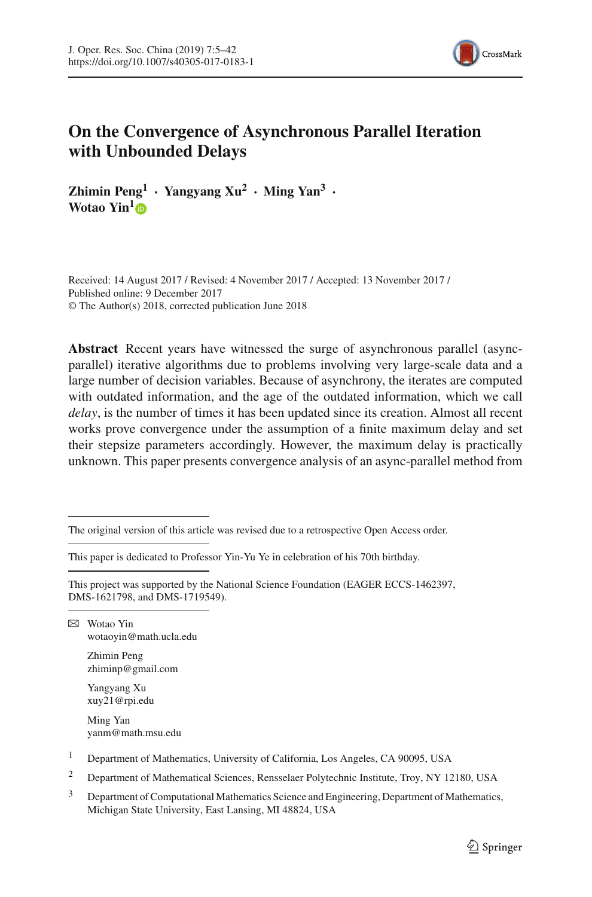# On the Convergence of Asynchronous Parallel Iteration with Unbounded Delays

**Zhimin Peng[1] · Yangyang Xu[2] · Ming Yan[3] · Wotao Yin[1]**

Received: 14 August 2017 / Revised: 4 November 2017 / Accepted: 13 November 2017 / Published online: 9 December 2017
© The Author(s) 2018, corrected publication June 2018

**Abstract** Recent years have witnessed the surge of asynchronous parallel (async-parallel) iterative algorithms due to problems involving very large-scale data and a large number of decision variables. Because of asynchrony, the iterates are computed with outdated information, and the age of the outdated information, which we call *delay*, is the number of times it has been updated since its creation. Almost all recent works prove convergence under the assumption of a finite maximum delay and set their stepsize parameters accordingly. However, the maximum delay is practically unknown. This paper presents convergence analysis of an async-parallel method from

---

The original version of this article was revised due to a retrospective Open Access order.

This paper is dedicated to Professor Yin-Yu Ye in celebration of his 70th birthday.

This project was supported by the National Science Foundation (EAGER ECCS-1462397, DMS-1621798, and DMS-1719549).

✉ Wotao Yin
wotaoyin@math.ucla.edu

Zhimin Peng
zhiminp@gmail.com

Yangyang Xu
xuy21@rpi.edu

Ming Yan
yanm@math.msu.edu

[1] Department of Mathematics, University of California, Los Angeles, CA 90095, USA

[2] Department of Mathematical Sciences, Rensselaer Polytechnic Institute, Troy, NY 12180, USA

[3] Department of Computational Mathematics Science and Engineering, Department of Mathematics, Michigan State University, East Lansing, MI 48824, USA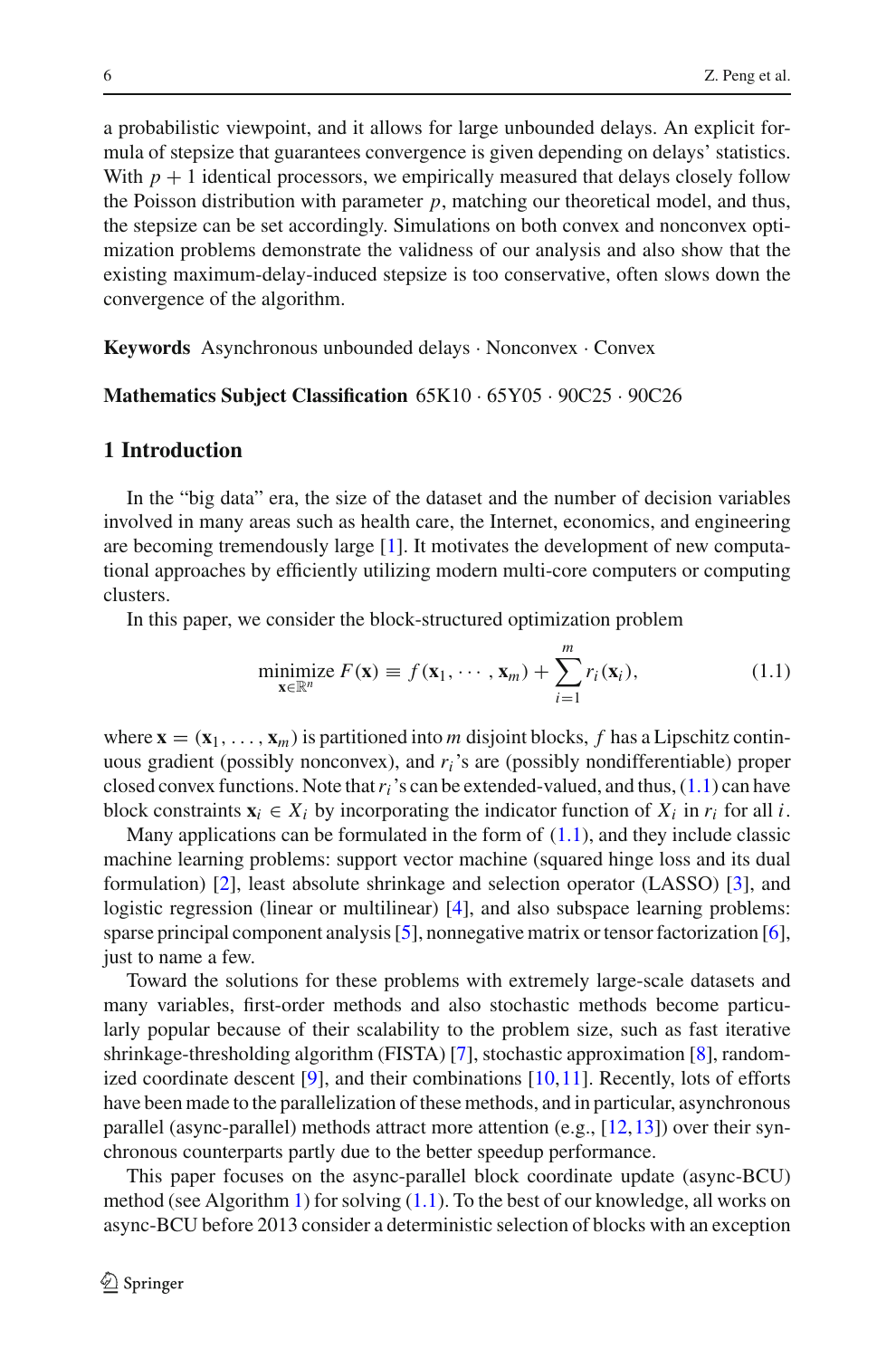a probabilistic viewpoint, and it allows for large unbounded delays. An explicit formula of stepsize that guarantees convergence is given depending on delays' statistics. With $p+1$ identical processors, we empirically measured that delays closely follow the Poisson distribution with parameter $p$, matching our theoretical model, and thus, the stepsize can be set accordingly. Simulations on both convex and nonconvex optimization problems demonstrate the validness of our analysis and also show that the existing maximum-delay-induced stepsize is too conservative, often slows down the convergence of the algorithm.

**Keywords** Asynchronous unbounded delays · Nonconvex · Convex

**Mathematics Subject Classification** 65K10 · 65Y05 · 90C25 · 90C26

## 1 Introduction

In the "big data" era, the size of the dataset and the number of decision variables involved in many areas such as health care, the Internet, economics, and engineering are becoming tremendously large [1]. It motivates the development of new computational approaches by efficiently utilizing modern multi-core computers or computing clusters.

In this paper, we consider the block-structured optimization problem

$$\underset{\mathbf{x}\in\mathbb{R}^n}{\text{minimize}}\; F(\mathbf{x}) \equiv f(\mathbf{x}_1,\cdots,\mathbf{x}_m) + \sum_{i=1}^{m} r_i(\mathbf{x}_i), \tag{1.1}$$

where $\mathbf{x} = (\mathbf{x}_1, \ldots, \mathbf{x}_m)$ is partitioned into $m$ disjoint blocks, $f$ has a Lipschitz continuous gradient (possibly nonconvex), and $r_i$'s are (possibly nondifferentiable) proper closed convex functions. Note that $r_i$'s can be extended-valued, and thus, (1.1) can have block constraints $\mathbf{x}_i \in X_i$ by incorporating the indicator function of $X_i$ in $r_i$ for all $i$.

Many applications can be formulated in the form of (1.1), and they include classic machine learning problems: support vector machine (squared hinge loss and its dual formulation) [2], least absolute shrinkage and selection operator (LASSO) [3], and logistic regression (linear or multilinear) [4], and also subspace learning problems: sparse principal component analysis [5], nonnegative matrix or tensor factorization [6], just to name a few.

Toward the solutions for these problems with extremely large-scale datasets and many variables, first-order methods and also stochastic methods become particularly popular because of their scalability to the problem size, such as fast iterative shrinkage-thresholding algorithm (FISTA) [7], stochastic approximation [8], randomized coordinate descent [9], and their combinations [10,11]. Recently, lots of efforts have been made to the parallelization of these methods, and in particular, asynchronous parallel (async-parallel) methods attract more attention (e.g., [12,13]) over their synchronous counterparts partly due to the better speedup performance.

This paper focuses on the async-parallel block coordinate update (async-BCU) method (see Algorithm 1) for solving (1.1). To the best of our knowledge, all works on async-BCU before 2013 consider a deterministic selection of blocks with an exception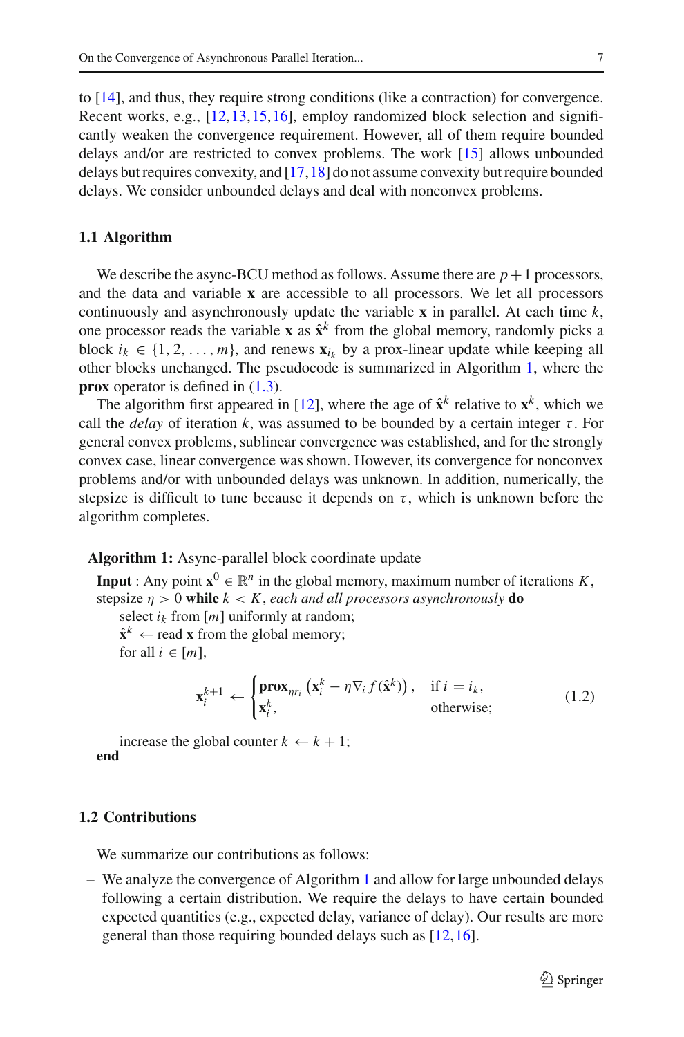to [14], and thus, they require strong conditions (like a contraction) for convergence. Recent works, e.g., [12,13,15,16], employ randomized block selection and significantly weaken the convergence requirement. However, all of them require bounded delays and/or are restricted to convex problems. The work [15] allows unbounded delays but requires convexity, and [17,18] do not assume convexity but require bounded delays. We consider unbounded delays and deal with nonconvex problems.

### 1.1 Algorithm

We describe the async-BCU method as follows. Assume there are $p+1$ processors, and the data and variable $\mathbf{x}$ are accessible to all processors. We let all processors continuously and asynchronously update the variable $\mathbf{x}$ in parallel. At each time $k$, one processor reads the variable $\mathbf{x}$ as $\hat{\mathbf{x}}^k$ from the global memory, randomly picks a block $i_k \in \{1, 2, \ldots, m\}$, and renews $\mathbf{x}_{i_k}$ by a prox-linear update while keeping all other blocks unchanged. The pseudocode is summarized in Algorithm 1, where the **prox** operator is defined in (1.3).

The algorithm first appeared in [12], where the age of $\hat{\mathbf{x}}^k$ relative to $\mathbf{x}^k$, which we call the *delay* of iteration $k$, was assumed to be bounded by a certain integer $\tau$. For general convex problems, sublinear convergence was established, and for the strongly convex case, linear convergence was shown. However, its convergence for nonconvex problems and/or with unbounded delays was unknown. In addition, numerically, the stepsize is difficult to tune because it depends on $\tau$, which is unknown before the algorithm completes.

**Algorithm 1:** Async-parallel block coordinate update

**Input** : Any point $\mathbf{x}^0 \in \mathbb{R}^n$ in the global memory, maximum number of iterations $K$, stepsize $\eta > 0$ **while** $k < K$, *each and all processors asynchronously* **do**

select $i_k$ from $[m]$ uniformly at random;

$\hat{\mathbf{x}}^k \leftarrow$ read $\mathbf{x}$ from the global memory;

for all $i \in [m]$,

$$\mathbf{x}_i^{k+1} \leftarrow \begin{cases} \mathbf{prox}_{\eta r_i}\left(\mathbf{x}_i^k - \eta \nabla_i f(\hat{\mathbf{x}}^k)\right), & \text{if } i = i_k, \\ \mathbf{x}_i^k, & \text{otherwise;} \end{cases} \tag{1.2}$$

increase the global counter $k \leftarrow k+1$;

**end**

### 1.2 Contributions

We summarize our contributions as follows:

- We analyze the convergence of Algorithm 1 and allow for large unbounded delays following a certain distribution. We require the delays to have certain bounded expected quantities (e.g., expected delay, variance of delay). Our results are more general than those requiring bounded delays such as [12,16].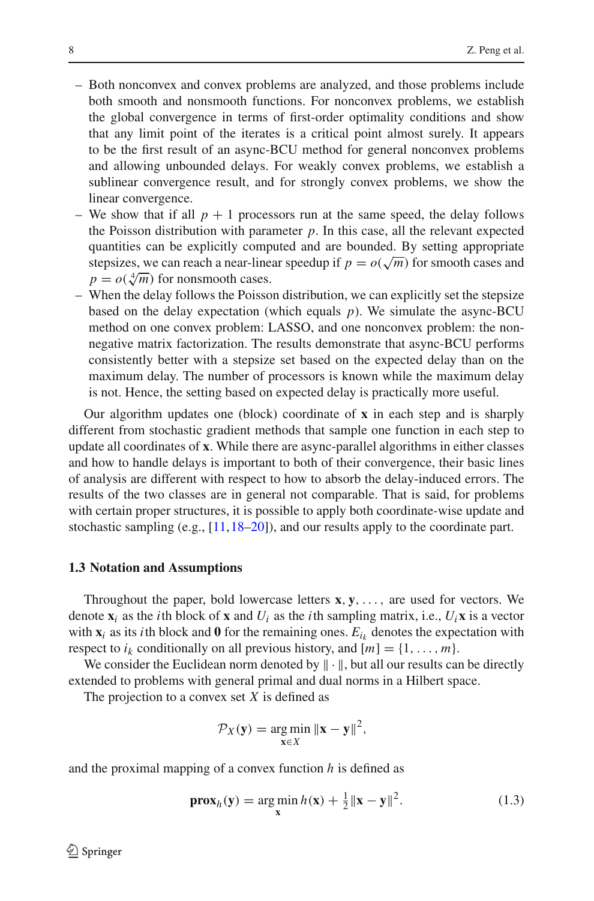- Both nonconvex and convex problems are analyzed, and those problems include both smooth and nonsmooth functions. For nonconvex problems, we establish the global convergence in terms of first-order optimality conditions and show that any limit point of the iterates is a critical point almost surely. It appears to be the first result of an async-BCU method for general nonconvex problems and allowing unbounded delays. For weakly convex problems, we establish a sublinear convergence result, and for strongly convex problems, we show the linear convergence.
- We show that if all $p+1$ processors run at the same speed, the delay follows the Poisson distribution with parameter $p$. In this case, all the relevant expected quantities can be explicitly computed and are bounded. By setting appropriate stepsizes, we can reach a near-linear speedup if $p = o(\sqrt{m})$ for smooth cases and $p = o(\sqrt[4]{m})$ for nonsmooth cases.
- When the delay follows the Poisson distribution, we can explicitly set the stepsize based on the delay expectation (which equals $p$). We simulate the async-BCU method on one convex problem: LASSO, and one nonconvex problem: the nonnegative matrix factorization. The results demonstrate that async-BCU performs consistently better with a stepsize set based on the expected delay than on the maximum delay. The number of processors is known while the maximum delay is not. Hence, the setting based on expected delay is practically more useful.

Our algorithm updates one (block) coordinate of $\mathbf{x}$ in each step and is sharply different from stochastic gradient methods that sample one function in each step to update all coordinates of $\mathbf{x}$. While there are async-parallel algorithms in either classes and how to handle delays is important to both of their convergence, their basic lines of analysis are different with respect to how to absorb the delay-induced errors. The results of the two classes are in general not comparable. That is said, for problems with certain proper structures, it is possible to apply both coordinate-wise update and stochastic sampling (e.g., [11,18–20]), and our results apply to the coordinate part.

### 1.3 Notation and Assumptions

Throughout the paper, bold lowercase letters $\mathbf{x}, \mathbf{y}, \ldots,$ are used for vectors. We denote $\mathbf{x}_i$ as the $i$th block of $\mathbf{x}$ and $U_i$ as the $i$th sampling matrix, i.e., $U_i\mathbf{x}$ is a vector with $\mathbf{x}_i$ as its $i$th block and $\mathbf{0}$ for the remaining ones. $E_{i_k}$ denotes the expectation with respect to $i_k$ conditionally on all previous history, and $[m] = \{1, \ldots, m\}$.

We consider the Euclidean norm denoted by $\|\cdot\|$, but all our results can be directly extended to problems with general primal and dual norms in a Hilbert space.

The projection to a convex set $X$ is defined as

$$\mathcal{P}_X(\mathbf{y}) = \arg\min_{\mathbf{x}\in X} \|\mathbf{x}-\mathbf{y}\|^2,$$

and the proximal mapping of a convex function $h$ is defined as

$$\mathbf{prox}_h(\mathbf{y}) = \arg\min_{\mathbf{x}} h(\mathbf{x}) + \tfrac{1}{2}\|\mathbf{x}-\mathbf{y}\|^2. \tag{1.3}$$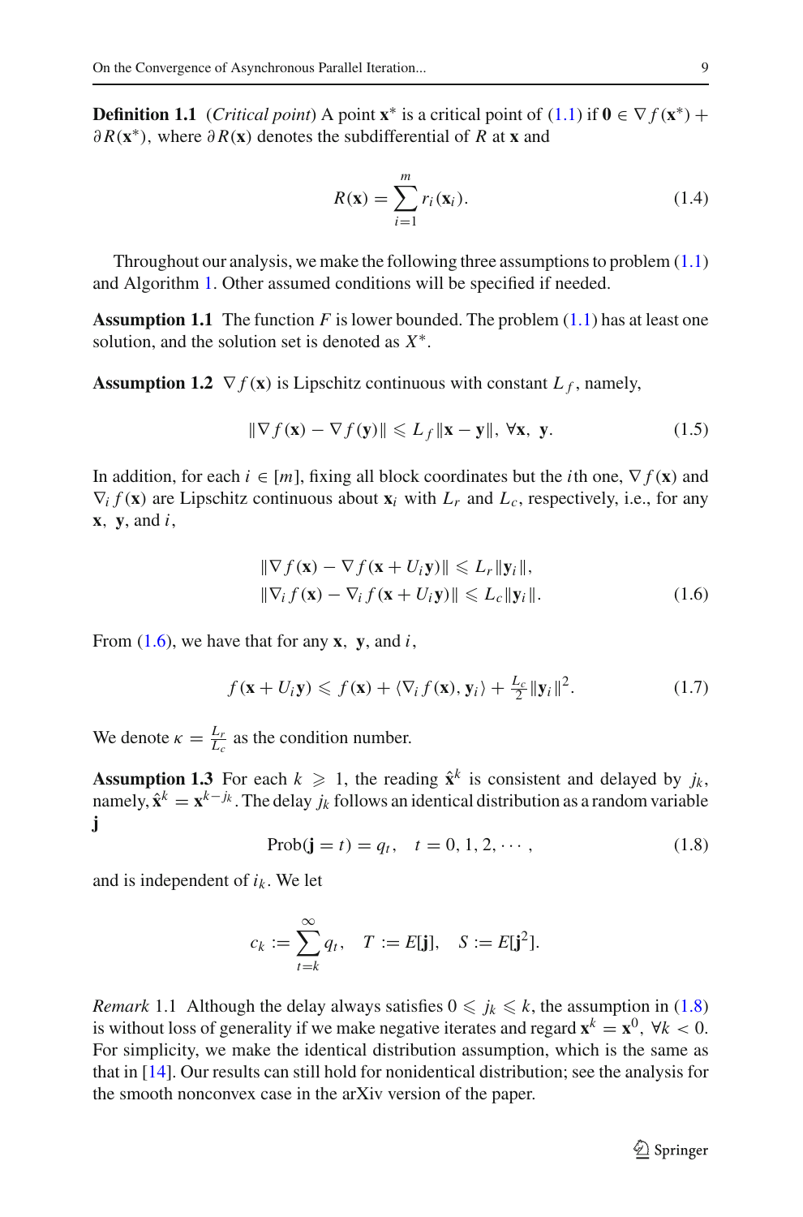**Definition 1.1** (*Critical point*) A point $\mathbf{x}^*$ is a critical point of (1.1) if $\mathbf{0} \in \nabla f(\mathbf{x}^*) + \partial R(\mathbf{x}^*)$, where $\partial R(\mathbf{x})$ denotes the subdifferential of $R$ at $\mathbf{x}$ and

$$R(\mathbf{x}) = \sum_{i=1}^{m} r_i(\mathbf{x}_i). \tag{1.4}$$

Throughout our analysis, we make the following three assumptions to problem (1.1) and Algorithm 1. Other assumed conditions will be specified if needed.

**Assumption 1.1** The function $F$ is lower bounded. The problem (1.1) has at least one solution, and the solution set is denoted as $X^*$.

**Assumption 1.2** $\nabla f(\mathbf{x})$ is Lipschitz continuous with constant $L_f$, namely,

$$\|\nabla f(\mathbf{x}) - \nabla f(\mathbf{y})\| \leqslant L_f \|\mathbf{x} - \mathbf{y}\|, \ \forall \mathbf{x}, \ \mathbf{y}. \tag{1.5}$$

In addition, for each $i \in [m]$, fixing all block coordinates but the $i$th one, $\nabla f(\mathbf{x})$ and $\nabla_i f(\mathbf{x})$ are Lipschitz continuous about $\mathbf{x}_i$ with $L_r$ and $L_c$, respectively, i.e., for any $\mathbf{x}$, $\mathbf{y}$, and $i$,

$$\begin{aligned} &\|\nabla f(\mathbf{x}) - \nabla f(\mathbf{x} + U_i \mathbf{y})\| \leqslant L_r \|\mathbf{y}_i\|, \\ &\|\nabla_i f(\mathbf{x}) - \nabla_i f(\mathbf{x} + U_i \mathbf{y})\| \leqslant L_c \|\mathbf{y}_i\|. \end{aligned} \tag{1.6}$$

From (1.6), we have that for any $\mathbf{x}$, $\mathbf{y}$, and $i$,

$$f(\mathbf{x} + U_i \mathbf{y}) \leqslant f(\mathbf{x}) + \langle \nabla_i f(\mathbf{x}), \mathbf{y}_i \rangle + \tfrac{L_c}{2} \|\mathbf{y}_i\|^2. \tag{1.7}$$

We denote $\kappa = \frac{L_r}{L_c}$ as the condition number.

**Assumption 1.3** For each $k \geqslant 1$, the reading $\hat{\mathbf{x}}^k$ is consistent and delayed by $j_k$, namely, $\hat{\mathbf{x}}^k = \mathbf{x}^{k-j_k}$. The delay $j_k$ follows an identical distribution as a random variable $\mathbf{j}$

$$\text{Prob}(\mathbf{j} = t) = q_t, \quad t = 0, 1, 2, \cdots, \tag{1.8}$$

and is independent of $i_k$. We let

$$c_k := \sum_{t=k}^{\infty} q_t, \quad T := E[\mathbf{j}], \quad S := E[\mathbf{j}^2].$$

*Remark* 1.1 Although the delay always satisfies $0 \leqslant j_k \leqslant k$, the assumption in (1.8) is without loss of generality if we make negative iterates and regard $\mathbf{x}^k = \mathbf{x}^0$, $\forall k < 0$. For simplicity, we make the identical distribution assumption, which is the same as that in [14]. Our results can still hold for nonidentical distribution; see the analysis for the smooth nonconvex case in the arXiv version of the paper.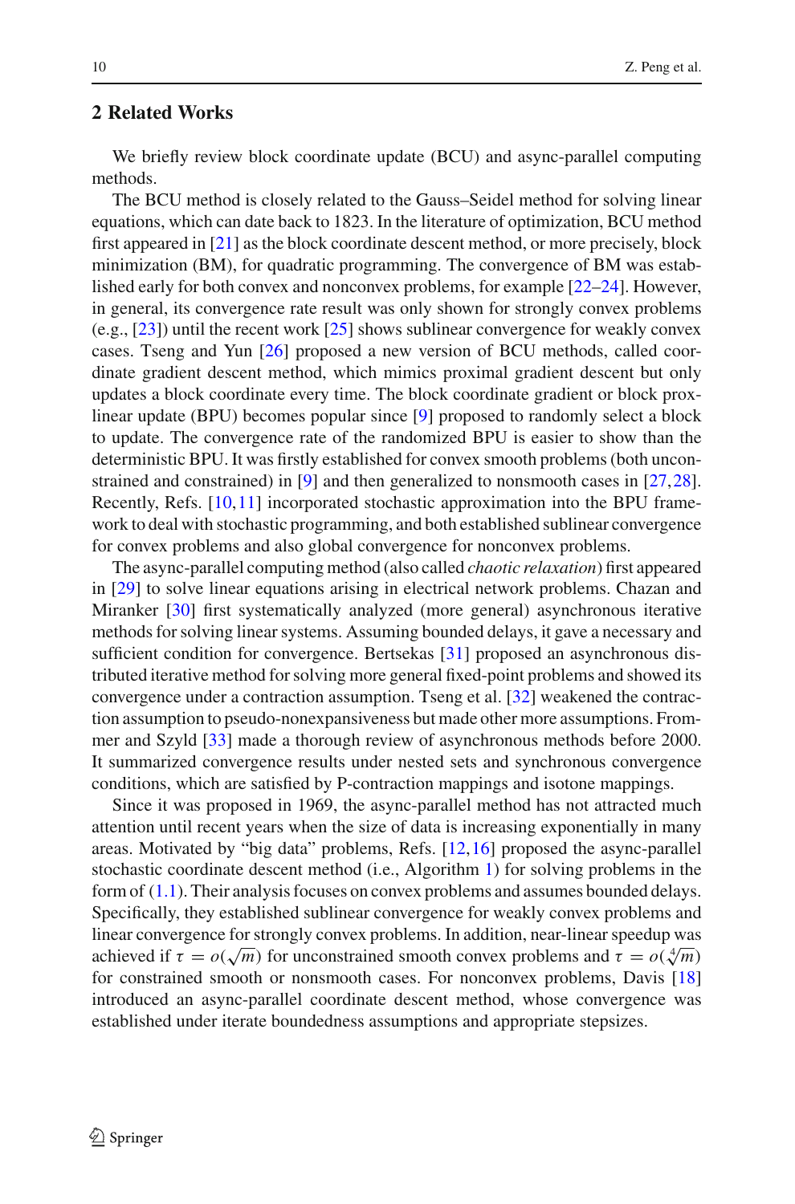## 2 Related Works

We briefly review block coordinate update (BCU) and async-parallel computing methods.

The BCU method is closely related to the Gauss–Seidel method for solving linear equations, which can date back to 1823. In the literature of optimization, BCU method first appeared in [21] as the block coordinate descent method, or more precisely, block minimization (BM), for quadratic programming. The convergence of BM was established early for both convex and nonconvex problems, for example [22–24]. However, in general, its convergence rate result was only shown for strongly convex problems (e.g., [23]) until the recent work [25] shows sublinear convergence for weakly convex cases. Tseng and Yun [26] proposed a new version of BCU methods, called coordinate gradient descent method, which mimics proximal gradient descent but only updates a block coordinate every time. The block coordinate gradient or block prox-linear update (BPU) becomes popular since [9] proposed to randomly select a block to update. The convergence rate of the randomized BPU is easier to show than the deterministic BPU. It was firstly established for convex smooth problems (both unconstrained and constrained) in [9] and then generalized to nonsmooth cases in [27,28]. Recently, Refs. [10,11] incorporated stochastic approximation into the BPU framework to deal with stochastic programming, and both established sublinear convergence for convex problems and also global convergence for nonconvex problems.

The async-parallel computing method (also called *chaotic relaxation*) first appeared in [29] to solve linear equations arising in electrical network problems. Chazan and Miranker [30] first systematically analyzed (more general) asynchronous iterative methods for solving linear systems. Assuming bounded delays, it gave a necessary and sufficient condition for convergence. Bertsekas [31] proposed an asynchronous distributed iterative method for solving more general fixed-point problems and showed its convergence under a contraction assumption. Tseng et al. [32] weakened the contraction assumption to pseudo-nonexpansiveness but made other more assumptions. Frommer and Szyld [33] made a thorough review of asynchronous methods before 2000. It summarized convergence results under nested sets and synchronous convergence conditions, which are satisfied by P-contraction mappings and isotone mappings.

Since it was proposed in 1969, the async-parallel method has not attracted much attention until recent years when the size of data is increasing exponentially in many areas. Motivated by "big data" problems, Refs. [12,16] proposed the async-parallel stochastic coordinate descent method (i.e., Algorithm 1) for solving problems in the form of (1.1). Their analysis focuses on convex problems and assumes bounded delays. Specifically, they established sublinear convergence for weakly convex problems and linear convergence for strongly convex problems. In addition, near-linear speedup was achieved if $\tau = o(\sqrt{m})$ for unconstrained smooth convex problems and $\tau = o(\sqrt[4]{m})$ for constrained smooth or nonsmooth cases. For nonconvex problems, Davis [18] introduced an async-parallel coordinate descent method, whose convergence was established under iterate boundedness assumptions and appropriate stepsizes.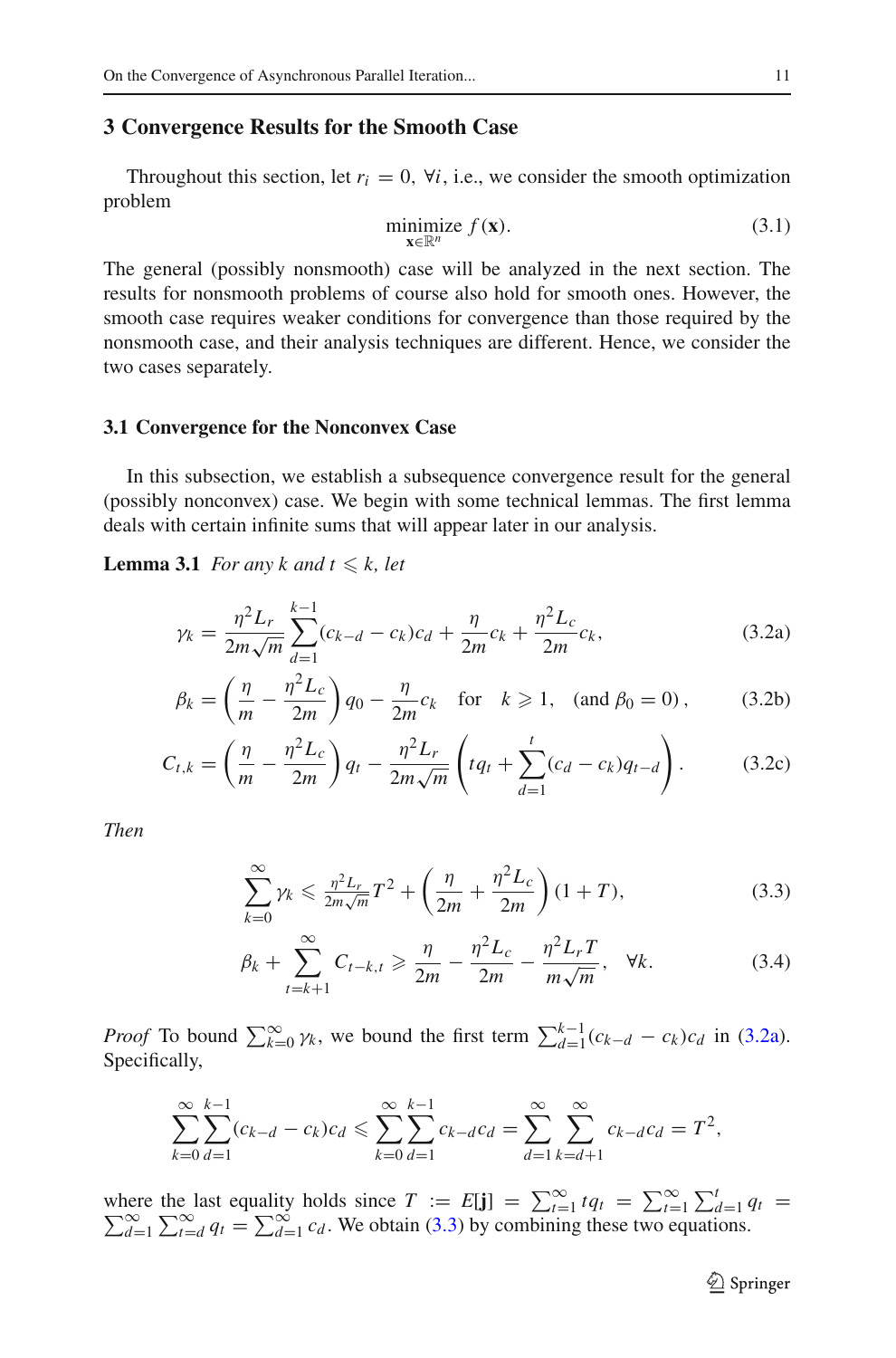## 3 Convergence Results for the Smooth Case

Throughout this section, let $r_i = 0,\ \forall i$, i.e., we consider the smooth optimization problem

$$\underset{\mathbf{x}\in\mathbb{R}^n}{\text{minimize}}\ f(\mathbf{x}). \tag{3.1}$$

The general (possibly nonsmooth) case will be analyzed in the next section. The results for nonsmooth problems of course also hold for smooth ones. However, the smooth case requires weaker conditions for convergence than those required by the nonsmooth case, and their analysis techniques are different. Hence, we consider the two cases separately.

### 3.1 Convergence for the Nonconvex Case

In this subsection, we establish a subsequence convergence result for the general (possibly nonconvex) case. We begin with some technical lemmas. The first lemma deals with certain infinite sums that will appear later in our analysis.

**Lemma 3.1** *For any $k$ and $t \leqslant k$, let*

$$\gamma_k = \frac{\eta^2 L_r}{2m\sqrt{m}}\sum_{d=1}^{k-1}(c_{k-d}-c_k)c_d + \frac{\eta}{2m}c_k + \frac{\eta^2 L_c}{2m}c_k, \tag{3.2a}$$

$$\beta_k = \left(\frac{\eta}{m} - \frac{\eta^2 L_c}{2m}\right)q_0 - \frac{\eta}{2m}c_k \quad \text{for} \quad k \geqslant 1, \quad (\text{and } \beta_0 = 0), \tag{3.2b}$$

$$C_{t,k} = \left(\frac{\eta}{m} - \frac{\eta^2 L_c}{2m}\right)q_t - \frac{\eta^2 L_r}{2m\sqrt{m}}\left(t q_t + \sum_{d=1}^{t}(c_d - c_k)q_{t-d}\right). \tag{3.2c}$$

*Then*

$$\sum_{k=0}^{\infty}\gamma_k \leqslant \tfrac{\eta^2 L_r}{2m\sqrt{m}}T^2 + \left(\frac{\eta}{2m} + \frac{\eta^2 L_c}{2m}\right)(1+T), \tag{3.3}$$

$$\beta_k + \sum_{t=k+1}^{\infty} C_{t-k,t} \geqslant \frac{\eta}{2m} - \frac{\eta^2 L_c}{2m} - \frac{\eta^2 L_r T}{m\sqrt{m}}, \quad \forall k. \tag{3.4}$$

*Proof* To bound $\sum_{k=0}^{\infty}\gamma_k$, we bound the first term $\sum_{d=1}^{k-1}(c_{k-d}-c_k)c_d$ in (3.2a). Specifically,

$$\sum_{k=0}^{\infty}\sum_{d=1}^{k-1}(c_{k-d}-c_k)c_d \leqslant \sum_{k=0}^{\infty}\sum_{d=1}^{k-1}c_{k-d}c_d = \sum_{d=1}^{\infty}\sum_{k=d+1}^{\infty}c_{k-d}c_d = T^2,$$

where the last equality holds since $T := E[\mathbf{j}] = \sum_{t=1}^{\infty}tq_t = \sum_{t=1}^{\infty}\sum_{d=1}^{t}q_t = \sum_{d=1}^{\infty}\sum_{t=d}^{\infty}q_t = \sum_{d=1}^{\infty}c_d$. We obtain (3.3) by combining these two equations.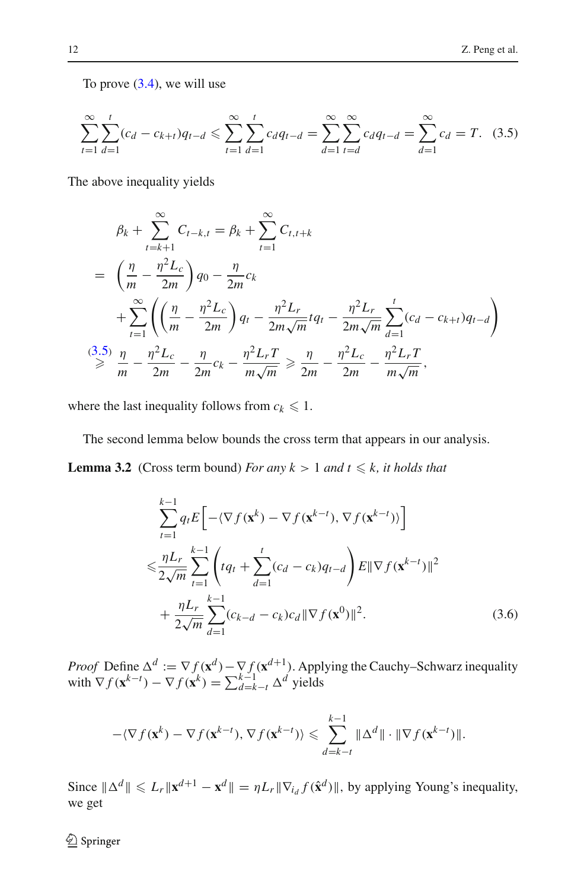To prove (3.4), we will use

$$\sum_{t=1}^{\infty}\sum_{d=1}^{t}(c_d - c_{k+t})q_{t-d} \leqslant \sum_{t=1}^{\infty}\sum_{d=1}^{t} c_d q_{t-d} = \sum_{d=1}^{\infty}\sum_{t=d}^{\infty} c_d q_{t-d} = \sum_{d=1}^{\infty} c_d = T. \quad (3.5)$$

The above inequality yields

$$\begin{aligned}
&\beta_k + \sum_{t=k+1}^{\infty} C_{t-k,t} = \beta_k + \sum_{t=1}^{\infty} C_{t,t+k} \\
=& \left(\frac{\eta}{m} - \frac{\eta^2 L_c}{2m}\right) q_0 - \frac{\eta}{2m} c_k \\
&+ \sum_{t=1}^{\infty}\left(\left(\frac{\eta}{m} - \frac{\eta^2 L_c}{2m}\right) q_t - \frac{\eta^2 L_r}{2m\sqrt{m}} t q_t - \frac{\eta^2 L_r}{2m\sqrt{m}} \sum_{d=1}^{t}(c_d - c_{k+t}) q_{t-d}\right) \\
\overset{(3.5)}{\geqslant}& \frac{\eta}{m} - \frac{\eta^2 L_c}{2m} - \frac{\eta}{2m} c_k - \frac{\eta^2 L_r T}{m\sqrt{m}} \geqslant \frac{\eta}{2m} - \frac{\eta^2 L_c}{2m} - \frac{\eta^2 L_r T}{m\sqrt{m}},
\end{aligned}$$

where the last inequality follows from $c_k \leqslant 1$.

The second lemma below bounds the cross term that appears in our analysis.

**Lemma 3.2** (Cross term bound) *For any $k > 1$ and $t \leqslant k$, it holds that*

$$\begin{aligned}
&\sum_{t=1}^{k-1} q_t E\left[-\langle \nabla f(\mathbf{x}^k) - \nabla f(\mathbf{x}^{k-t}), \nabla f(\mathbf{x}^{k-t})\rangle\right] \\
\leqslant& \frac{\eta L_r}{2\sqrt{m}} \sum_{t=1}^{k-1}\left(t q_t + \sum_{d=1}^{t}(c_d - c_k) q_{t-d}\right) E\|\nabla f(\mathbf{x}^{k-t})\|^2 \\
&+ \frac{\eta L_r}{2\sqrt{m}} \sum_{d=1}^{k-1}(c_{k-d} - c_k) c_d \|\nabla f(\mathbf{x}^0)\|^2. \quad (3.6)
\end{aligned}$$

*Proof* Define $\Delta^d := \nabla f(\mathbf{x}^d) - \nabla f(\mathbf{x}^{d+1})$. Applying the Cauchy–Schwarz inequality with $\nabla f(\mathbf{x}^{k-t}) - \nabla f(\mathbf{x}^k) = \sum_{d=k-t}^{k-1} \Delta^d$ yields

$$-\langle \nabla f(\mathbf{x}^k) - \nabla f(\mathbf{x}^{k-t}), \nabla f(\mathbf{x}^{k-t})\rangle \leqslant \sum_{d=k-t}^{k-1} \|\Delta^d\| \cdot \|\nabla f(\mathbf{x}^{k-t})\|.$$

Since $\|\Delta^d\| \leqslant L_r \|\mathbf{x}^{d+1} - \mathbf{x}^d\| = \eta L_r \|\nabla_{i_d} f(\hat{\mathbf{x}}^d)\|$, by applying Young's inequality, we get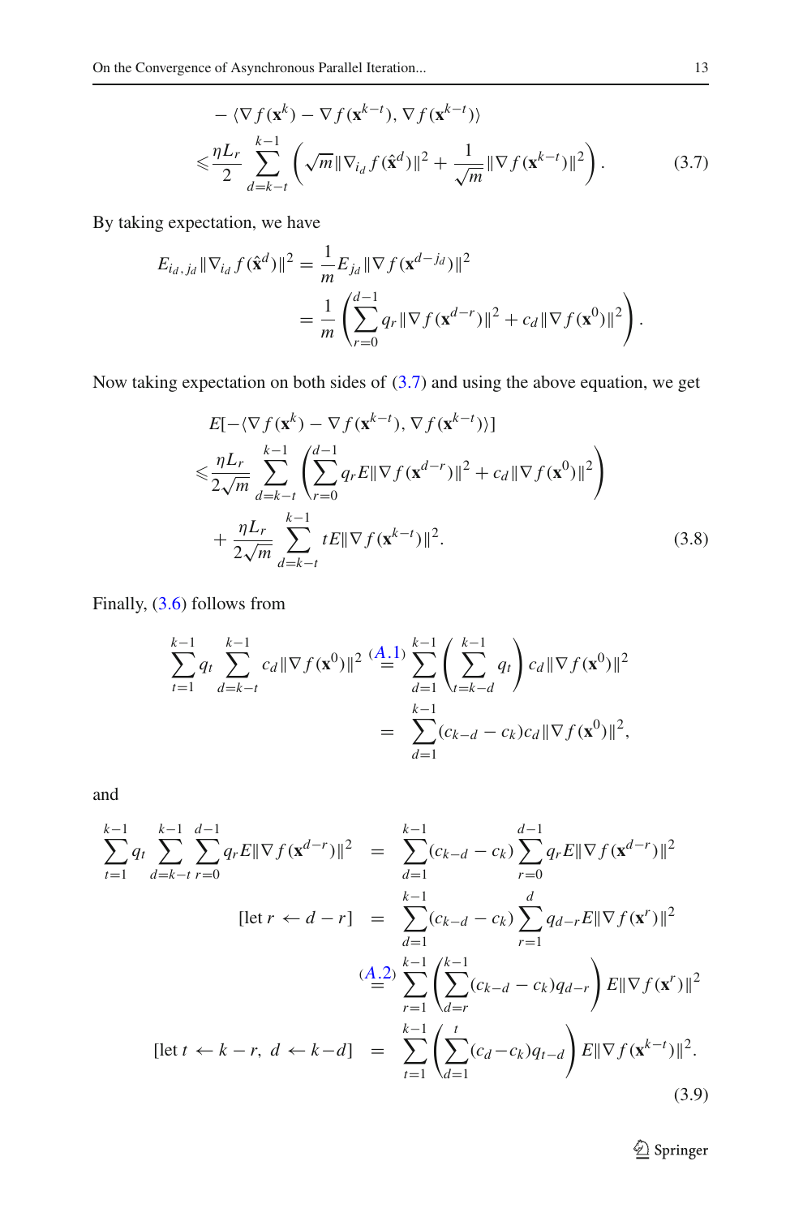$$
\begin{aligned}
&- \langle \nabla f(\mathbf{x}^k) - \nabla f(\mathbf{x}^{k-t}), \nabla f(\mathbf{x}^{k-t}) \rangle \\
&\leqslant \frac{\eta L_r}{2} \sum_{d=k-t}^{k-1} \left( \sqrt{m} \|\nabla_{i_d} f(\hat{\mathbf{x}}^d)\|^2 + \frac{1}{\sqrt{m}} \|\nabla f(\mathbf{x}^{k-t})\|^2 \right).
\end{aligned} \tag{3.7}
$$

By taking expectation, we have

$$
\begin{aligned}
E_{i_d, j_d} \|\nabla_{i_d} f(\hat{\mathbf{x}}^d)\|^2 &= \frac{1}{m} E_{j_d} \|\nabla f(\mathbf{x}^{d-j_d})\|^2 \\
&= \frac{1}{m} \left( \sum_{r=0}^{d-1} q_r \|\nabla f(\mathbf{x}^{d-r})\|^2 + c_d \|\nabla f(\mathbf{x}^0)\|^2 \right).
\end{aligned}
$$

Now taking expectation on both sides of (3.7) and using the above equation, we get

$$
\begin{aligned}
&E[-\langle \nabla f(\mathbf{x}^k) - \nabla f(\mathbf{x}^{k-t}), \nabla f(\mathbf{x}^{k-t}) \rangle] \\
&\leqslant \frac{\eta L_r}{2\sqrt{m}} \sum_{d=k-t}^{k-1} \left( \sum_{r=0}^{d-1} q_r E\|\nabla f(\mathbf{x}^{d-r})\|^2 + c_d \|\nabla f(\mathbf{x}^0)\|^2 \right) \\
&\quad + \frac{\eta L_r}{2\sqrt{m}} \sum_{d=k-t}^{k-1} t E\|\nabla f(\mathbf{x}^{k-t})\|^2.
\end{aligned} \tag{3.8}
$$

Finally, (3.6) follows from

$$
\begin{aligned}
\sum_{t=1}^{k-1} q_t \sum_{d=k-t}^{k-1} c_d \|\nabla f(\mathbf{x}^0)\|^2 &\overset{(A.1)}{=} \sum_{d=1}^{k-1} \left( \sum_{t=k-d}^{k-1} q_t \right) c_d \|\nabla f(\mathbf{x}^0)\|^2 \\
&= \sum_{d=1}^{k-1} (c_{k-d} - c_k) c_d \|\nabla f(\mathbf{x}^0)\|^2,
\end{aligned}
$$

and

$$
\begin{aligned}
\sum_{t=1}^{k-1} q_t \sum_{d=k-t}^{k-1} \sum_{r=0}^{d-1} q_r E\|\nabla f(\mathbf{x}^{d-r})\|^2 &= \sum_{d=1}^{k-1} (c_{k-d} - c_k) \sum_{r=0}^{d-1} q_r E\|\nabla f(\mathbf{x}^{d-r})\|^2 \\
[\text{let } r \leftarrow d - r] \quad &= \sum_{d=1}^{k-1} (c_{k-d} - c_k) \sum_{r=1}^{d} q_{d-r} E\|\nabla f(\mathbf{x}^r)\|^2 \\
&\overset{(A.2)}{=} \sum_{r=1}^{k-1} \left( \sum_{d=r}^{k-1} (c_{k-d} - c_k) q_{d-r} \right) E\|\nabla f(\mathbf{x}^r)\|^2 \\
[\text{let } t \leftarrow k - r,\ d \leftarrow k - d] \quad &= \sum_{t=1}^{k-1} \left( \sum_{d=1}^{t} (c_d - c_k) q_{t-d} \right) E\|\nabla f(\mathbf{x}^{k-t})\|^2.
\end{aligned} \tag{3.9}
$$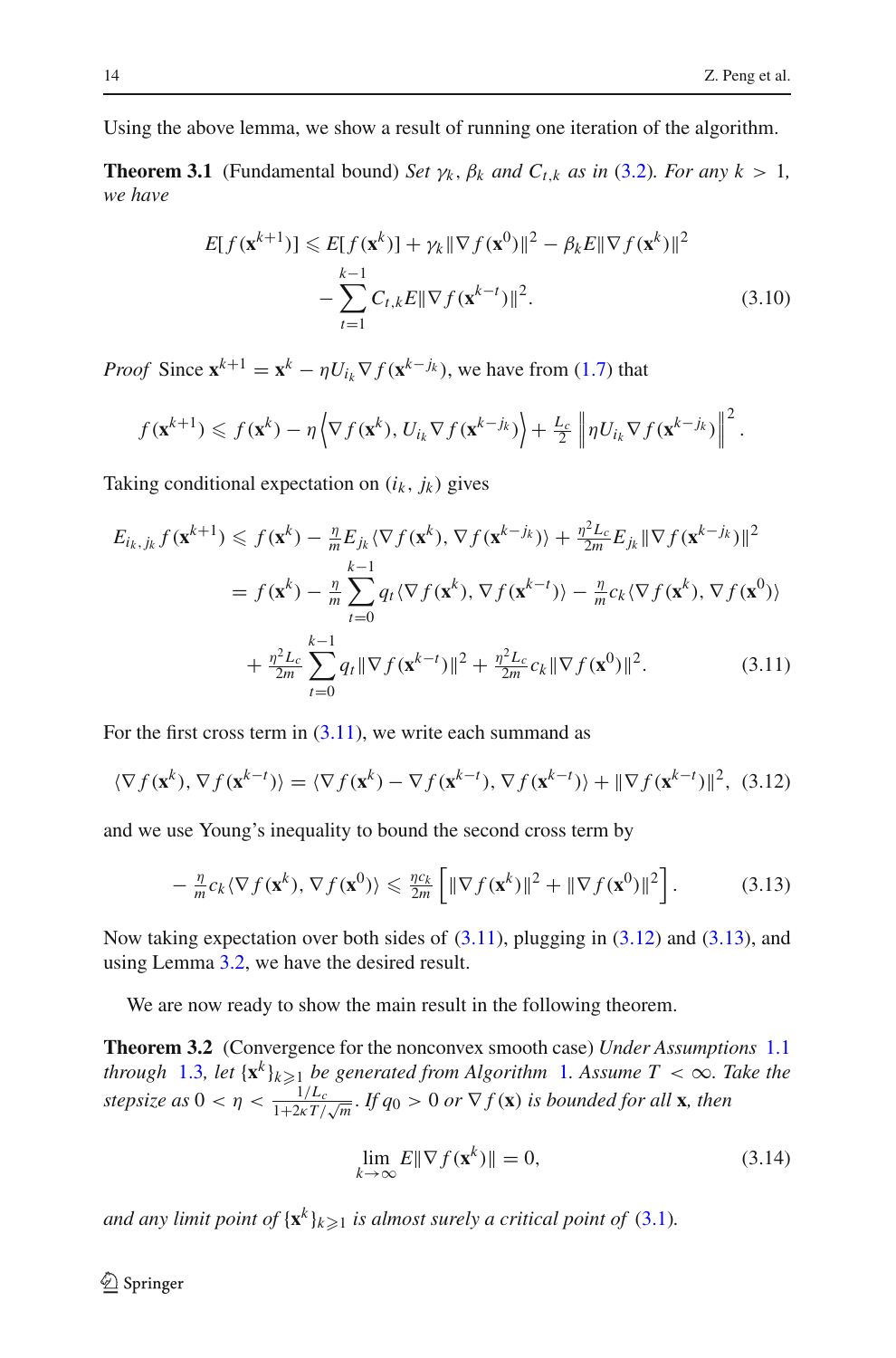Using the above lemma, we show a result of running one iteration of the algorithm.

**Theorem 3.1** (Fundamental bound) *Set $\gamma_k$, $\beta_k$ and $C_{t,k}$ as in (3.2). For any $k > 1$, we have*

$$
\begin{aligned}
E[f(\mathbf{x}^{k+1})] \leqslant E[f(\mathbf{x}^k)] + \gamma_k \|\nabla f(\mathbf{x}^0)\|^2 - \beta_k E\|\nabla f(\mathbf{x}^k)\|^2 \\
- \sum_{t=1}^{k-1} C_{t,k} E\|\nabla f(\mathbf{x}^{k-t})\|^2. \qquad (3.10)
\end{aligned}
$$

*Proof* Since $\mathbf{x}^{k+1} = \mathbf{x}^k - \eta U_{i_k} \nabla f(\mathbf{x}^{k-j_k})$, we have from (1.7) that

$$
f(\mathbf{x}^{k+1}) \leqslant f(\mathbf{x}^k) - \eta \left\langle \nabla f(\mathbf{x}^k), U_{i_k} \nabla f(\mathbf{x}^{k-j_k}) \right\rangle + \tfrac{L_c}{2} \left\| \eta U_{i_k} \nabla f(\mathbf{x}^{k-j_k}) \right\|^2.
$$

Taking conditional expectation on $(i_k, j_k)$ gives

$$
\begin{aligned}
E_{i_k, j_k} f(\mathbf{x}^{k+1}) &\leqslant f(\mathbf{x}^k) - \tfrac{\eta}{m} E_{j_k} \langle \nabla f(\mathbf{x}^k), \nabla f(\mathbf{x}^{k-j_k}) \rangle + \tfrac{\eta^2 L_c}{2m} E_{j_k} \|\nabla f(\mathbf{x}^{k-j_k})\|^2 \\
&= f(\mathbf{x}^k) - \tfrac{\eta}{m} \sum_{t=0}^{k-1} q_t \langle \nabla f(\mathbf{x}^k), \nabla f(\mathbf{x}^{k-t}) \rangle - \tfrac{\eta}{m} c_k \langle \nabla f(\mathbf{x}^k), \nabla f(\mathbf{x}^0) \rangle \\
&\quad + \tfrac{\eta^2 L_c}{2m} \sum_{t=0}^{k-1} q_t \|\nabla f(\mathbf{x}^{k-t})\|^2 + \tfrac{\eta^2 L_c}{2m} c_k \|\nabla f(\mathbf{x}^0)\|^2. \qquad (3.11)
\end{aligned}
$$

For the first cross term in (3.11), we write each summand as

$$
\langle \nabla f(\mathbf{x}^k), \nabla f(\mathbf{x}^{k-t}) \rangle = \langle \nabla f(\mathbf{x}^k) - \nabla f(\mathbf{x}^{k-t}), \nabla f(\mathbf{x}^{k-t}) \rangle + \|\nabla f(\mathbf{x}^{k-t})\|^2, \quad (3.12)
$$

and we use Young's inequality to bound the second cross term by

$$
-\tfrac{\eta}{m} c_k \langle \nabla f(\mathbf{x}^k), \nabla f(\mathbf{x}^0) \rangle \leqslant \tfrac{\eta c_k}{2m} \left[ \|\nabla f(\mathbf{x}^k)\|^2 + \|\nabla f(\mathbf{x}^0)\|^2 \right]. \qquad (3.13)
$$

Now taking expectation over both sides of (3.11), plugging in (3.12) and (3.13), and using Lemma 3.2, we have the desired result.

We are now ready to show the main result in the following theorem.

**Theorem 3.2** (Convergence for the nonconvex smooth case) *Under Assumptions 1.1 through 1.3, let $\{\mathbf{x}^k\}_{k\geqslant 1}$ be generated from Algorithm 1. Assume $T < \infty$. Take the stepsize as $0 < \eta < \frac{1/L_c}{1+2\kappa T/\sqrt{m}}$. If $q_0 > 0$ or $\nabla f(\mathbf{x})$ is bounded for all $\mathbf{x}$, then*

$$
\lim_{k\to\infty} E\|\nabla f(\mathbf{x}^k)\| = 0, \qquad (3.14)
$$

*and any limit point of $\{\mathbf{x}^k\}_{k\geqslant 1}$ is almost surely a critical point of (3.1).*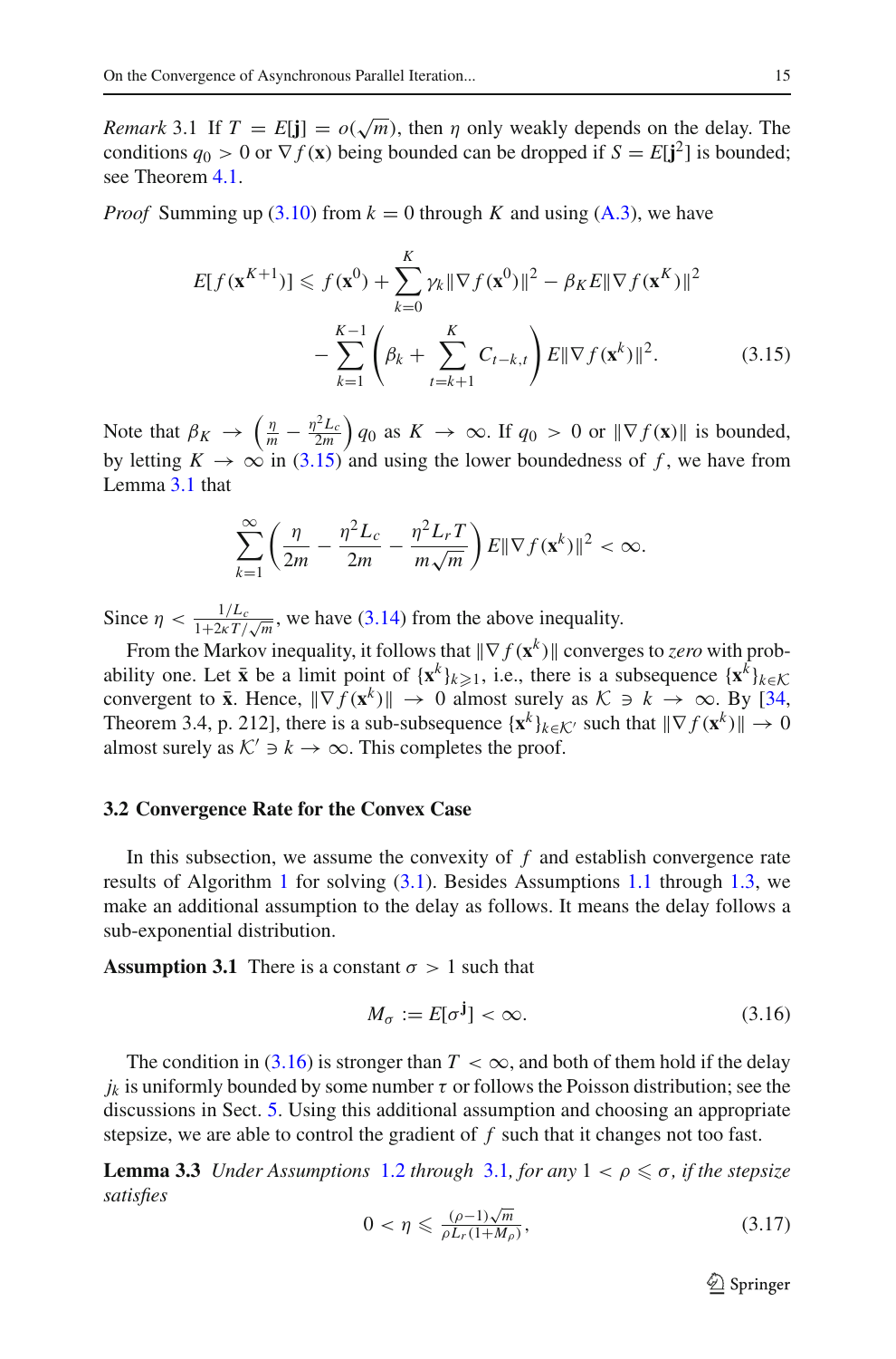*Remark* 3.1 If $T = E[\mathbf{j}] = o(\sqrt{m})$, then $\eta$ only weakly depends on the delay. The conditions $q_0 > 0$ or $\nabla f(\mathbf{x})$ being bounded can be dropped if $S = E[\mathbf{j}^2]$ is bounded; see Theorem 4.1.

*Proof* Summing up (3.10) from $k = 0$ through $K$ and using (A.3), we have

$$
\begin{aligned}
E[f(\mathbf{x}^{K+1})] \leqslant f(\mathbf{x}^0) + \sum_{k=0}^{K} \gamma_k \|\nabla f(\mathbf{x}^0)\|^2 - \beta_K E\|\nabla f(\mathbf{x}^K)\|^2 \\
- \sum_{k=1}^{K-1} \left( \beta_k + \sum_{t=k+1}^{K} C_{t-k,t} \right) E\|\nabla f(\mathbf{x}^k)\|^2. \qquad (3.15)
\end{aligned}
$$

Note that $\beta_K \to \left(\frac{\eta}{m} - \frac{\eta^2 L_c}{2m}\right) q_0$ as $K \to \infty$. If $q_0 > 0$ or $\|\nabla f(\mathbf{x})\|$ is bounded, by letting $K \to \infty$ in (3.15) and using the lower boundedness of $f$, we have from Lemma 3.1 that

$$
\sum_{k=1}^{\infty} \left( \frac{\eta}{2m} - \frac{\eta^2 L_c}{2m} - \frac{\eta^2 L_r T}{m\sqrt{m}} \right) E\|\nabla f(\mathbf{x}^k)\|^2 < \infty.
$$

Since $\eta < \frac{1/L_c}{1 + 2\kappa T/\sqrt{m}}$, we have (3.14) from the above inequality.

From the Markov inequality, it follows that $\|\nabla f(\mathbf{x}^k)\|$ converges to *zero* with probability one. Let $\bar{\mathbf{x}}$ be a limit point of $\{\mathbf{x}^k\}_{k\geqslant 1}$, i.e., there is a subsequence $\{\mathbf{x}^k\}_{k\in\mathcal{K}}$ convergent to $\bar{\mathbf{x}}$. Hence, $\|\nabla f(\mathbf{x}^k)\| \to 0$ almost surely as $\mathcal{K} \ni k \to \infty$. By [34, Theorem 3.4, p. 212], there is a sub-subsequence $\{\mathbf{x}^k\}_{k\in\mathcal{K}'}$ such that $\|\nabla f(\mathbf{x}^k)\| \to 0$ almost surely as $\mathcal{K}' \ni k \to \infty$. This completes the proof.

### 3.2 Convergence Rate for the Convex Case

In this subsection, we assume the convexity of $f$ and establish convergence rate results of Algorithm 1 for solving (3.1). Besides Assumptions 1.1 through 1.3, we make an additional assumption to the delay as follows. It means the delay follows a sub-exponential distribution.

**Assumption 3.1** There is a constant $\sigma > 1$ such that

$$
M_\sigma := E[\sigma^{\mathbf{j}}] < \infty. \qquad (3.16)
$$

The condition in (3.16) is stronger than $T < \infty$, and both of them hold if the delay $j_k$ is uniformly bounded by some number $\tau$ or follows the Poisson distribution; see the discussions in Sect. 5. Using this additional assumption and choosing an appropriate stepsize, we are able to control the gradient of $f$ such that it changes not too fast.

**Lemma 3.3** *Under Assumptions 1.2 through 3.1, for any $1 < \rho \leqslant \sigma$, if the stepsize satisfies*

$$
0 < \eta \leqslant \frac{(\rho - 1)\sqrt{m}}{\rho L_r (1 + M_\rho)}, \qquad (3.17)
$$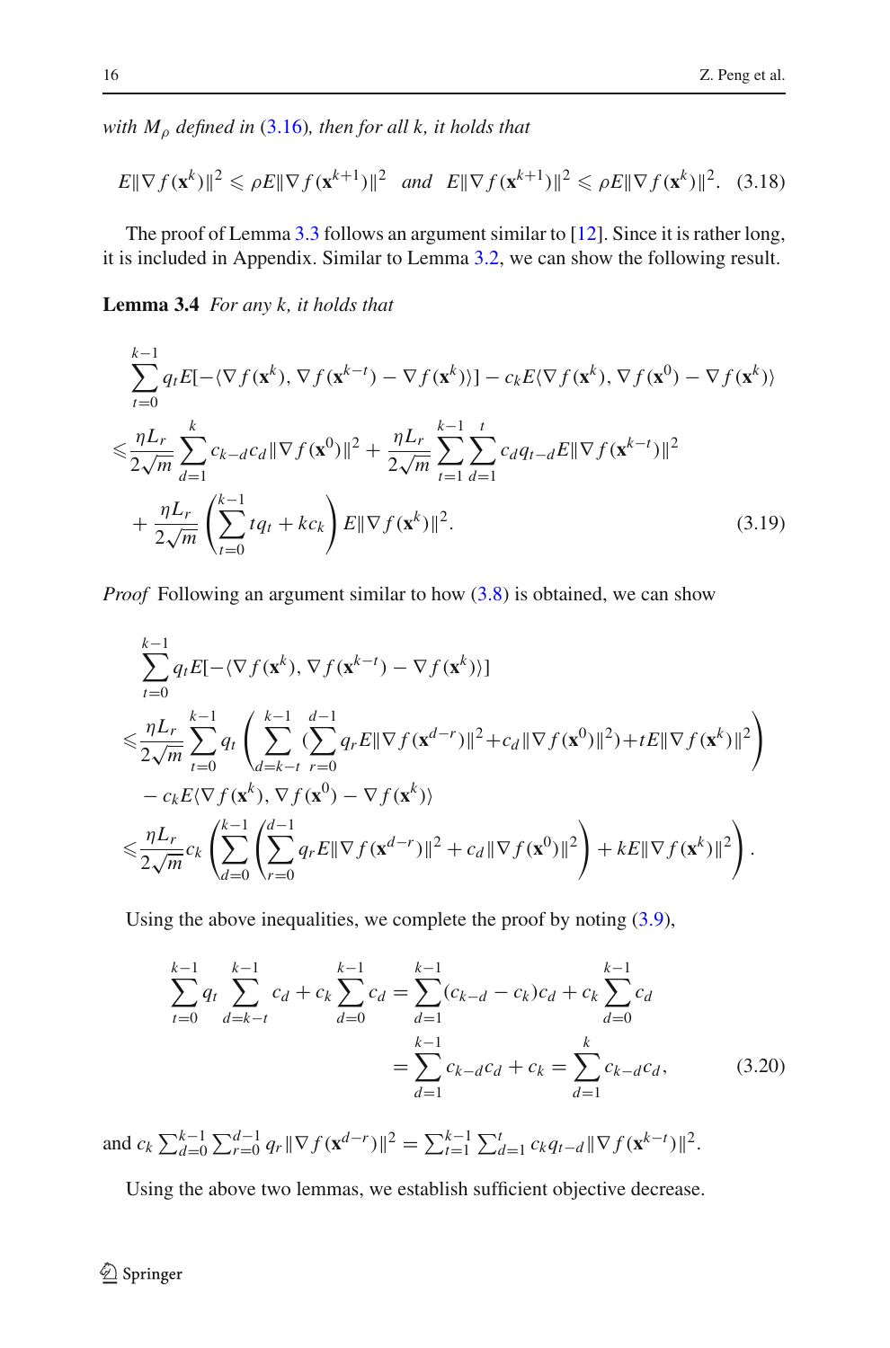*with $M_\rho$ defined in (3.16), then for all $k$, it holds that*

$$E\|\nabla f(\mathbf{x}^k)\|^2 \leqslant \rho E\|\nabla f(\mathbf{x}^{k+1})\|^2 \quad \text{and} \quad E\|\nabla f(\mathbf{x}^{k+1})\|^2 \leqslant \rho E\|\nabla f(\mathbf{x}^k)\|^2. \quad (3.18)$$

The proof of Lemma 3.3 follows an argument similar to [12]. Since it is rather long, it is included in Appendix. Similar to Lemma 3.2, we can show the following result.

**Lemma 3.4** *For any $k$, it holds that*

$$\begin{aligned}
&\sum_{t=0}^{k-1} q_t E[-\langle \nabla f(\mathbf{x}^k), \nabla f(\mathbf{x}^{k-t}) - \nabla f(\mathbf{x}^k)\rangle] - c_k E\langle \nabla f(\mathbf{x}^k), \nabla f(\mathbf{x}^0) - \nabla f(\mathbf{x}^k)\rangle \\
&\leqslant \frac{\eta L_r}{2\sqrt{m}} \sum_{d=1}^{k} c_{k-d} c_d \|\nabla f(\mathbf{x}^0)\|^2 + \frac{\eta L_r}{2\sqrt{m}} \sum_{t=1}^{k-1} \sum_{d=1}^{t} c_d q_{t-d} E\|\nabla f(\mathbf{x}^{k-t})\|^2 \\
&\quad + \frac{\eta L_r}{2\sqrt{m}} \left( \sum_{t=0}^{k-1} t q_t + k c_k \right) E\|\nabla f(\mathbf{x}^k)\|^2. \qquad (3.19)
\end{aligned}$$

*Proof* Following an argument similar to how (3.8) is obtained, we can show

$$\begin{aligned}
&\sum_{t=0}^{k-1} q_t E[-\langle \nabla f(\mathbf{x}^k), \nabla f(\mathbf{x}^{k-t}) - \nabla f(\mathbf{x}^k)\rangle] \\
&\leqslant \frac{\eta L_r}{2\sqrt{m}} \sum_{t=0}^{k-1} q_t \left( \sum_{d=k-t}^{k-1} \Big(\sum_{r=0}^{d-1} q_r E\|\nabla f(\mathbf{x}^{d-r})\|^2 + c_d \|\nabla f(\mathbf{x}^0)\|^2\Big) + t E\|\nabla f(\mathbf{x}^k)\|^2 \right) \\
&\quad - c_k E\langle \nabla f(\mathbf{x}^k), \nabla f(\mathbf{x}^0) - \nabla f(\mathbf{x}^k)\rangle \\
&\leqslant \frac{\eta L_r}{2\sqrt{m}} c_k \left( \sum_{d=0}^{k-1} \left( \sum_{r=0}^{d-1} q_r E\|\nabla f(\mathbf{x}^{d-r})\|^2 + c_d \|\nabla f(\mathbf{x}^0)\|^2 \right) + k E\|\nabla f(\mathbf{x}^k)\|^2 \right).
\end{aligned}$$

Using the above inequalities, we complete the proof by noting (3.9),

$$\begin{aligned}
\sum_{t=0}^{k-1} q_t \sum_{d=k-t}^{k-1} c_d + c_k \sum_{d=0}^{k-1} c_d &= \sum_{d=1}^{k-1} (c_{k-d} - c_k) c_d + c_k \sum_{d=0}^{k-1} c_d \\
&= \sum_{d=1}^{k-1} c_{k-d} c_d + c_k = \sum_{d=1}^{k} c_{k-d} c_d, \qquad (3.20)
\end{aligned}$$

and $c_k \sum_{d=0}^{k-1} \sum_{r=0}^{d-1} q_r \|\nabla f(\mathbf{x}^{d-r})\|^2 = \sum_{t=1}^{k-1} \sum_{d=1}^{t} c_k q_{t-d} \|\nabla f(\mathbf{x}^{k-t})\|^2$.

Using the above two lemmas, we establish sufficient objective decrease.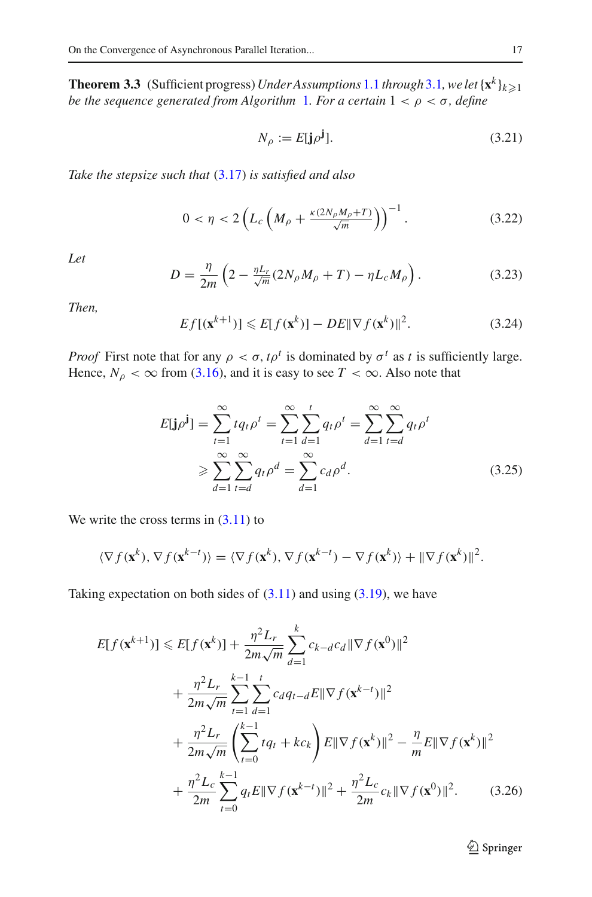**Theorem 3.3** (Sufficient progress) *Under Assumptions 1.1 through 3.1, we let* $\{\mathbf{x}^k\}_{k\geqslant 1}$ *be the sequence generated from Algorithm 1. For a certain* $1 < \rho < \sigma$*, define*

$$N_\rho := E[\mathbf{j}\rho^{\mathbf{j}}]. \tag{3.21}$$

*Take the stepsize such that (3.17) is satisfied and also*

$$0 < \eta < 2\left(L_c\left(M_\rho + \tfrac{\kappa(2N_\rho M_\rho + T)}{\sqrt{m}}\right)\right)^{-1}. \tag{3.22}$$

*Let*

$$D = \frac{\eta}{2m}\left(2 - \tfrac{\eta L_r}{\sqrt{m}}(2N_\rho M_\rho + T) - \eta L_c M_\rho\right). \tag{3.23}$$

*Then,*

$$Ef[(\mathbf{x}^{k+1})] \leqslant E[f(\mathbf{x}^k)] - DE\|\nabla f(\mathbf{x}^k)\|^2. \tag{3.24}$$

*Proof* First note that for any $\rho < \sigma$, $t\rho^t$ is dominated by $\sigma^t$ as $t$ is sufficiently large. Hence, $N_\rho < \infty$ from (3.16), and it is easy to see $T < \infty$. Also note that

$$\begin{aligned}
E[\mathbf{j}\rho^{\mathbf{j}}] &= \sum_{t=1}^{\infty} t q_t \rho^t = \sum_{t=1}^{\infty}\sum_{d=1}^{t} q_t \rho^t = \sum_{d=1}^{\infty}\sum_{t=d}^{\infty} q_t \rho^t \\
&\geqslant \sum_{d=1}^{\infty}\sum_{t=d}^{\infty} q_t \rho^d = \sum_{d=1}^{\infty} c_d \rho^d.
\end{aligned} \tag{3.25}$$

We write the cross terms in (3.11) to

$$\langle \nabla f(\mathbf{x}^k), \nabla f(\mathbf{x}^{k-t})\rangle = \langle \nabla f(\mathbf{x}^k), \nabla f(\mathbf{x}^{k-t}) - \nabla f(\mathbf{x}^k)\rangle + \|\nabla f(\mathbf{x}^k)\|^2.$$

Taking expectation on both sides of (3.11) and using (3.19), we have

$$\begin{aligned}
E[f(\mathbf{x}^{k+1})] &\leqslant E[f(\mathbf{x}^k)] + \frac{\eta^2 L_r}{2m\sqrt{m}}\sum_{d=1}^{k} c_{k-d}c_d\|\nabla f(\mathbf{x}^0)\|^2 \\
&\quad + \frac{\eta^2 L_r}{2m\sqrt{m}}\sum_{t=1}^{k-1}\sum_{d=1}^{t} c_d q_{t-d} E\|\nabla f(\mathbf{x}^{k-t})\|^2 \\
&\quad + \frac{\eta^2 L_r}{2m\sqrt{m}}\left(\sum_{t=0}^{k-1} t q_t + k c_k\right) E\|\nabla f(\mathbf{x}^k)\|^2 - \frac{\eta}{m}E\|\nabla f(\mathbf{x}^k)\|^2 \\
&\quad + \frac{\eta^2 L_c}{2m}\sum_{t=0}^{k-1} q_t E\|\nabla f(\mathbf{x}^{k-t})\|^2 + \frac{\eta^2 L_c}{2m} c_k \|\nabla f(\mathbf{x}^0)\|^2.
\end{aligned} \tag{3.26}$$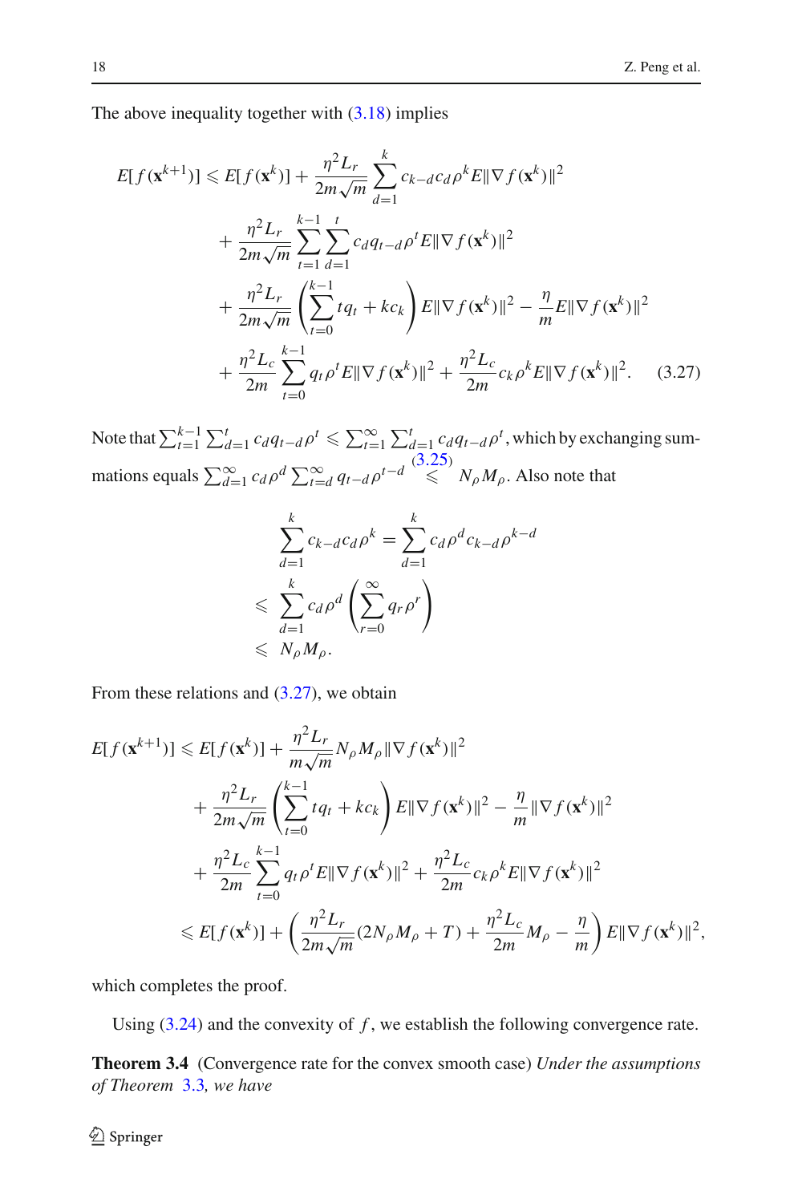The above inequality together with (3.18) implies

$$
\begin{aligned}
E[f(\mathbf{x}^{k+1})] \leqslant\; & E[f(\mathbf{x}^k)] + \frac{\eta^2 L_r}{2m\sqrt{m}} \sum_{d=1}^{k} c_{k-d} c_d \rho^k E\|\nabla f(\mathbf{x}^k)\|^2 \\
& + \frac{\eta^2 L_r}{2m\sqrt{m}} \sum_{t=1}^{k-1} \sum_{d=1}^{t} c_d q_{t-d} \rho^t E\|\nabla f(\mathbf{x}^k)\|^2 \\
& + \frac{\eta^2 L_r}{2m\sqrt{m}} \left( \sum_{t=0}^{k-1} t q_t + k c_k \right) E\|\nabla f(\mathbf{x}^k)\|^2 - \frac{\eta}{m} E\|\nabla f(\mathbf{x}^k)\|^2 \\
& + \frac{\eta^2 L_c}{2m} \sum_{t=0}^{k-1} q_t \rho^t E\|\nabla f(\mathbf{x}^k)\|^2 + \frac{\eta^2 L_c}{2m} c_k \rho^k E\|\nabla f(\mathbf{x}^k)\|^2. \qquad (3.27)
\end{aligned}
$$

Note that $\sum_{t=1}^{k-1} \sum_{d=1}^{t} c_d q_{t-d} \rho^t \leqslant \sum_{t=1}^{\infty} \sum_{d=1}^{t} c_d q_{t-d} \rho^t$, which by exchanging summations equals $\sum_{d=1}^{\infty} c_d \rho^d \sum_{t=d}^{\infty} q_{t-d} \rho^{t-d} \overset{(3.25)}{\leqslant} N_\rho M_\rho$. Also note that

$$
\begin{aligned}
\sum_{d=1}^{k} c_{k-d} c_d \rho^k &= \sum_{d=1}^{k} c_d \rho^d c_{k-d} \rho^{k-d} \\
&\leqslant \sum_{d=1}^{k} c_d \rho^d \left( \sum_{r=0}^{\infty} q_r \rho^r \right) \\
&\leqslant N_\rho M_\rho.
\end{aligned}
$$

From these relations and (3.27), we obtain

$$
\begin{aligned}
E[f(\mathbf{x}^{k+1})] \leqslant\; & E[f(\mathbf{x}^k)] + \frac{\eta^2 L_r}{m\sqrt{m}} N_\rho M_\rho \|\nabla f(\mathbf{x}^k)\|^2 \\
& + \frac{\eta^2 L_r}{2m\sqrt{m}} \left( \sum_{t=0}^{k-1} t q_t + k c_k \right) E\|\nabla f(\mathbf{x}^k)\|^2 - \frac{\eta}{m} \|\nabla f(\mathbf{x}^k)\|^2 \\
& + \frac{\eta^2 L_c}{2m} \sum_{t=0}^{k-1} q_t \rho^t E\|\nabla f(\mathbf{x}^k)\|^2 + \frac{\eta^2 L_c}{2m} c_k \rho^k E\|\nabla f(\mathbf{x}^k)\|^2 \\
\leqslant\; & E[f(\mathbf{x}^k)] + \left( \frac{\eta^2 L_r}{2m\sqrt{m}} (2 N_\rho M_\rho + T) + \frac{\eta^2 L_c}{2m} M_\rho - \frac{\eta}{m} \right) E\|\nabla f(\mathbf{x}^k)\|^2,
\end{aligned}
$$

which completes the proof.

Using (3.24) and the convexity of $f$, we establish the following convergence rate.

**Theorem 3.4** (Convergence rate for the convex smooth case) *Under the assumptions of Theorem 3.3, we have*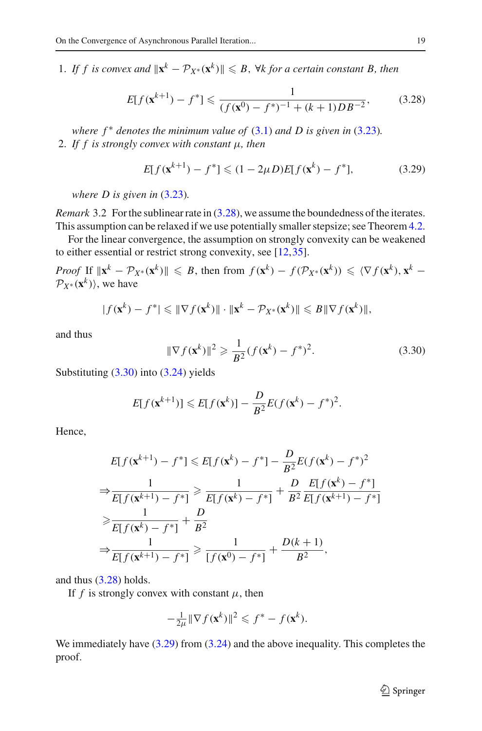1. *If $f$ is convex and $\|\mathbf{x}^k - \mathcal{P}_{X^*}(\mathbf{x}^k)\| \leqslant B$, $\forall k$ for a certain constant $B$, then*

$$E[f(\mathbf{x}^{k+1}) - f^*] \leqslant \frac{1}{(f(\mathbf{x}^0) - f^*)^{-1} + (k+1)DB^{-2}}, \tag{3.28}$$

   *where $f^*$ denotes the minimum value of (3.1) and $D$ is given in (3.23).*

2. *If $f$ is strongly convex with constant $\mu$, then*

$$E[f(\mathbf{x}^{k+1}) - f^*] \leqslant (1 - 2\mu D)E[f(\mathbf{x}^k) - f^*], \tag{3.29}$$

   *where $D$ is given in (3.23).*

*Remark* 3.2 For the sublinear rate in (3.28), we assume the boundedness of the iterates. This assumption can be relaxed if we use potentially smaller stepsize; see Theorem 4.2.

For the linear convergence, the assumption on strongly convexity can be weakened to either essential or restrict strong convexity, see [12,35].

*Proof* If $\|\mathbf{x}^k - \mathcal{P}_{X^*}(\mathbf{x}^k)\| \leqslant B$, then from $f(\mathbf{x}^k) - f(\mathcal{P}_{X^*}(\mathbf{x}^k)) \leqslant \langle \nabla f(\mathbf{x}^k), \mathbf{x}^k - \mathcal{P}_{X^*}(\mathbf{x}^k)\rangle$, we have

$$|f(\mathbf{x}^k) - f^*| \leqslant \|\nabla f(\mathbf{x}^k)\| \cdot \|\mathbf{x}^k - \mathcal{P}_{X^*}(\mathbf{x}^k)\| \leqslant B\|\nabla f(\mathbf{x}^k)\|,$$

and thus

$$\|\nabla f(\mathbf{x}^k)\|^2 \geqslant \frac{1}{B^2}(f(\mathbf{x}^k) - f^*)^2. \tag{3.30}$$

Substituting (3.30) into (3.24) yields

$$E[f(\mathbf{x}^{k+1})] \leqslant E[f(\mathbf{x}^k)] - \frac{D}{B^2}E(f(\mathbf{x}^k) - f^*)^2.$$

Hence,

$$\begin{aligned}
&E[f(\mathbf{x}^{k+1}) - f^*] \leqslant E[f(\mathbf{x}^k) - f^*] - \frac{D}{B^2}E(f(\mathbf{x}^k) - f^*)^2 \\
\Rightarrow &\frac{1}{E[f(\mathbf{x}^{k+1}) - f^*]} \geqslant \frac{1}{E[f(\mathbf{x}^k) - f^*]} + \frac{D}{B^2}\frac{E[f(\mathbf{x}^k) - f^*]}{E[f(\mathbf{x}^{k+1}) - f^*]} \\
\geqslant &\frac{1}{E[f(\mathbf{x}^k) - f^*]} + \frac{D}{B^2} \\
\Rightarrow &\frac{1}{E[f(\mathbf{x}^{k+1}) - f^*]} \geqslant \frac{1}{[f(\mathbf{x}^0) - f^*]} + \frac{D(k+1)}{B^2},
\end{aligned}$$

and thus (3.28) holds.

If $f$ is strongly convex with constant $\mu$, then

$$-\tfrac{1}{2\mu}\|\nabla f(\mathbf{x}^k)\|^2 \leqslant f^* - f(\mathbf{x}^k).$$

We immediately have (3.29) from (3.24) and the above inequality. This completes the proof.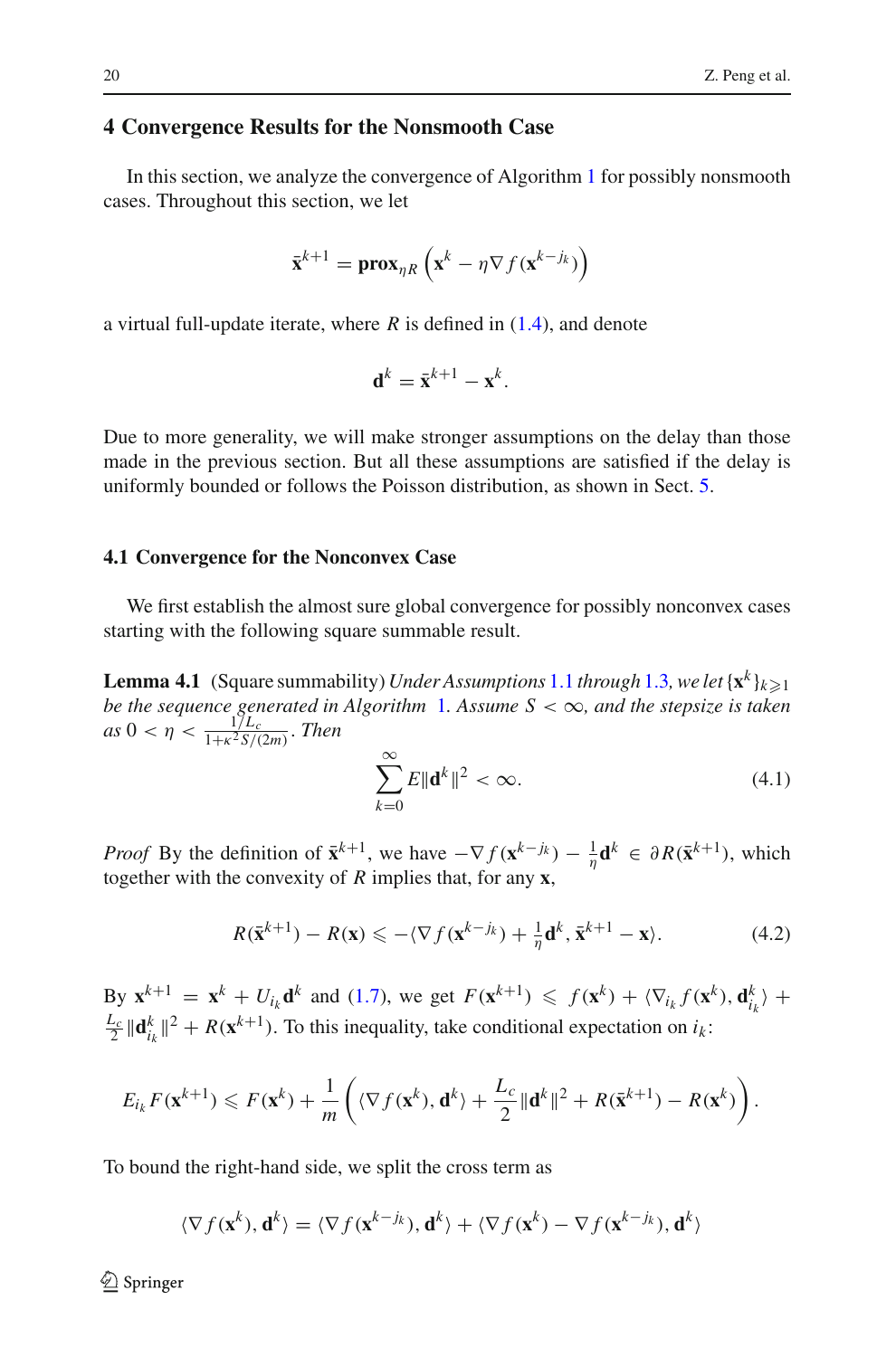## 4 Convergence Results for the Nonsmooth Case

In this section, we analyze the convergence of Algorithm 1 for possibly nonsmooth cases. Throughout this section, we let

$$\bar{\mathbf{x}}^{k+1} = \mathbf{prox}_{\eta R}\left(\mathbf{x}^k - \eta \nabla f(\mathbf{x}^{k-j_k})\right)$$

a virtual full-update iterate, where $R$ is defined in (1.4), and denote

$$\mathbf{d}^k = \bar{\mathbf{x}}^{k+1} - \mathbf{x}^k.$$

Due to more generality, we will make stronger assumptions on the delay than those made in the previous section. But all these assumptions are satisfied if the delay is uniformly bounded or follows the Poisson distribution, as shown in Sect. 5.

### 4.1 Convergence for the Nonconvex Case

We first establish the almost sure global convergence for possibly nonconvex cases starting with the following square summable result.

**Lemma 4.1** (Square summability) *Under Assumptions 1.1 through 1.3, we let $\{\mathbf{x}^k\}_{k\geqslant 1}$ be the sequence generated in Algorithm 1. Assume $S < \infty$, and the stepsize is taken as $0 < \eta < \frac{1/L_c}{1+\kappa^2 S/(2m)}$. Then*

$$\sum_{k=0}^{\infty} E\|\mathbf{d}^k\|^2 < \infty. \tag{4.1}$$

*Proof* By the definition of $\bar{\mathbf{x}}^{k+1}$, we have $-\nabla f(\mathbf{x}^{k-j_k}) - \frac{1}{\eta}\mathbf{d}^k \in \partial R(\bar{\mathbf{x}}^{k+1})$, which together with the convexity of $R$ implies that, for any $\mathbf{x}$,

$$R(\bar{\mathbf{x}}^{k+1}) - R(\mathbf{x}) \leqslant -\langle \nabla f(\mathbf{x}^{k-j_k}) + \tfrac{1}{\eta}\mathbf{d}^k, \bar{\mathbf{x}}^{k+1} - \mathbf{x}\rangle. \tag{4.2}$$

By $\mathbf{x}^{k+1} = \mathbf{x}^k + U_{i_k}\mathbf{d}^k$ and (1.7), we get $F(\mathbf{x}^{k+1}) \leqslant f(\mathbf{x}^k) + \langle \nabla_{i_k} f(\mathbf{x}^k), \mathbf{d}^k_{i_k}\rangle + \frac{L_c}{2}\|\mathbf{d}^k_{i_k}\|^2 + R(\mathbf{x}^{k+1})$. To this inequality, take conditional expectation on $i_k$:

$$E_{i_k} F(\mathbf{x}^{k+1}) \leqslant F(\mathbf{x}^k) + \frac{1}{m}\left(\langle \nabla f(\mathbf{x}^k), \mathbf{d}^k\rangle + \frac{L_c}{2}\|\mathbf{d}^k\|^2 + R(\bar{\mathbf{x}}^{k+1}) - R(\mathbf{x}^k)\right).$$

To bound the right-hand side, we split the cross term as

$$\langle \nabla f(\mathbf{x}^k), \mathbf{d}^k\rangle = \langle \nabla f(\mathbf{x}^{k-j_k}), \mathbf{d}^k\rangle + \langle \nabla f(\mathbf{x}^k) - \nabla f(\mathbf{x}^{k-j_k}), \mathbf{d}^k\rangle$$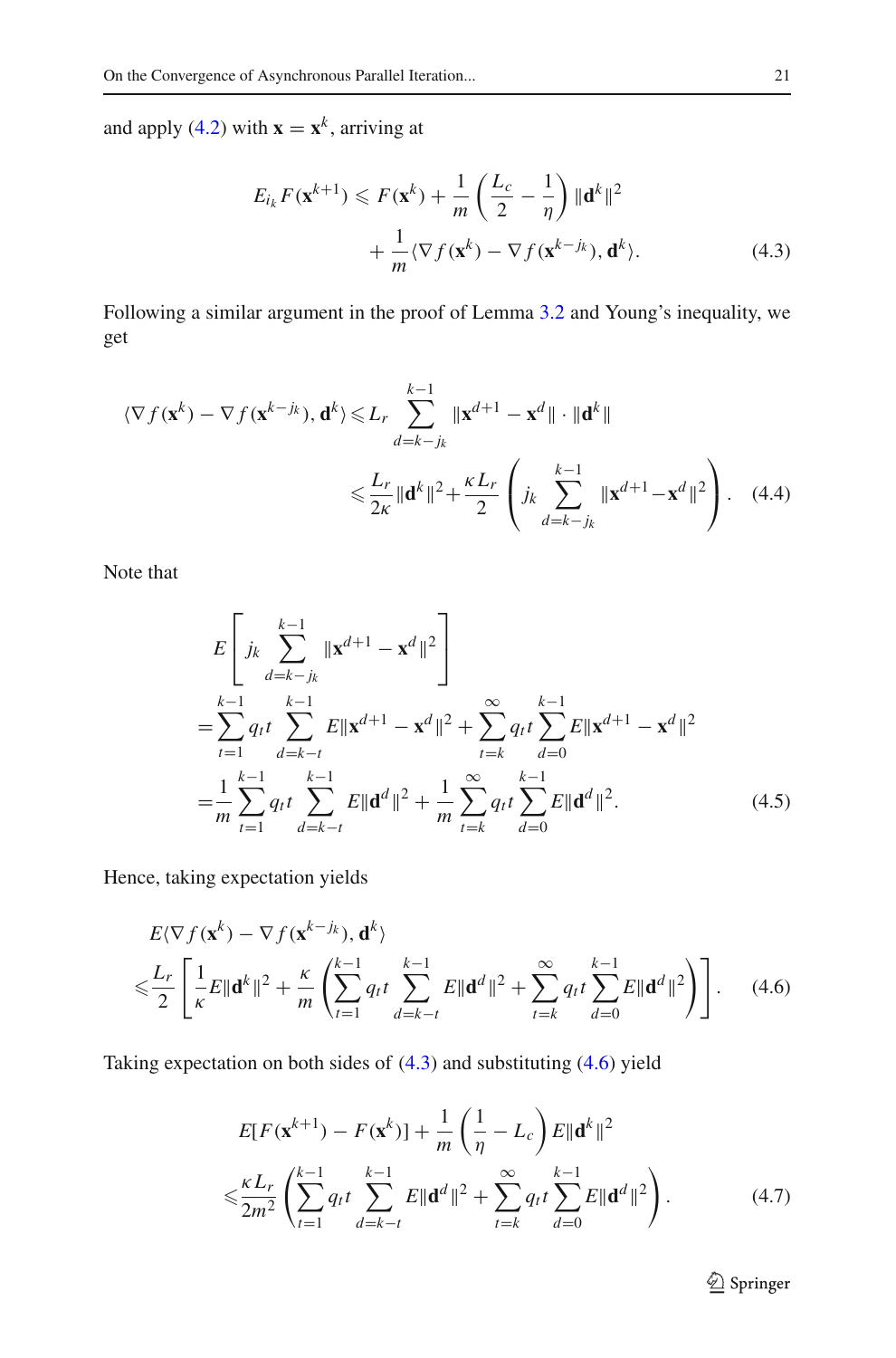and apply (4.2) with $\mathbf{x} = \mathbf{x}^k$, arriving at

$$
\begin{aligned}
E_{i_k} F(\mathbf{x}^{k+1}) \leqslant F(\mathbf{x}^k) + \frac{1}{m}\left(\frac{L_c}{2} - \frac{1}{\eta}\right)\|\mathbf{d}^k\|^2 \\
+ \frac{1}{m}\langle \nabla f(\mathbf{x}^k) - \nabla f(\mathbf{x}^{k-j_k}), \mathbf{d}^k \rangle.
\end{aligned} \tag{4.3}
$$

Following a similar argument in the proof of Lemma 3.2 and Young's inequality, we get

$$
\begin{aligned}
\langle \nabla f(\mathbf{x}^k) - \nabla f(\mathbf{x}^{k-j_k}), \mathbf{d}^k \rangle &\leqslant L_r \sum_{d=k-j_k}^{k-1} \|\mathbf{x}^{d+1} - \mathbf{x}^d\| \cdot \|\mathbf{d}^k\| \\
&\leqslant \frac{L_r}{2\kappa}\|\mathbf{d}^k\|^2 + \frac{\kappa L_r}{2}\left(j_k \sum_{d=k-j_k}^{k-1} \|\mathbf{x}^{d+1} - \mathbf{x}^d\|^2\right).
\end{aligned} \tag{4.4}
$$

Note that

$$
\begin{aligned}
&E\left[j_k \sum_{d=k-j_k}^{k-1} \|\mathbf{x}^{d+1} - \mathbf{x}^d\|^2\right] \\
&= \sum_{t=1}^{k-1} q_t t \sum_{d=k-t}^{k-1} E\|\mathbf{x}^{d+1} - \mathbf{x}^d\|^2 + \sum_{t=k}^{\infty} q_t t \sum_{d=0}^{k-1} E\|\mathbf{x}^{d+1} - \mathbf{x}^d\|^2 \\
&= \frac{1}{m}\sum_{t=1}^{k-1} q_t t \sum_{d=k-t}^{k-1} E\|\mathbf{d}^d\|^2 + \frac{1}{m}\sum_{t=k}^{\infty} q_t t \sum_{d=0}^{k-1} E\|\mathbf{d}^d\|^2.
\end{aligned} \tag{4.5}
$$

Hence, taking expectation yields

$$
\begin{aligned}
&E\langle \nabla f(\mathbf{x}^k) - \nabla f(\mathbf{x}^{k-j_k}), \mathbf{d}^k \rangle \\
&\leqslant \frac{L_r}{2}\left[\frac{1}{\kappa}E\|\mathbf{d}^k\|^2 + \frac{\kappa}{m}\left(\sum_{t=1}^{k-1} q_t t \sum_{d=k-t}^{k-1} E\|\mathbf{d}^d\|^2 + \sum_{t=k}^{\infty} q_t t \sum_{d=0}^{k-1} E\|\mathbf{d}^d\|^2\right)\right].
\end{aligned} \tag{4.6}
$$

Taking expectation on both sides of (4.3) and substituting (4.6) yield

$$
\begin{aligned}
&E[F(\mathbf{x}^{k+1}) - F(\mathbf{x}^k)] + \frac{1}{m}\left(\frac{1}{\eta} - L_c\right)E\|\mathbf{d}^k\|^2 \\
&\leqslant \frac{\kappa L_r}{2m^2}\left(\sum_{t=1}^{k-1} q_t t \sum_{d=k-t}^{k-1} E\|\mathbf{d}^d\|^2 + \sum_{t=k}^{\infty} q_t t \sum_{d=0}^{k-1} E\|\mathbf{d}^d\|^2\right).
\end{aligned} \tag{4.7}
$$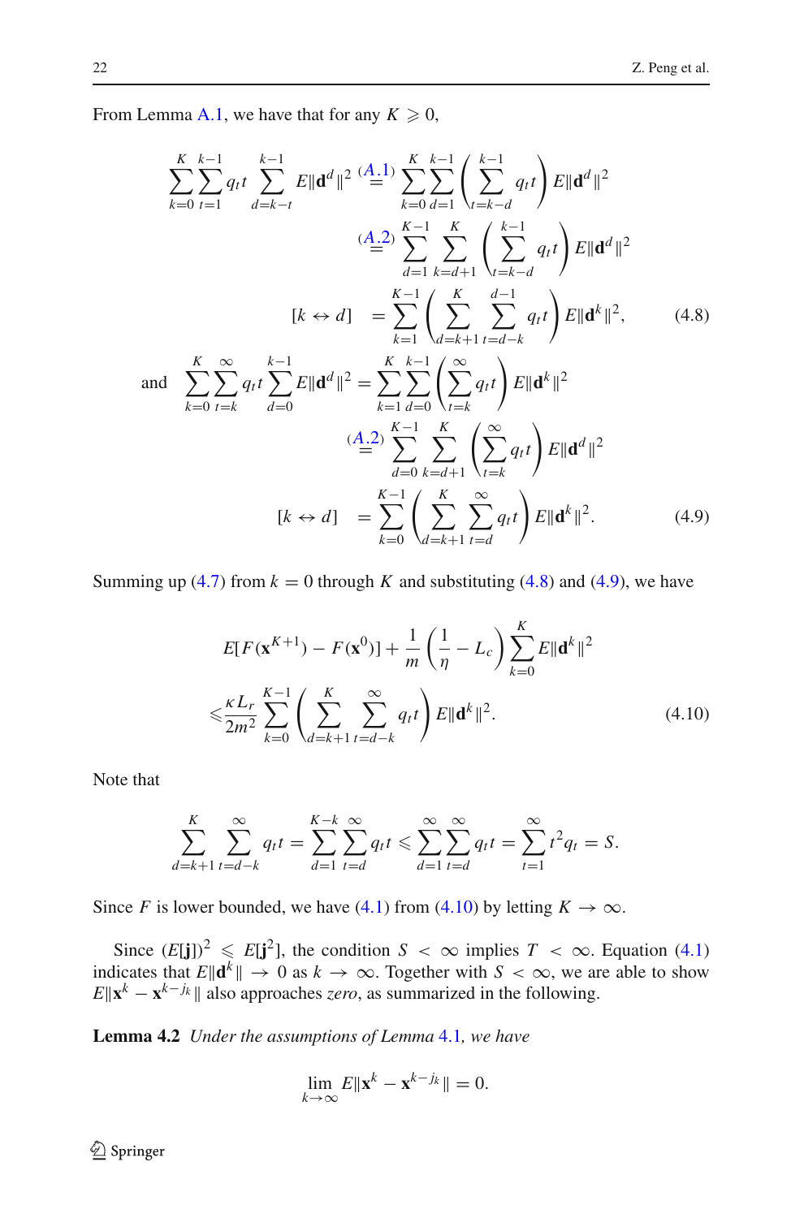From Lemma A.1, we have that for any $K \geqslant 0$,

$$
\begin{aligned}
\sum_{k=0}^{K}\sum_{t=1}^{k-1} q_t t \sum_{d=k-t}^{k-1} E\|\mathbf{d}^d\|^2 &\overset{(A.1)}{=} \sum_{k=0}^{K}\sum_{d=1}^{k-1}\left(\sum_{t=k-d}^{k-1} q_t t\right) E\|\mathbf{d}^d\|^2 \\
&\overset{(A.2)}{=} \sum_{d=1}^{K-1}\sum_{k=d+1}^{K}\left(\sum_{t=k-d}^{k-1} q_t t\right) E\|\mathbf{d}^d\|^2 \\
[k \leftrightarrow d] \quad &= \sum_{k=1}^{K-1}\left(\sum_{d=k+1}^{K}\sum_{t=d-k}^{d-1} q_t t\right) E\|\mathbf{d}^k\|^2, \qquad (4.8)
\end{aligned}
$$

and

$$
\begin{aligned}
\sum_{k=0}^{K}\sum_{t=k}^{\infty} q_t t \sum_{d=0}^{k-1} E\|\mathbf{d}^d\|^2 &= \sum_{k=1}^{K}\sum_{d=0}^{k-1}\left(\sum_{t=k}^{\infty} q_t t\right) E\|\mathbf{d}^k\|^2 \\
&\overset{(A.2)}{=} \sum_{d=0}^{K-1}\sum_{k=d+1}^{K}\left(\sum_{t=k}^{\infty} q_t t\right) E\|\mathbf{d}^d\|^2 \\
[k \leftrightarrow d] \quad &= \sum_{k=0}^{K-1}\left(\sum_{d=k+1}^{K}\sum_{t=d}^{\infty} q_t t\right) E\|\mathbf{d}^k\|^2. \qquad (4.9)
\end{aligned}
$$

Summing up (4.7) from $k = 0$ through $K$ and substituting (4.8) and (4.9), we have

$$
\begin{aligned}
&E[F(\mathbf{x}^{K+1}) - F(\mathbf{x}^0)] + \frac{1}{m}\left(\frac{1}{\eta} - L_c\right)\sum_{k=0}^{K} E\|\mathbf{d}^k\|^2 \\
&\leqslant \frac{\kappa L_r}{2m^2}\sum_{k=0}^{K-1}\left(\sum_{d=k+1}^{K}\sum_{t=d-k}^{\infty} q_t t\right) E\|\mathbf{d}^k\|^2. \qquad (4.10)
\end{aligned}
$$

Note that

$$
\sum_{d=k+1}^{K}\sum_{t=d-k}^{\infty} q_t t = \sum_{d=1}^{K-k}\sum_{t=d}^{\infty} q_t t \leqslant \sum_{d=1}^{\infty}\sum_{t=d}^{\infty} q_t t = \sum_{t=1}^{\infty} t^2 q_t = S.
$$

Since $F$ is lower bounded, we have (4.1) from (4.10) by letting $K \to \infty$.

Since $(E[\mathbf{j}])^2 \leqslant E[\mathbf{j}^2]$, the condition $S < \infty$ implies $T < \infty$. Equation (4.1) indicates that $E\|\mathbf{d}^k\| \to 0$ as $k \to \infty$. Together with $S < \infty$, we are able to show $E\|\mathbf{x}^k - \mathbf{x}^{k-j_k}\|$ also approaches *zero*, as summarized in the following.

**Lemma 4.2** *Under the assumptions of Lemma 4.1, we have*

$$
\lim_{k\to\infty} E\|\mathbf{x}^k - \mathbf{x}^{k-j_k}\| = 0.
$$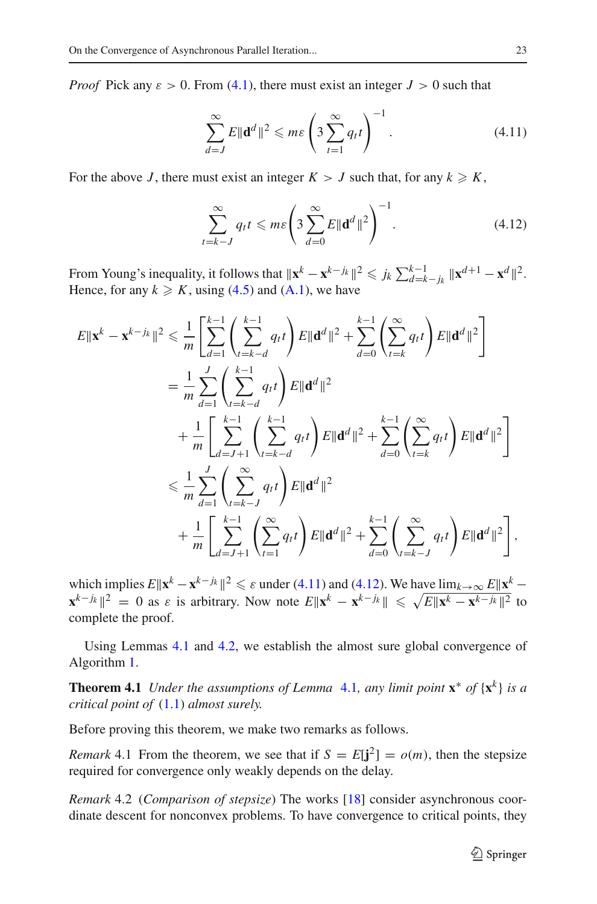*Proof* Pick any $\varepsilon > 0$. From (4.1), there must exist an integer $J > 0$ such that

$$\sum_{d=J}^{\infty} E\|\mathbf{d}^d\|^2 \leqslant m\varepsilon \left(3 \sum_{t=1}^{\infty} q_t t\right)^{-1}. \tag{4.11}$$

For the above $J$, there must exist an integer $K > J$ such that, for any $k \geqslant K$,

$$\sum_{t=k-J}^{\infty} q_t t \leqslant m\varepsilon \left(3 \sum_{d=0}^{\infty} E\|\mathbf{d}^d\|^2\right)^{-1}. \tag{4.12}$$

From Young's inequality, it follows that $\|\mathbf{x}^k - \mathbf{x}^{k-j_k}\|^2 \leqslant j_k \sum_{d=k-j_k}^{k-1} \|\mathbf{x}^{d+1} - \mathbf{x}^d\|^2$. Hence, for any $k \geqslant K$, using (4.5) and (A.1), we have

$$\begin{aligned}
E\|\mathbf{x}^k - \mathbf{x}^{k-j_k}\|^2 &\leqslant \frac{1}{m}\left[\sum_{d=1}^{k-1}\left(\sum_{t=k-d}^{k-1} q_t t\right) E\|\mathbf{d}^d\|^2 + \sum_{d=0}^{k-1}\left(\sum_{t=k}^{\infty} q_t t\right) E\|\mathbf{d}^d\|^2\right] \\
&= \frac{1}{m}\sum_{d=1}^{J}\left(\sum_{t=k-d}^{k-1} q_t t\right) E\|\mathbf{d}^d\|^2 \\
&\quad + \frac{1}{m}\left[\sum_{d=J+1}^{k-1}\left(\sum_{t=k-d}^{k-1} q_t t\right) E\|\mathbf{d}^d\|^2 + \sum_{d=0}^{k-1}\left(\sum_{t=k}^{\infty} q_t t\right) E\|\mathbf{d}^d\|^2\right] \\
&\leqslant \frac{1}{m}\sum_{d=1}^{J}\left(\sum_{t=k-J}^{\infty} q_t t\right) E\|\mathbf{d}^d\|^2 \\
&\quad + \frac{1}{m}\left[\sum_{d=J+1}^{k-1}\left(\sum_{t=1}^{\infty} q_t t\right) E\|\mathbf{d}^d\|^2 + \sum_{d=0}^{k-1}\left(\sum_{t=k-J}^{\infty} q_t t\right) E\|\mathbf{d}^d\|^2\right],
\end{aligned}$$

which implies $E\|\mathbf{x}^k - \mathbf{x}^{k-j_k}\|^2 \leqslant \varepsilon$ under (4.11) and (4.12). We have $\lim_{k\to\infty} E\|\mathbf{x}^k - \mathbf{x}^{k-j_k}\|^2 = 0$ as $\varepsilon$ is arbitrary. Now note $E\|\mathbf{x}^k - \mathbf{x}^{k-j_k}\| \leqslant \sqrt{E\|\mathbf{x}^k - \mathbf{x}^{k-j_k}\|^2}$ to complete the proof.

Using Lemmas 4.1 and 4.2, we establish the almost sure global convergence of Algorithm 1.

**Theorem 4.1** *Under the assumptions of Lemma 4.1, any limit point $\mathbf{x}^*$ of $\{\mathbf{x}^k\}$ is a critical point of (1.1) almost surely.*

Before proving this theorem, we make two remarks as follows.

*Remark* 4.1 From the theorem, we see that if $S = E[\mathbf{j}^2] = o(m)$, then the stepsize required for convergence only weakly depends on the delay.

*Remark* 4.2 (*Comparison of stepsize*) The works [18] consider asynchronous coordinate descent for nonconvex problems. To have convergence to critical points, they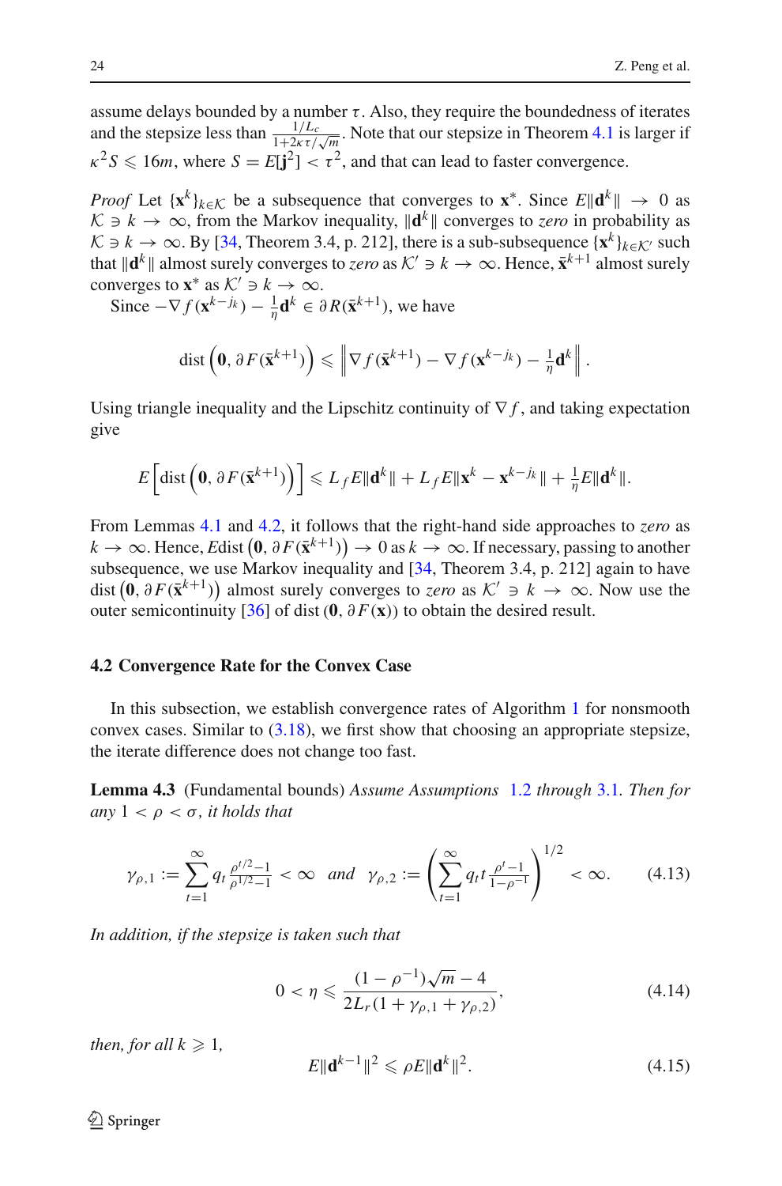assume delays bounded by a number $\tau$. Also, they require the boundedness of iterates and the stepsize less than $\frac{1/L_c}{1+2\kappa\tau/\sqrt{m}}$. Note that our stepsize in Theorem 4.1 is larger if $\kappa^2 S \leqslant 16m$, where $S = E[\mathbf{j}^2] < \tau^2$, and that can lead to faster convergence.

*Proof* Let $\{\mathbf{x}^k\}_{k\in\mathcal{K}}$ be a subsequence that converges to $\mathbf{x}^*$. Since $E\|\mathbf{d}^k\| \to 0$ as $\mathcal{K} \ni k \to \infty$, from the Markov inequality, $\|\mathbf{d}^k\|$ converges to *zero* in probability as $\mathcal{K} \ni k \to \infty$. By [34, Theorem 3.4, p. 212], there is a sub-subsequence $\{\mathbf{x}^k\}_{k\in\mathcal{K}'}$ such that $\|\mathbf{d}^k\|$ almost surely converges to *zero* as $\mathcal{K}' \ni k \to \infty$. Hence, $\bar{\mathbf{x}}^{k+1}$ almost surely converges to $\mathbf{x}^*$ as $\mathcal{K}' \ni k \to \infty$.

Since $-\nabla f(\mathbf{x}^{k-j_k}) - \frac{1}{\eta}\mathbf{d}^k \in \partial R(\bar{\mathbf{x}}^{k+1})$, we have

$$\operatorname{dist}\left(\mathbf{0}, \partial F(\bar{\mathbf{x}}^{k+1})\right) \leqslant \left\| \nabla f(\bar{\mathbf{x}}^{k+1}) - \nabla f(\mathbf{x}^{k-j_k}) - \tfrac{1}{\eta}\mathbf{d}^k \right\|.$$

Using triangle inequality and the Lipschitz continuity of $\nabla f$, and taking expectation give

$$E\left[\operatorname{dist}\left(\mathbf{0}, \partial F(\bar{\mathbf{x}}^{k+1})\right)\right] \leqslant L_f E\|\mathbf{d}^k\| + L_f E\|\mathbf{x}^k - \mathbf{x}^{k-j_k}\| + \tfrac{1}{\eta}E\|\mathbf{d}^k\|.$$

From Lemmas 4.1 and 4.2, it follows that the right-hand side approaches to *zero* as $k \to \infty$. Hence, $E\operatorname{dist}\left(\mathbf{0}, \partial F(\bar{\mathbf{x}}^{k+1})\right) \to 0$ as $k \to \infty$. If necessary, passing to another subsequence, we use Markov inequality and [34, Theorem 3.4, p. 212] again to have $\operatorname{dist}\left(\mathbf{0}, \partial F(\bar{\mathbf{x}}^{k+1})\right)$ almost surely converges to *zero* as $\mathcal{K}' \ni k \to \infty$. Now use the outer semicontinuity [36] of $\operatorname{dist}(\mathbf{0}, \partial F(\mathbf{x}))$ to obtain the desired result.

### 4.2 Convergence Rate for the Convex Case

In this subsection, we establish convergence rates of Algorithm 1 for nonsmooth convex cases. Similar to (3.18), we first show that choosing an appropriate stepsize, the iterate difference does not change too fast.

**Lemma 4.3** (Fundamental bounds) *Assume Assumptions 1.2 through 3.1. Then for any $1 < \rho < \sigma$, it holds that*

$$\gamma_{\rho,1} := \sum_{t=1}^{\infty} q_t \frac{\rho^{t/2}-1}{\rho^{1/2}-1} < \infty \quad and \quad \gamma_{\rho,2} := \left(\sum_{t=1}^{\infty} q_t t \frac{\rho^t - 1}{1-\rho^{-1}}\right)^{1/2} < \infty. \tag{4.13}$$

*In addition, if the stepsize is taken such that*

$$0 < \eta \leqslant \frac{(1-\rho^{-1})\sqrt{m} - 4}{2L_r(1+\gamma_{\rho,1}+\gamma_{\rho,2})}, \tag{4.14}$$

*then, for all $k \geqslant 1$,*

$$E\|\mathbf{d}^{k-1}\|^2 \leqslant \rho E\|\mathbf{d}^k\|^2. \tag{4.15}$$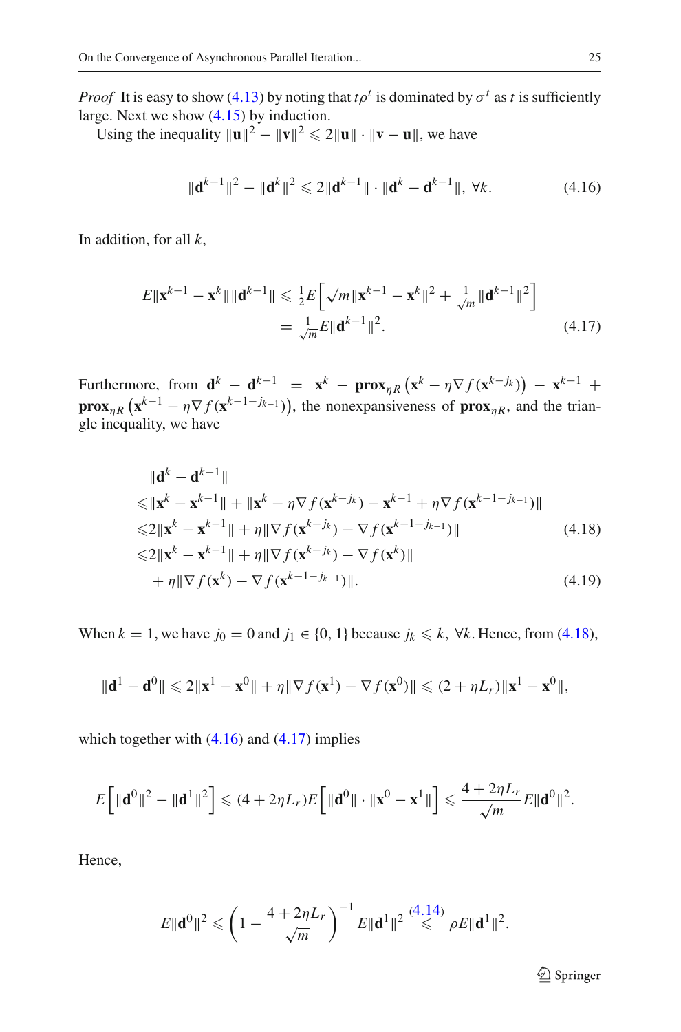*Proof* It is easy to show (4.13) by noting that $t\rho^t$ is dominated by $\sigma^t$ as $t$ is sufficiently large. Next we show (4.15) by induction.

Using the inequality $\|\mathbf{u}\|^2 - \|\mathbf{v}\|^2 \leqslant 2\|\mathbf{u}\| \cdot \|\mathbf{v} - \mathbf{u}\|$, we have

$$\|\mathbf{d}^{k-1}\|^2 - \|\mathbf{d}^k\|^2 \leqslant 2\|\mathbf{d}^{k-1}\| \cdot \|\mathbf{d}^k - \mathbf{d}^{k-1}\|, \ \forall k. \tag{4.16}$$

In addition, for all $k$,

$$\begin{aligned} E\|\mathbf{x}^{k-1} - \mathbf{x}^k\|\|\mathbf{d}^{k-1}\| &\leqslant \tfrac{1}{2} E\left[\sqrt{m}\|\mathbf{x}^{k-1} - \mathbf{x}^k\|^2 + \tfrac{1}{\sqrt{m}}\|\mathbf{d}^{k-1}\|^2\right] \\ &= \tfrac{1}{\sqrt{m}} E\|\mathbf{d}^{k-1}\|^2. \end{aligned} \tag{4.17}$$

Furthermore, from $\mathbf{d}^k - \mathbf{d}^{k-1} = \mathbf{x}^k - \mathbf{prox}_{\eta R}\left(\mathbf{x}^k - \eta \nabla f(\mathbf{x}^{k-j_k})\right) - \mathbf{x}^{k-1} + \mathbf{prox}_{\eta R}\left(\mathbf{x}^{k-1} - \eta \nabla f(\mathbf{x}^{k-1-j_{k-1}})\right)$, the nonexpansiveness of $\mathbf{prox}_{\eta R}$, and the triangle inequality, we have

$$\begin{aligned} &\|\mathbf{d}^k - \mathbf{d}^{k-1}\| \\ \leqslant &\|\mathbf{x}^k - \mathbf{x}^{k-1}\| + \|\mathbf{x}^k - \eta \nabla f(\mathbf{x}^{k-j_k}) - \mathbf{x}^{k-1} + \eta \nabla f(\mathbf{x}^{k-1-j_{k-1}})\| \\ \leqslant &2\|\mathbf{x}^k - \mathbf{x}^{k-1}\| + \eta\|\nabla f(\mathbf{x}^{k-j_k}) - \nabla f(\mathbf{x}^{k-1-j_{k-1}})\| \qquad (4.18) \\ \leqslant &2\|\mathbf{x}^k - \mathbf{x}^{k-1}\| + \eta\|\nabla f(\mathbf{x}^{k-j_k}) - \nabla f(\mathbf{x}^k)\| \\ &+ \eta\|\nabla f(\mathbf{x}^k) - \nabla f(\mathbf{x}^{k-1-j_{k-1}})\|. \qquad (4.19) \end{aligned}$$

When $k = 1$, we have $j_0 = 0$ and $j_1 \in \{0, 1\}$ because $j_k \leqslant k, \ \forall k$. Hence, from (4.18),

$$\|\mathbf{d}^1 - \mathbf{d}^0\| \leqslant 2\|\mathbf{x}^1 - \mathbf{x}^0\| + \eta\|\nabla f(\mathbf{x}^1) - \nabla f(\mathbf{x}^0)\| \leqslant (2 + \eta L_r)\|\mathbf{x}^1 - \mathbf{x}^0\|,$$

which together with (4.16) and (4.17) implies

$$E\left[\|\mathbf{d}^0\|^2 - \|\mathbf{d}^1\|^2\right] \leqslant (4 + 2\eta L_r) E\left[\|\mathbf{d}^0\| \cdot \|\mathbf{x}^0 - \mathbf{x}^1\|\right] \leqslant \frac{4 + 2\eta L_r}{\sqrt{m}} E\|\mathbf{d}^0\|^2.$$

Hence,

$$E\|\mathbf{d}^0\|^2 \leqslant \left(1 - \frac{4 + 2\eta L_r}{\sqrt{m}}\right)^{-1} E\|\mathbf{d}^1\|^2 \overset{(4.14)}{\leqslant} \rho E\|\mathbf{d}^1\|^2.$$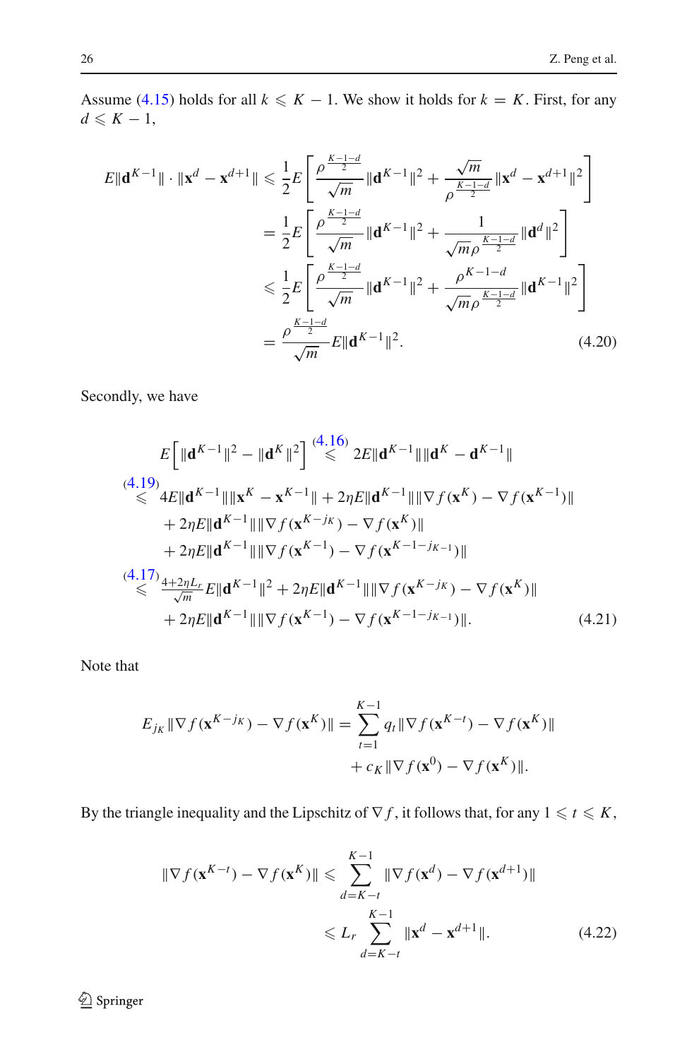Assume (4.15) holds for all $k \leqslant K-1$. We show it holds for $k = K$. First, for any $d \leqslant K-1$,

$$
\begin{aligned}
E\|\mathbf{d}^{K-1}\| \cdot \|\mathbf{x}^d - \mathbf{x}^{d+1}\| &\leqslant \frac{1}{2} E\left[\frac{\rho^{\frac{K-1-d}{2}}}{\sqrt{m}}\|\mathbf{d}^{K-1}\|^2 + \frac{\sqrt{m}}{\rho^{\frac{K-1-d}{2}}}\|\mathbf{x}^d - \mathbf{x}^{d+1}\|^2\right] \\
&= \frac{1}{2} E\left[\frac{\rho^{\frac{K-1-d}{2}}}{\sqrt{m}}\|\mathbf{d}^{K-1}\|^2 + \frac{1}{\sqrt{m}\rho^{\frac{K-1-d}{2}}}\|\mathbf{d}^d\|^2\right] \\
&\leqslant \frac{1}{2} E\left[\frac{\rho^{\frac{K-1-d}{2}}}{\sqrt{m}}\|\mathbf{d}^{K-1}\|^2 + \frac{\rho^{K-1-d}}{\sqrt{m}\rho^{\frac{K-1-d}{2}}}\|\mathbf{d}^{K-1}\|^2\right] \\
&= \frac{\rho^{\frac{K-1-d}{2}}}{\sqrt{m}} E\|\mathbf{d}^{K-1}\|^2. 
\end{aligned}
\tag{4.20}
$$

Secondly, we have

$$
\begin{aligned}
&E\left[\|\mathbf{d}^{K-1}\|^2 - \|\mathbf{d}^K\|^2\right] \overset{(4.16)}{\leqslant} 2E\|\mathbf{d}^{K-1}\|\|\mathbf{d}^K - \mathbf{d}^{K-1}\| \\
&\overset{(4.19)}{\leqslant} 4E\|\mathbf{d}^{K-1}\|\|\mathbf{x}^K - \mathbf{x}^{K-1}\| + 2\eta E\|\mathbf{d}^{K-1}\|\|\nabla f(\mathbf{x}^K) - \nabla f(\mathbf{x}^{K-1})\| \\
&\quad + 2\eta E\|\mathbf{d}^{K-1}\|\|\nabla f(\mathbf{x}^{K-j_K}) - \nabla f(\mathbf{x}^K)\| \\
&\quad + 2\eta E\|\mathbf{d}^{K-1}\|\|\nabla f(\mathbf{x}^{K-1}) - \nabla f(\mathbf{x}^{K-1-j_{K-1}})\| \\
&\overset{(4.17)}{\leqslant} \frac{4+2\eta L_r}{\sqrt{m}} E\|\mathbf{d}^{K-1}\|^2 + 2\eta E\|\mathbf{d}^{K-1}\|\|\nabla f(\mathbf{x}^{K-j_K}) - \nabla f(\mathbf{x}^K)\| \\
&\quad + 2\eta E\|\mathbf{d}^{K-1}\|\|\nabla f(\mathbf{x}^{K-1}) - \nabla f(\mathbf{x}^{K-1-j_{K-1}})\|.
\end{aligned}
\tag{4.21}
$$

Note that

$$
\begin{aligned}
E_{j_K}\|\nabla f(\mathbf{x}^{K-j_K}) - \nabla f(\mathbf{x}^K)\| = \sum_{t=1}^{K-1} q_t\|\nabla f(\mathbf{x}^{K-t}) - \nabla f(\mathbf{x}^K)\| \\
+ c_K\|\nabla f(\mathbf{x}^0) - \nabla f(\mathbf{x}^K)\|.
\end{aligned}
$$

By the triangle inequality and the Lipschitz of $\nabla f$, it follows that, for any $1 \leqslant t \leqslant K$,

$$
\begin{aligned}
\|\nabla f(\mathbf{x}^{K-t}) - \nabla f(\mathbf{x}^K)\| &\leqslant \sum_{d=K-t}^{K-1}\|\nabla f(\mathbf{x}^d) - \nabla f(\mathbf{x}^{d+1})\| \\
&\leqslant L_r \sum_{d=K-t}^{K-1}\|\mathbf{x}^d - \mathbf{x}^{d+1}\|.
\end{aligned}
\tag{4.22}
$$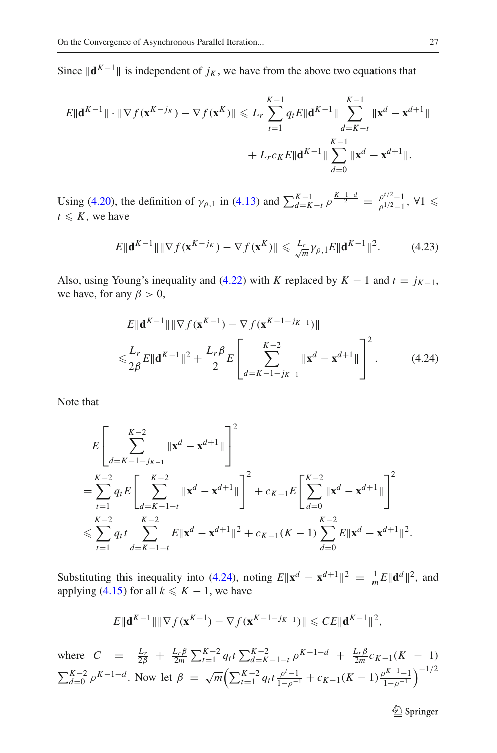Since $\|\mathbf{d}^{K-1}\|$ is independent of $j_K$, we have from the above two equations that

$$E\|\mathbf{d}^{K-1}\| \cdot \|\nabla f(\mathbf{x}^{K-j_K}) - \nabla f(\mathbf{x}^K)\| \leqslant L_r \sum_{t=1}^{K-1} q_t E\|\mathbf{d}^{K-1}\| \sum_{d=K-t}^{K-1} \|\mathbf{x}^d - \mathbf{x}^{d+1}\|$$
$$+ L_r c_K E\|\mathbf{d}^{K-1}\| \sum_{d=0}^{K-1} \|\mathbf{x}^d - \mathbf{x}^{d+1}\|.$$

Using (4.20), the definition of $\gamma_{\rho,1}$ in (4.13) and $\sum_{d=K-t}^{K-1} \rho^{\frac{K-1-d}{2}} = \frac{\rho^{t/2}-1}{\rho^{1/2}-1}$, $\forall 1 \leqslant t \leqslant K$, we have

$$E\|\mathbf{d}^{K-1}\|\|\nabla f(\mathbf{x}^{K-j_K}) - \nabla f(\mathbf{x}^K)\| \leqslant \frac{L_r}{\sqrt{m}}\gamma_{\rho,1} E\|\mathbf{d}^{K-1}\|^2. \tag{4.23}$$

Also, using Young's inequality and (4.22) with $K$ replaced by $K-1$ and $t = j_{K-1}$, we have, for any $\beta > 0$,

$$E\|\mathbf{d}^{K-1}\|\|\nabla f(\mathbf{x}^{K-1}) - \nabla f(\mathbf{x}^{K-1-j_{K-1}})\|$$
$$\leqslant \frac{L_r}{2\beta} E\|\mathbf{d}^{K-1}\|^2 + \frac{L_r \beta}{2} E\left[\sum_{d=K-1-j_{K-1}}^{K-2} \|\mathbf{x}^d - \mathbf{x}^{d+1}\|\right]^2. \tag{4.24}$$

Note that

$$E\left[\sum_{d=K-1-j_{K-1}}^{K-2} \|\mathbf{x}^d - \mathbf{x}^{d+1}\|\right]^2$$
$$= \sum_{t=1}^{K-2} q_t E\left[\sum_{d=K-1-t}^{K-2} \|\mathbf{x}^d - \mathbf{x}^{d+1}\|\right]^2 + c_{K-1} E\left[\sum_{d=0}^{K-2} \|\mathbf{x}^d - \mathbf{x}^{d+1}\|\right]^2$$
$$\leqslant \sum_{t=1}^{K-2} q_t t \sum_{d=K-1-t}^{K-2} E\|\mathbf{x}^d - \mathbf{x}^{d+1}\|^2 + c_{K-1}(K-1) \sum_{d=0}^{K-2} E\|\mathbf{x}^d - \mathbf{x}^{d+1}\|^2.$$

Substituting this inequality into (4.24), noting $E\|\mathbf{x}^d - \mathbf{x}^{d+1}\|^2 = \frac{1}{m} E\|\mathbf{d}^d\|^2$, and applying (4.15) for all $k \leqslant K-1$, we have

$$E\|\mathbf{d}^{K-1}\|\|\nabla f(\mathbf{x}^{K-1}) - \nabla f(\mathbf{x}^{K-1-j_{K-1}})\| \leqslant C E\|\mathbf{d}^{K-1}\|^2,$$

where $C = \frac{L_r}{2\beta} + \frac{L_r \beta}{2m} \sum_{t=1}^{K-2} q_t t \sum_{d=K-1-t}^{K-2} \rho^{K-1-d} + \frac{L_r \beta}{2m} c_{K-1}(K-1) \sum_{d=0}^{K-2} \rho^{K-1-d}$. Now let $\beta = \sqrt{m}\left(\sum_{t=1}^{K-2} q_t t \frac{\rho^t - 1}{1-\rho^{-1}} + c_{K-1}(K-1)\frac{\rho^{K-1}-1}{1-\rho^{-1}}\right)^{-1/2}$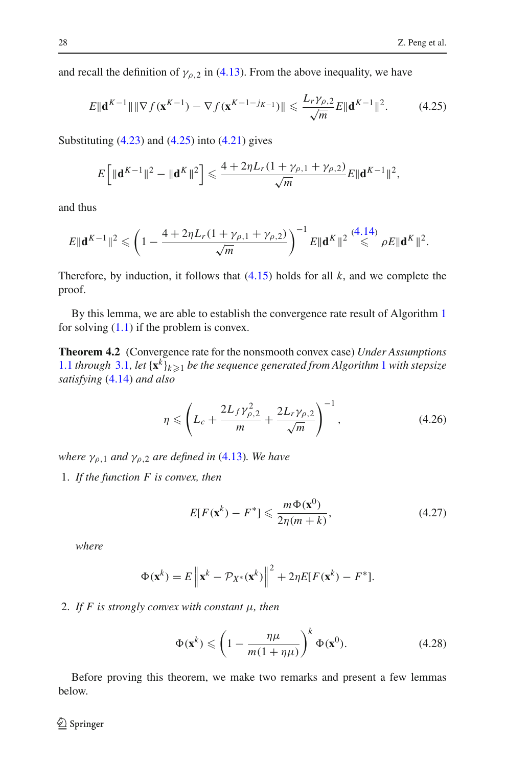and recall the definition of $\gamma_{\rho,2}$ in (4.13). From the above inequality, we have

$$E\|\mathbf{d}^{K-1}\|\|\nabla f(\mathbf{x}^{K-1}) - \nabla f(\mathbf{x}^{K-1-j_{K-1}})\| \leqslant \frac{L_r \gamma_{\rho,2}}{\sqrt{m}} E\|\mathbf{d}^{K-1}\|^2. \tag{4.25}$$

Substituting (4.23) and (4.25) into (4.21) gives

$$E\left[\|\mathbf{d}^{K-1}\|^2 - \|\mathbf{d}^K\|^2\right] \leqslant \frac{4 + 2\eta L_r(1 + \gamma_{\rho,1} + \gamma_{\rho,2})}{\sqrt{m}} E\|\mathbf{d}^{K-1}\|^2,$$

and thus

$$E\|\mathbf{d}^{K-1}\|^2 \leqslant \left(1 - \frac{4 + 2\eta L_r(1 + \gamma_{\rho,1} + \gamma_{\rho,2})}{\sqrt{m}}\right)^{-1} E\|\mathbf{d}^K\|^2 \overset{(4.14)}{\leqslant} \rho E\|\mathbf{d}^K\|^2.$$

Therefore, by induction, it follows that (4.15) holds for all $k$, and we complete the proof.

By this lemma, we are able to establish the convergence rate result of Algorithm 1 for solving (1.1) if the problem is convex.

**Theorem 4.2** (Convergence rate for the nonsmooth convex case) *Under Assumptions 1.1 through 3.1, let $\{\mathbf{x}^k\}_{k\geqslant 1}$ be the sequence generated from Algorithm 1 with stepsize satisfying (4.14) and also*

$$\eta \leqslant \left(L_c + \frac{2L_f \gamma_{\rho,2}^2}{m} + \frac{2L_r \gamma_{\rho,2}}{\sqrt{m}}\right)^{-1}, \tag{4.26}$$

*where $\gamma_{\rho,1}$ and $\gamma_{\rho,2}$ are defined in (4.13). We have*

1. *If the function $F$ is convex, then*

$$E[F(\mathbf{x}^k) - F^*] \leqslant \frac{m\Phi(\mathbf{x}^0)}{2\eta(m+k)}, \tag{4.27}$$

*where*

$$\Phi(\mathbf{x}^k) = E\left\|\mathbf{x}^k - \mathcal{P}_{X^*}(\mathbf{x}^k)\right\|^2 + 2\eta E[F(\mathbf{x}^k) - F^*].$$

2. *If $F$ is strongly convex with constant $\mu$, then*

$$\Phi(\mathbf{x}^k) \leqslant \left(1 - \frac{\eta\mu}{m(1+\eta\mu)}\right)^k \Phi(\mathbf{x}^0). \tag{4.28}$$

Before proving this theorem, we make two remarks and present a few lemmas below.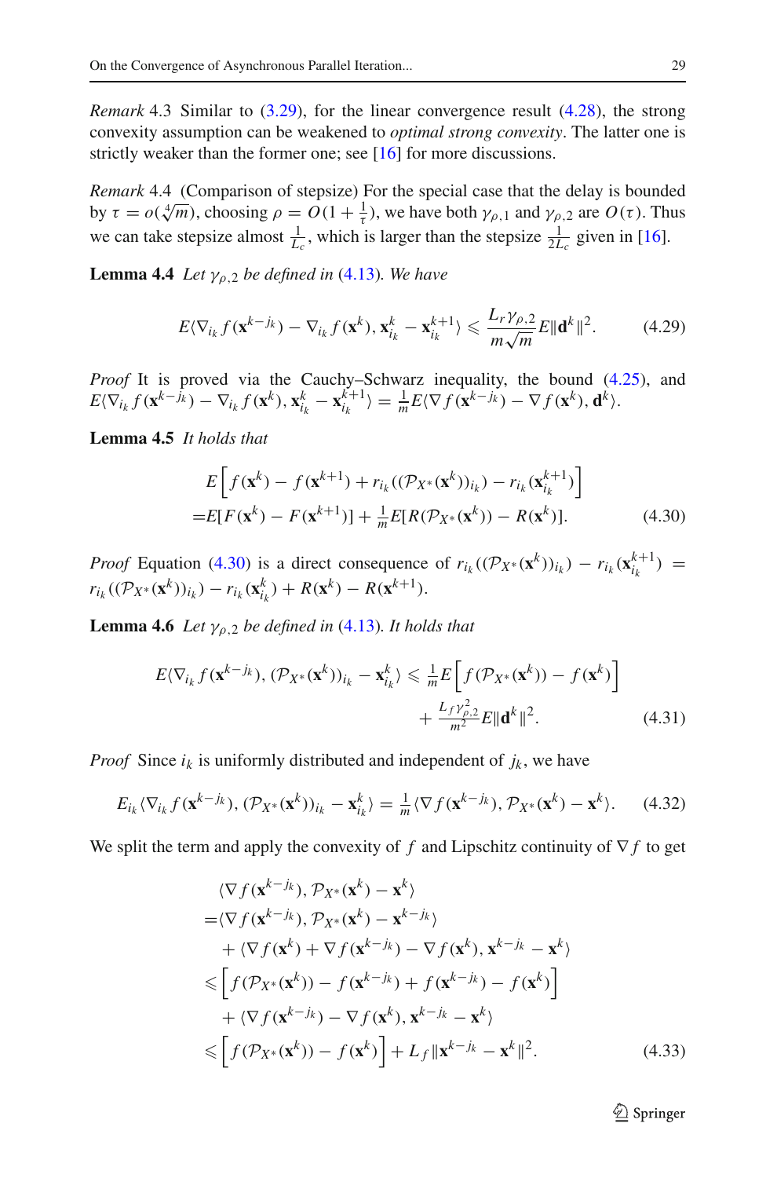*Remark* 4.3 Similar to (3.29), for the linear convergence result (4.28), the strong convexity assumption can be weakened to *optimal strong convexity*. The latter one is strictly weaker than the former one; see [16] for more discussions.

*Remark* 4.4 (Comparison of stepsize) For the special case that the delay is bounded by $\tau = o(\sqrt[4]{m})$, choosing $\rho = O(1 + \frac{1}{\tau})$, we have both $\gamma_{\rho,1}$ and $\gamma_{\rho,2}$ are $O(\tau)$. Thus we can take stepsize almost $\frac{1}{L_c}$, which is larger than the stepsize $\frac{1}{2L_c}$ given in [16].

**Lemma 4.4** *Let $\gamma_{\rho,2}$ be defined in* (4.13)*. We have*

$$E\langle \nabla_{i_k} f(\mathbf{x}^{k-j_k}) - \nabla_{i_k} f(\mathbf{x}^k), \mathbf{x}_{i_k}^k - \mathbf{x}_{i_k}^{k+1} \rangle \leqslant \frac{L_r \gamma_{\rho,2}}{m\sqrt{m}} E\|\mathbf{d}^k\|^2. \tag{4.29}$$

*Proof* It is proved via the Cauchy–Schwarz inequality, the bound (4.25), and $E\langle \nabla_{i_k} f(\mathbf{x}^{k-j_k}) - \nabla_{i_k} f(\mathbf{x}^k), \mathbf{x}_{i_k}^k - \mathbf{x}_{i_k}^{k+1} \rangle = \frac{1}{m} E\langle \nabla f(\mathbf{x}^{k-j_k}) - \nabla f(\mathbf{x}^k), \mathbf{d}^k \rangle$.

**Lemma 4.5** *It holds that*

$$\begin{aligned}
&E\Big[f(\mathbf{x}^k) - f(\mathbf{x}^{k+1}) + r_{i_k}((\mathcal{P}_{X^*}(\mathbf{x}^k))_{i_k}) - r_{i_k}(\mathbf{x}_{i_k}^{k+1})\Big] \\
=&E[F(\mathbf{x}^k) - F(\mathbf{x}^{k+1})] + \tfrac{1}{m} E[R(\mathcal{P}_{X^*}(\mathbf{x}^k)) - R(\mathbf{x}^k)].
\end{aligned} \tag{4.30}$$

*Proof* Equation (4.30) is a direct consequence of $r_{i_k}((\mathcal{P}_{X^*}(\mathbf{x}^k))_{i_k}) - r_{i_k}(\mathbf{x}_{i_k}^{k+1}) = r_{i_k}((\mathcal{P}_{X^*}(\mathbf{x}^k))_{i_k}) - r_{i_k}(\mathbf{x}_{i_k}^k) + R(\mathbf{x}^k) - R(\mathbf{x}^{k+1})$.

**Lemma 4.6** *Let $\gamma_{\rho,2}$ be defined in* (4.13)*. It holds that*

$$\begin{aligned}
E\langle \nabla_{i_k} f(\mathbf{x}^{k-j_k}), (\mathcal{P}_{X^*}(\mathbf{x}^k))_{i_k} - \mathbf{x}_{i_k}^k \rangle \leqslant{}& \tfrac{1}{m} E\Big[f(\mathcal{P}_{X^*}(\mathbf{x}^k)) - f(\mathbf{x}^k)\Big] \\
&+ \tfrac{L_f \gamma_{\rho,2}^2}{m^2} E\|\mathbf{d}^k\|^2.
\end{aligned} \tag{4.31}$$

*Proof* Since $i_k$ is uniformly distributed and independent of $j_k$, we have

$$E_{i_k} \langle \nabla_{i_k} f(\mathbf{x}^{k-j_k}), (\mathcal{P}_{X^*}(\mathbf{x}^k))_{i_k} - \mathbf{x}_{i_k}^k \rangle = \tfrac{1}{m} \langle \nabla f(\mathbf{x}^{k-j_k}), \mathcal{P}_{X^*}(\mathbf{x}^k) - \mathbf{x}^k \rangle. \tag{4.32}$$

We split the term and apply the convexity of $f$ and Lipschitz continuity of $\nabla f$ to get

$$\begin{aligned}
&\langle \nabla f(\mathbf{x}^{k-j_k}), \mathcal{P}_{X^*}(\mathbf{x}^k) - \mathbf{x}^k \rangle \\
=&\langle \nabla f(\mathbf{x}^{k-j_k}), \mathcal{P}_{X^*}(\mathbf{x}^k) - \mathbf{x}^{k-j_k} \rangle \\
&+ \langle \nabla f(\mathbf{x}^k) + \nabla f(\mathbf{x}^{k-j_k}) - \nabla f(\mathbf{x}^k), \mathbf{x}^{k-j_k} - \mathbf{x}^k \rangle \\
\leqslant& \Big[f(\mathcal{P}_{X^*}(\mathbf{x}^k)) - f(\mathbf{x}^{k-j_k}) + f(\mathbf{x}^{k-j_k}) - f(\mathbf{x}^k)\Big] \\
&+ \langle \nabla f(\mathbf{x}^{k-j_k}) - \nabla f(\mathbf{x}^k), \mathbf{x}^{k-j_k} - \mathbf{x}^k \rangle \\
\leqslant& \Big[f(\mathcal{P}_{X^*}(\mathbf{x}^k)) - f(\mathbf{x}^k)\Big] + L_f \|\mathbf{x}^{k-j_k} - \mathbf{x}^k\|^2.
\end{aligned} \tag{4.33}$$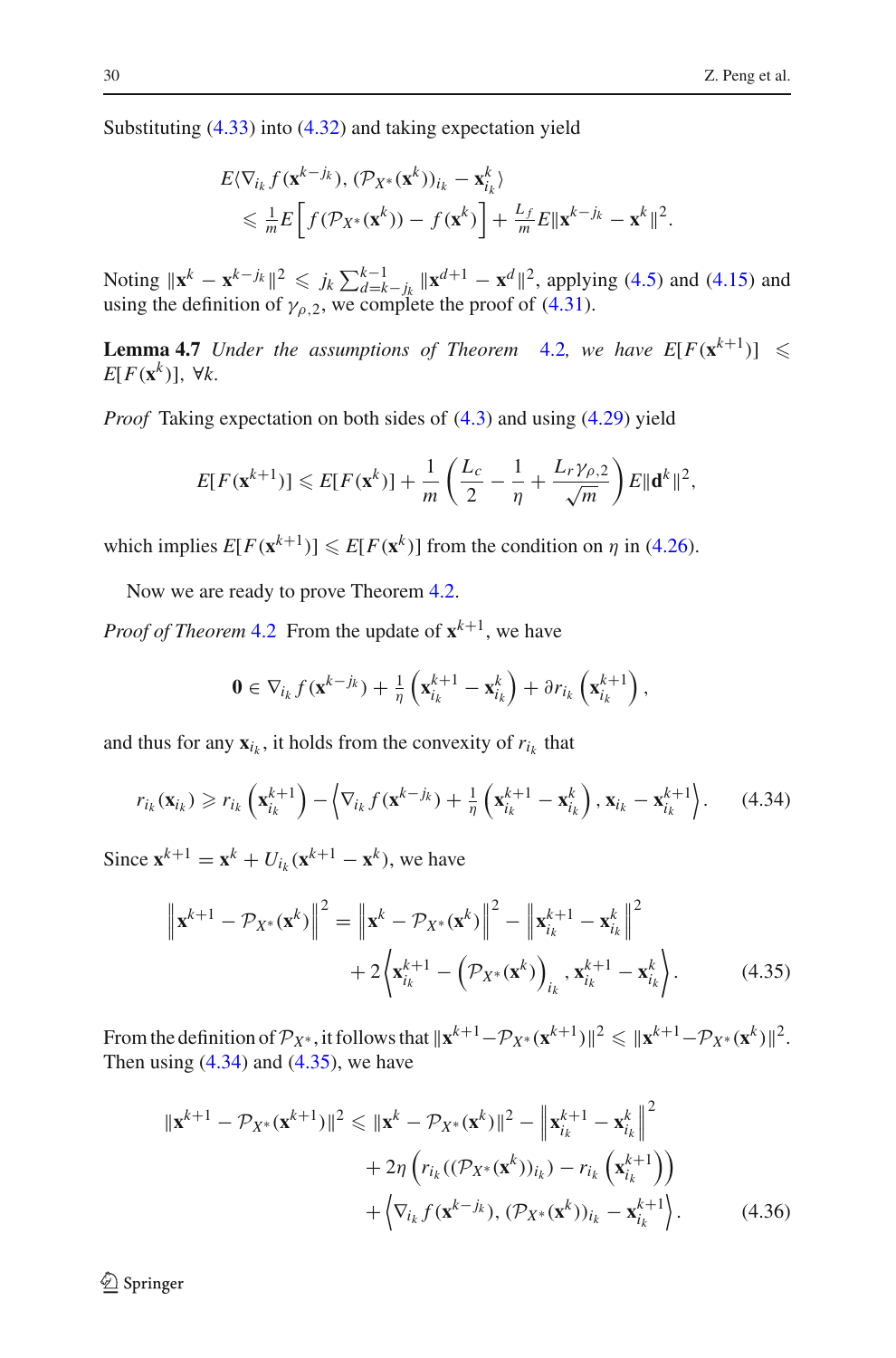Substituting (4.33) into (4.32) and taking expectation yield

$$
\begin{aligned}
&E\langle \nabla_{i_k} f(\mathbf{x}^{k-j_k}), (\mathcal{P}_{X^*}(\mathbf{x}^k))_{i_k} - \mathbf{x}^k_{i_k}\rangle \\
&\quad \leqslant \tfrac{1}{m} E\Big[ f(\mathcal{P}_{X^*}(\mathbf{x}^k)) - f(\mathbf{x}^k)\Big] + \tfrac{L_f}{m} E\|\mathbf{x}^{k-j_k} - \mathbf{x}^k\|^2.
\end{aligned}
$$

Noting $\|\mathbf{x}^k - \mathbf{x}^{k-j_k}\|^2 \leqslant j_k \sum_{d=k-j_k}^{k-1} \|\mathbf{x}^{d+1} - \mathbf{x}^d\|^2$, applying (4.5) and (4.15) and using the definition of $\gamma_{\rho,2}$, we complete the proof of (4.31).

**Lemma 4.7** *Under the assumptions of Theorem 4.2, we have* $E[F(\mathbf{x}^{k+1})] \leqslant E[F(\mathbf{x}^k)]$, $\forall k$.

*Proof* Taking expectation on both sides of (4.3) and using (4.29) yield

$$
E[F(\mathbf{x}^{k+1})] \leqslant E[F(\mathbf{x}^k)] + \frac{1}{m}\left(\frac{L_c}{2} - \frac{1}{\eta} + \frac{L_r \gamma_{\rho,2}}{\sqrt{m}}\right) E\|\mathbf{d}^k\|^2,
$$

which implies $E[F(\mathbf{x}^{k+1})] \leqslant E[F(\mathbf{x}^k)]$ from the condition on $\eta$ in (4.26).

Now we are ready to prove Theorem 4.2.

*Proof of Theorem 4.2* From the update of $\mathbf{x}^{k+1}$, we have

$$
\mathbf{0} \in \nabla_{i_k} f(\mathbf{x}^{k-j_k}) + \tfrac{1}{\eta}\left(\mathbf{x}^{k+1}_{i_k} - \mathbf{x}^k_{i_k}\right) + \partial r_{i_k}\left(\mathbf{x}^{k+1}_{i_k}\right),
$$

and thus for any $\mathbf{x}_{i_k}$, it holds from the convexity of $r_{i_k}$ that

$$
r_{i_k}(\mathbf{x}_{i_k}) \geqslant r_{i_k}\left(\mathbf{x}^{k+1}_{i_k}\right) - \left\langle \nabla_{i_k} f(\mathbf{x}^{k-j_k}) + \tfrac{1}{\eta}\left(\mathbf{x}^{k+1}_{i_k} - \mathbf{x}^k_{i_k}\right), \mathbf{x}_{i_k} - \mathbf{x}^{k+1}_{i_k}\right\rangle. \tag{4.34}
$$

Since $\mathbf{x}^{k+1} = \mathbf{x}^k + U_{i_k}(\mathbf{x}^{k+1} - \mathbf{x}^k)$, we have

$$
\begin{aligned}
\left\|\mathbf{x}^{k+1} - \mathcal{P}_{X^*}(\mathbf{x}^k)\right\|^2 &= \left\|\mathbf{x}^k - \mathcal{P}_{X^*}(\mathbf{x}^k)\right\|^2 - \left\|\mathbf{x}^{k+1}_{i_k} - \mathbf{x}^k_{i_k}\right\|^2 \\
&\quad + 2\left\langle \mathbf{x}^{k+1}_{i_k} - \left(\mathcal{P}_{X^*}(\mathbf{x}^k)\right)_{i_k}, \mathbf{x}^{k+1}_{i_k} - \mathbf{x}^k_{i_k}\right\rangle.
\end{aligned} \tag{4.35}
$$

From the definition of $\mathcal{P}_{X^*}$, it follows that $\|\mathbf{x}^{k+1} - \mathcal{P}_{X^*}(\mathbf{x}^{k+1})\|^2 \leqslant \|\mathbf{x}^{k+1} - \mathcal{P}_{X^*}(\mathbf{x}^k)\|^2$. Then using (4.34) and (4.35), we have

$$
\begin{aligned}
\|\mathbf{x}^{k+1} - \mathcal{P}_{X^*}(\mathbf{x}^{k+1})\|^2 &\leqslant \|\mathbf{x}^k - \mathcal{P}_{X^*}(\mathbf{x}^k)\|^2 - \left\|\mathbf{x}^{k+1}_{i_k} - \mathbf{x}^k_{i_k}\right\|^2 \\
&\quad + 2\eta\left(r_{i_k}((\mathcal{P}_{X^*}(\mathbf{x}^k))_{i_k}) - r_{i_k}\left(\mathbf{x}^{k+1}_{i_k}\right)\right) \\
&\quad + \left\langle \nabla_{i_k} f(\mathbf{x}^{k-j_k}), (\mathcal{P}_{X^*}(\mathbf{x}^k))_{i_k} - \mathbf{x}^{k+1}_{i_k}\right\rangle.
\end{aligned} \tag{4.36}
$$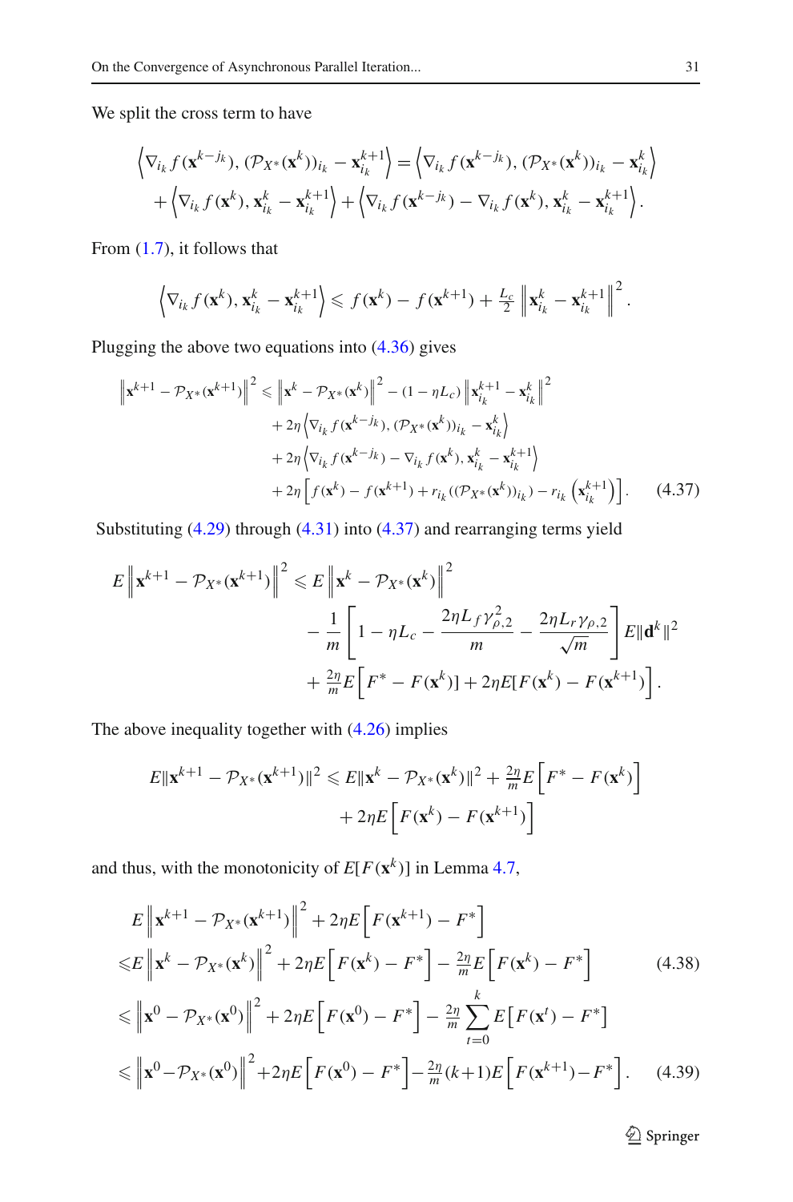We split the cross term to have

$$\left\langle \nabla_{i_k} f(\mathbf{x}^{k-j_k}), (\mathcal{P}_{X^*}(\mathbf{x}^k))_{i_k} - \mathbf{x}_{i_k}^{k+1} \right\rangle = \left\langle \nabla_{i_k} f(\mathbf{x}^{k-j_k}), (\mathcal{P}_{X^*}(\mathbf{x}^k))_{i_k} - \mathbf{x}_{i_k}^{k} \right\rangle$$
$$+ \left\langle \nabla_{i_k} f(\mathbf{x}^k), \mathbf{x}_{i_k}^k - \mathbf{x}_{i_k}^{k+1} \right\rangle + \left\langle \nabla_{i_k} f(\mathbf{x}^{k-j_k}) - \nabla_{i_k} f(\mathbf{x}^k), \mathbf{x}_{i_k}^k - \mathbf{x}_{i_k}^{k+1} \right\rangle.$$

From (1.7), it follows that

$$\left\langle \nabla_{i_k} f(\mathbf{x}^k), \mathbf{x}_{i_k}^k - \mathbf{x}_{i_k}^{k+1} \right\rangle \leqslant f(\mathbf{x}^k) - f(\mathbf{x}^{k+1}) + \tfrac{L_c}{2} \left\| \mathbf{x}_{i_k}^k - \mathbf{x}_{i_k}^{k+1} \right\|^2.$$

Plugging the above two equations into (4.36) gives

$$\begin{aligned}
\left\| \mathbf{x}^{k+1} - \mathcal{P}_{X^*}(\mathbf{x}^{k+1}) \right\|^2 \leqslant{}& \left\| \mathbf{x}^k - \mathcal{P}_{X^*}(\mathbf{x}^k) \right\|^2 - (1 - \eta L_c) \left\| \mathbf{x}_{i_k}^{k+1} - \mathbf{x}_{i_k}^k \right\|^2 \\
&+ 2\eta \left\langle \nabla_{i_k} f(\mathbf{x}^{k-j_k}), (\mathcal{P}_{X^*}(\mathbf{x}^k))_{i_k} - \mathbf{x}_{i_k}^k \right\rangle \\
&+ 2\eta \left\langle \nabla_{i_k} f(\mathbf{x}^{k-j_k}) - \nabla_{i_k} f(\mathbf{x}^k), \mathbf{x}_{i_k}^k - \mathbf{x}_{i_k}^{k+1} \right\rangle \\
&+ 2\eta \left[ f(\mathbf{x}^k) - f(\mathbf{x}^{k+1}) + r_{i_k}((\mathcal{P}_{X^*}(\mathbf{x}^k))_{i_k}) - r_{i_k}\left(\mathbf{x}_{i_k}^{k+1}\right) \right].
\end{aligned} \tag{4.37}$$

Substituting (4.29) through (4.31) into (4.37) and rearranging terms yield

$$\begin{aligned}
E\left\| \mathbf{x}^{k+1} - \mathcal{P}_{X^*}(\mathbf{x}^{k+1}) \right\|^2 \leqslant{}& E\left\| \mathbf{x}^k - \mathcal{P}_{X^*}(\mathbf{x}^k) \right\|^2 \\
&- \frac{1}{m}\left[ 1 - \eta L_c - \frac{2\eta L_f \gamma_{\rho,2}^2}{m} - \frac{2\eta L_r \gamma_{\rho,2}}{\sqrt{m}} \right] E\|\mathbf{d}^k\|^2 \\
&+ \tfrac{2\eta}{m} E\left[ F^* - F(\mathbf{x}^k) \right] + 2\eta E\left[ F(\mathbf{x}^k) - F(\mathbf{x}^{k+1}) \right].
\end{aligned}$$

The above inequality together with (4.26) implies

$$\begin{aligned}
E\|\mathbf{x}^{k+1} - \mathcal{P}_{X^*}(\mathbf{x}^{k+1})\|^2 \leqslant{}& E\|\mathbf{x}^k - \mathcal{P}_{X^*}(\mathbf{x}^k)\|^2 + \tfrac{2\eta}{m} E\left[ F^* - F(\mathbf{x}^k) \right] \\
&+ 2\eta E\left[ F(\mathbf{x}^k) - F(\mathbf{x}^{k+1}) \right]
\end{aligned}$$

and thus, with the monotonicity of $E[F(\mathbf{x}^k)]$ in Lemma 4.7,

$$\begin{aligned}
&E\left\| \mathbf{x}^{k+1} - \mathcal{P}_{X^*}(\mathbf{x}^{k+1}) \right\|^2 + 2\eta E\left[ F(\mathbf{x}^{k+1}) - F^* \right] \\
\leqslant{}& E\left\| \mathbf{x}^k - \mathcal{P}_{X^*}(\mathbf{x}^k) \right\|^2 + 2\eta E\left[ F(\mathbf{x}^k) - F^* \right] - \tfrac{2\eta}{m} E\left[ F(\mathbf{x}^k) - F^* \right] \qquad (4.38) \\
\leqslant{}& \left\| \mathbf{x}^0 - \mathcal{P}_{X^*}(\mathbf{x}^0) \right\|^2 + 2\eta E\left[ F(\mathbf{x}^0) - F^* \right] - \tfrac{2\eta}{m} \sum_{t=0}^{k} E\left[ F(\mathbf{x}^t) - F^* \right] \\
\leqslant{}& \left\| \mathbf{x}^0 - \mathcal{P}_{X^*}(\mathbf{x}^0) \right\|^2 + 2\eta E\left[ F(\mathbf{x}^0) - F^* \right] - \tfrac{2\eta}{m}(k+1) E\left[ F(\mathbf{x}^{k+1}) - F^* \right]. \qquad (4.39)
\end{aligned}$$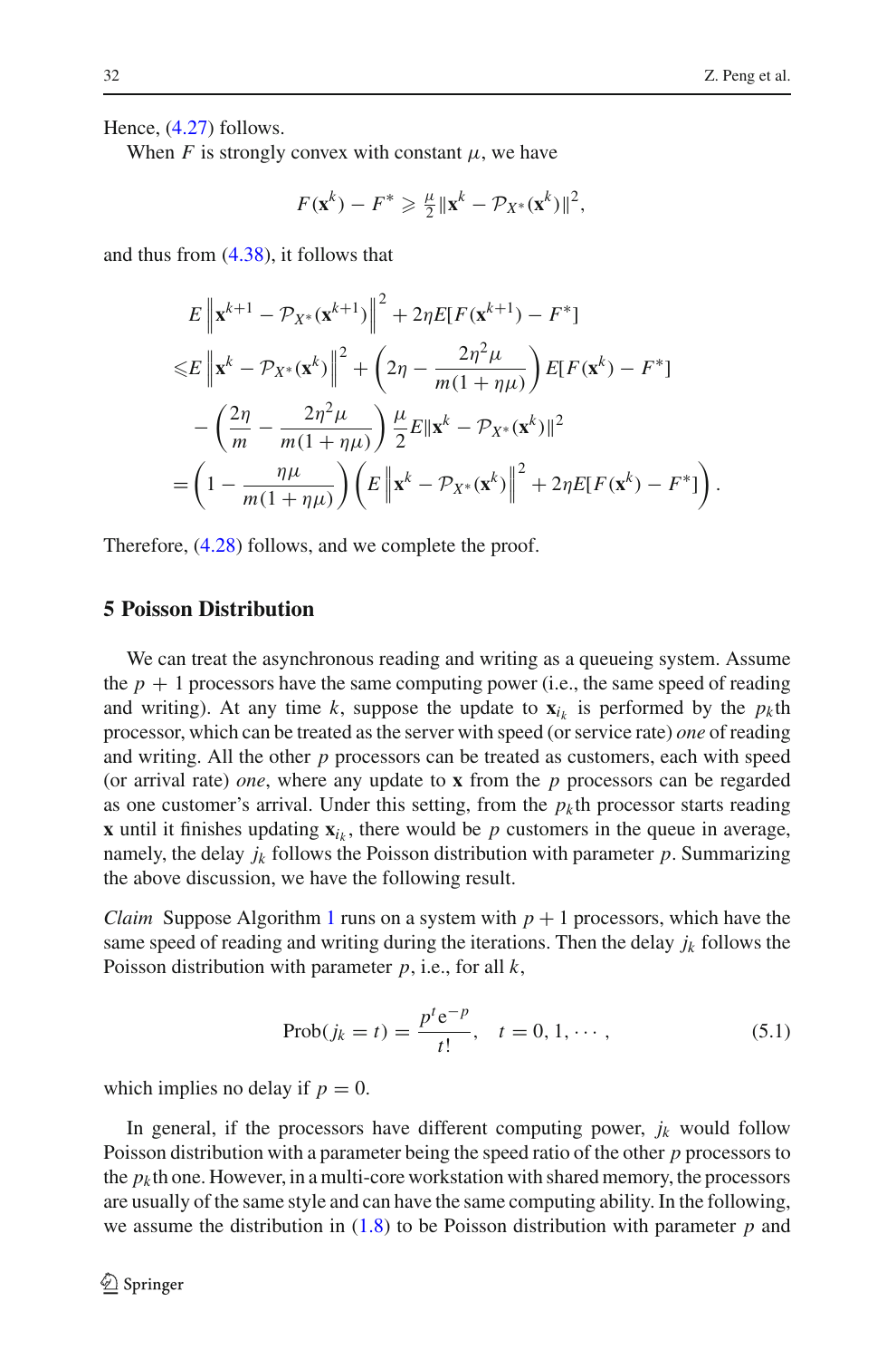Hence, (4.27) follows.

When $F$ is strongly convex with constant $\mu$, we have

$$F(\mathbf{x}^k) - F^* \geqslant \tfrac{\mu}{2}\|\mathbf{x}^k - \mathcal{P}_{X^*}(\mathbf{x}^k)\|^2,$$

and thus from (4.38), it follows that

$$\begin{aligned}
&E\left\|\mathbf{x}^{k+1} - \mathcal{P}_{X^*}(\mathbf{x}^{k+1})\right\|^2 + 2\eta E[F(\mathbf{x}^{k+1}) - F^*] \\
&\leqslant E\left\|\mathbf{x}^k - \mathcal{P}_{X^*}(\mathbf{x}^k)\right\|^2 + \left(2\eta - \frac{2\eta^2\mu}{m(1+\eta\mu)}\right) E[F(\mathbf{x}^k) - F^*] \\
&\quad - \left(\frac{2\eta}{m} - \frac{2\eta^2\mu}{m(1+\eta\mu)}\right)\frac{\mu}{2} E\|\mathbf{x}^k - \mathcal{P}_{X^*}(\mathbf{x}^k)\|^2 \\
&= \left(1 - \frac{\eta\mu}{m(1+\eta\mu)}\right)\left(E\left\|\mathbf{x}^k - \mathcal{P}_{X^*}(\mathbf{x}^k)\right\|^2 + 2\eta E[F(\mathbf{x}^k) - F^*]\right).
\end{aligned}$$

Therefore, (4.28) follows, and we complete the proof.

## 5 Poisson Distribution

We can treat the asynchronous reading and writing as a queueing system. Assume the $p+1$ processors have the same computing power (i.e., the same speed of reading and writing). At any time $k$, suppose the update to $\mathbf{x}_{i_k}$ is performed by the $p_k$th processor, which can be treated as the server with speed (or service rate) *one* of reading and writing. All the other $p$ processors can be treated as customers, each with speed (or arrival rate) *one*, where any update to $\mathbf{x}$ from the $p$ processors can be regarded as one customer's arrival. Under this setting, from the $p_k$th processor starts reading $\mathbf{x}$ until it finishes updating $\mathbf{x}_{i_k}$, there would be $p$ customers in the queue in average, namely, the delay $j_k$ follows the Poisson distribution with parameter $p$. Summarizing the above discussion, we have the following result.

*Claim* Suppose Algorithm 1 runs on a system with $p+1$ processors, which have the same speed of reading and writing during the iterations. Then the delay $j_k$ follows the Poisson distribution with parameter $p$, i.e., for all $k$,

$$\text{Prob}(j_k = t) = \frac{p^t \mathrm{e}^{-p}}{t!}, \quad t = 0, 1, \cdots, \tag{5.1}$$

which implies no delay if $p = 0$.

In general, if the processors have different computing power, $j_k$ would follow Poisson distribution with a parameter being the speed ratio of the other $p$ processors to the $p_k$th one. However, in a multi-core workstation with shared memory, the processors are usually of the same style and can have the same computing ability. In the following, we assume the distribution in (1.8) to be Poisson distribution with parameter $p$ and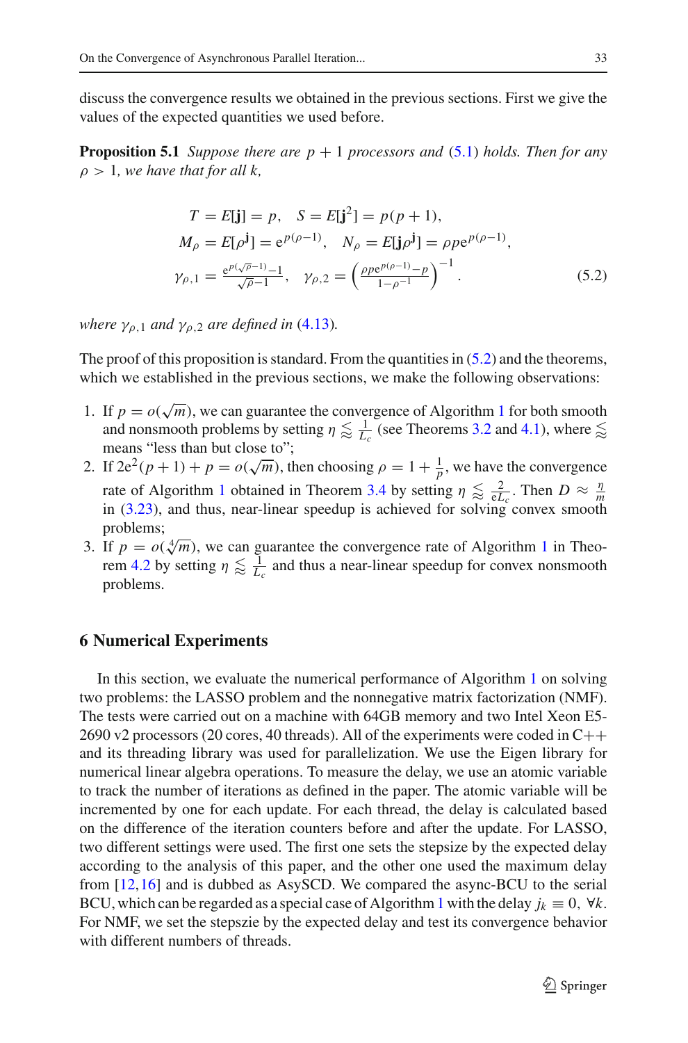discuss the convergence results we obtained in the previous sections. First we give the values of the expected quantities we used before.

**Proposition 5.1** *Suppose there are $p+1$ processors and (5.1) holds. Then for any $\rho > 1$, we have that for all $k$,*

$$
\begin{aligned}
T &= E[\mathbf{j}] = p, \quad S = E[\mathbf{j}^2] = p(p+1), \\
M_\rho &= E[\rho^{\mathbf{j}}] = \mathrm{e}^{p(\rho-1)}, \quad N_\rho = E[\mathbf{j}\rho^{\mathbf{j}}] = \rho p \mathrm{e}^{p(\rho-1)}, \\
\gamma_{\rho,1} &= \frac{\mathrm{e}^{p(\sqrt{\rho}-1)}-1}{\sqrt{\rho}-1}, \quad \gamma_{\rho,2} = \left(\frac{\rho p \mathrm{e}^{p(\rho-1)}-p}{1-\rho^{-1}}\right)^{-1}.
\end{aligned}
\tag{5.2}
$$

*where $\gamma_{\rho,1}$ and $\gamma_{\rho,2}$ are defined in* (4.13)*.*

The proof of this proposition is standard. From the quantities in (5.2) and the theorems, which we established in the previous sections, we make the following observations:

1. If $p = o(\sqrt{m})$, we can guarantee the convergence of Algorithm 1 for both smooth and nonsmooth problems by setting $\eta \lessapprox \frac{1}{L_c}$ (see Theorems 3.2 and 4.1), where $\lessapprox$ means "less than but close to";
2. If $2\mathrm{e}^2(p+1)+p = o(\sqrt{m})$, then choosing $\rho = 1+\frac{1}{p}$, we have the convergence rate of Algorithm 1 obtained in Theorem 3.4 by setting $\eta \lessapprox \frac{2}{\mathrm{e}L_c}$. Then $D \approx \frac{\eta}{m}$ in (3.23), and thus, near-linear speedup is achieved for solving convex smooth problems;
3. If $p = o(\sqrt[4]{m})$, we can guarantee the convergence rate of Algorithm 1 in Theorem 4.2 by setting $\eta \lessapprox \frac{1}{L_c}$ and thus a near-linear speedup for convex nonsmooth problems.

## 6 Numerical Experiments

In this section, we evaluate the numerical performance of Algorithm 1 on solving two problems: the LASSO problem and the nonnegative matrix factorization (NMF). The tests were carried out on a machine with 64GB memory and two Intel Xeon E5-2690 v2 processors (20 cores, 40 threads). All of the experiments were coded in C++ and its threading library was used for parallelization. We use the Eigen library for numerical linear algebra operations. To measure the delay, we use an atomic variable to track the number of iterations as defined in the paper. The atomic variable will be incremented by one for each update. For each thread, the delay is calculated based on the difference of the iteration counters before and after the update. For LASSO, two different settings were used. The first one sets the stepsize by the expected delay according to the analysis of this paper, and the other one used the maximum delay from [12,16] and is dubbed as AsySCD. We compared the async-BCU to the serial BCU, which can be regarded as a special case of Algorithm 1 with the delay $j_k \equiv 0$, $\forall k$. For NMF, we set the stepszie by the expected delay and test its convergence behavior with different numbers of threads.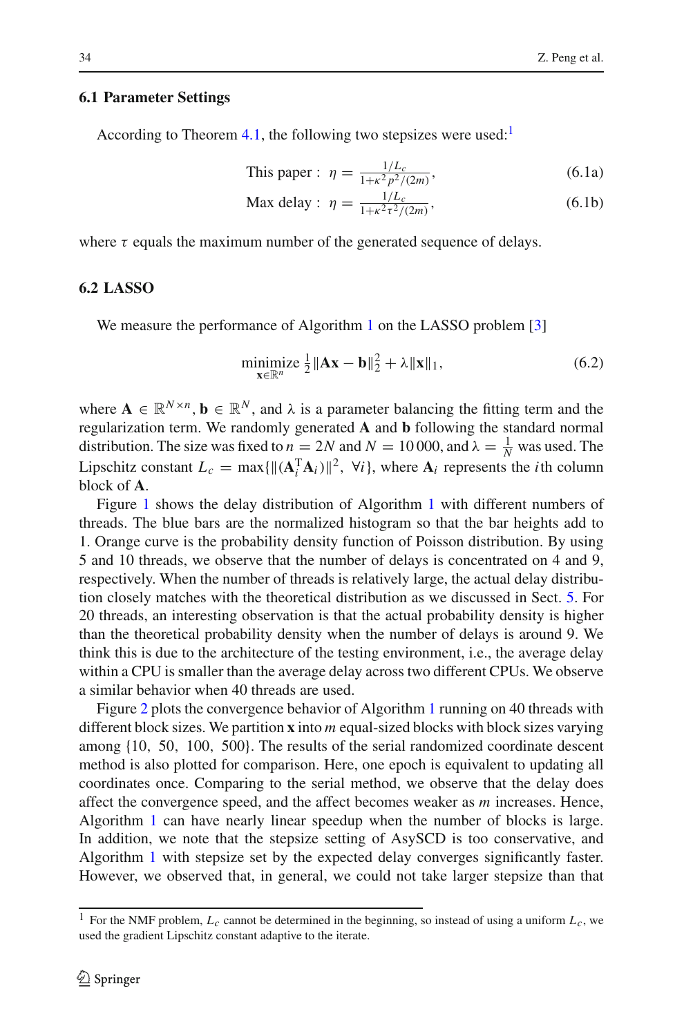### 6.1 Parameter Settings

According to Theorem 4.1, the following two stepsizes were used:[1]

$$\text{This paper}: \ \eta = \frac{1/L_c}{1+\kappa^2 p^2/(2m)}, \tag{6.1a}$$

$$\text{Max delay}: \ \eta = \frac{1/L_c}{1+\kappa^2 \tau^2/(2m)}, \tag{6.1b}$$

where $\tau$ equals the maximum number of the generated sequence of delays.

### 6.2 LASSO

We measure the performance of Algorithm 1 on the LASSO problem [3]

$$\underset{\mathbf{x}\in\mathbb{R}^n}{\text{minimize}} \ \frac{1}{2}\|\mathbf{A}\mathbf{x}-\mathbf{b}\|_2^2 + \lambda\|\mathbf{x}\|_1, \tag{6.2}$$

where $\mathbf{A} \in \mathbb{R}^{N\times n}$, $\mathbf{b} \in \mathbb{R}^N$, and $\lambda$ is a parameter balancing the fitting term and the regularization term. We randomly generated $\mathbf{A}$ and $\mathbf{b}$ following the standard normal distribution. The size was fixed to $n = 2N$ and $N = 10\,000$, and $\lambda = \frac{1}{N}$ was used. The Lipschitz constant $L_c = \max\{\|(\mathbf{A}_i^{\mathrm{T}}\mathbf{A}_i)\|^2, \ \forall i\}$, where $\mathbf{A}_i$ represents the $i$th column block of $\mathbf{A}$.

Figure 1 shows the delay distribution of Algorithm 1 with different numbers of threads. The blue bars are the normalized histogram so that the bar heights add to 1. Orange curve is the probability density function of Poisson distribution. By using 5 and 10 threads, we observe that the number of delays is concentrated on 4 and 9, respectively. When the number of threads is relatively large, the actual delay distribution closely matches with the theoretical distribution as we discussed in Sect. 5. For 20 threads, an interesting observation is that the actual probability density is higher than the theoretical probability density when the number of delays is around 9. We think this is due to the architecture of the testing environment, i.e., the average delay within a CPU is smaller than the average delay across two different CPUs. We observe a similar behavior when 40 threads are used.

Figure 2 plots the convergence behavior of Algorithm 1 running on 40 threads with different block sizes. We partition $\mathbf{x}$ into $m$ equal-sized blocks with block sizes varying among $\{10, \ 50, \ 100, \ 500\}$. The results of the serial randomized coordinate descent method is also plotted for comparison. Here, one epoch is equivalent to updating all coordinates once. Comparing to the serial method, we observe that the delay does affect the convergence speed, and the affect becomes weaker as $m$ increases. Hence, Algorithm 1 can have nearly linear speedup when the number of blocks is large. In addition, we note that the stepsize setting of AsySCD is too conservative, and Algorithm 1 with stepsize set by the expected delay converges significantly faster. However, we observed that, in general, we could not take larger stepsize than that

[1] For the NMF problem, $L_c$ cannot be determined in the beginning, so instead of using a uniform $L_c$, we used the gradient Lipschitz constant adaptive to the iterate.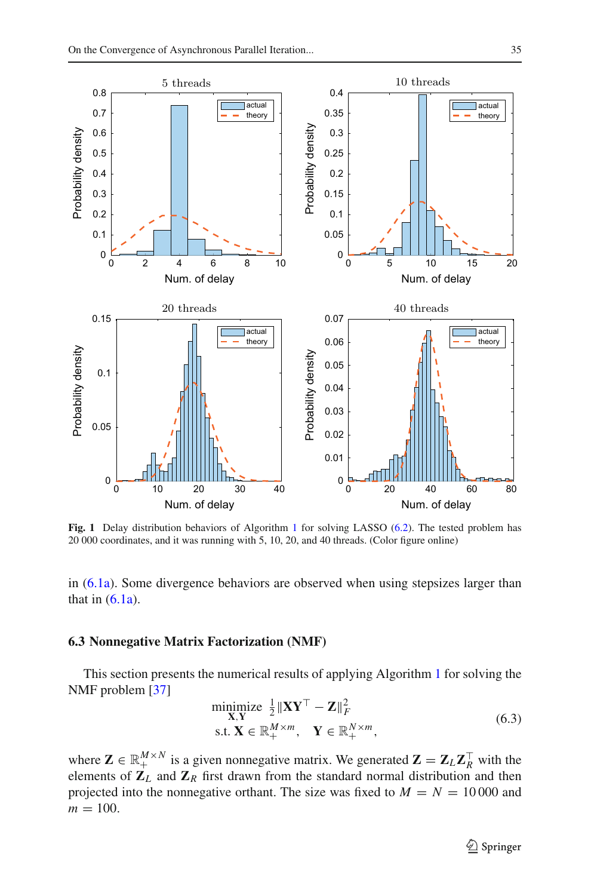**Fig. 1** Delay distribution behaviors of Algorithm 1 for solving LASSO (6.2). The tested problem has 20 000 coordinates, and it was running with 5, 10, 20, and 40 threads. (Color figure online)

in (6.1a). Some divergence behaviors are observed when using stepsizes larger than that in (6.1a).

### 6.3 Nonnegative Matrix Factorization (NMF)

This section presents the numerical results of applying Algorithm 1 for solving the NMF problem [37]

$$\begin{aligned} &\underset{\mathbf{X},\mathbf{Y}}{\text{minimize}} \ \ \tfrac{1}{2}\|\mathbf{X}\mathbf{Y}^\top - \mathbf{Z}\|_F^2 \\ &\text{s.t. } \mathbf{X} \in \mathbb{R}_+^{M\times m}, \quad \mathbf{Y} \in \mathbb{R}_+^{N\times m}, \end{aligned} \tag{6.3}$$

where $\mathbf{Z} \in \mathbb{R}_+^{M\times N}$ is a given nonnegative matrix. We generated $\mathbf{Z} = \mathbf{Z}_L\mathbf{Z}_R^\top$ with the elements of $\mathbf{Z}_L$ and $\mathbf{Z}_R$ first drawn from the standard normal distribution and then projected into the nonnegative orthant. The size was fixed to $M = N = 10\,000$ and $m = 100$.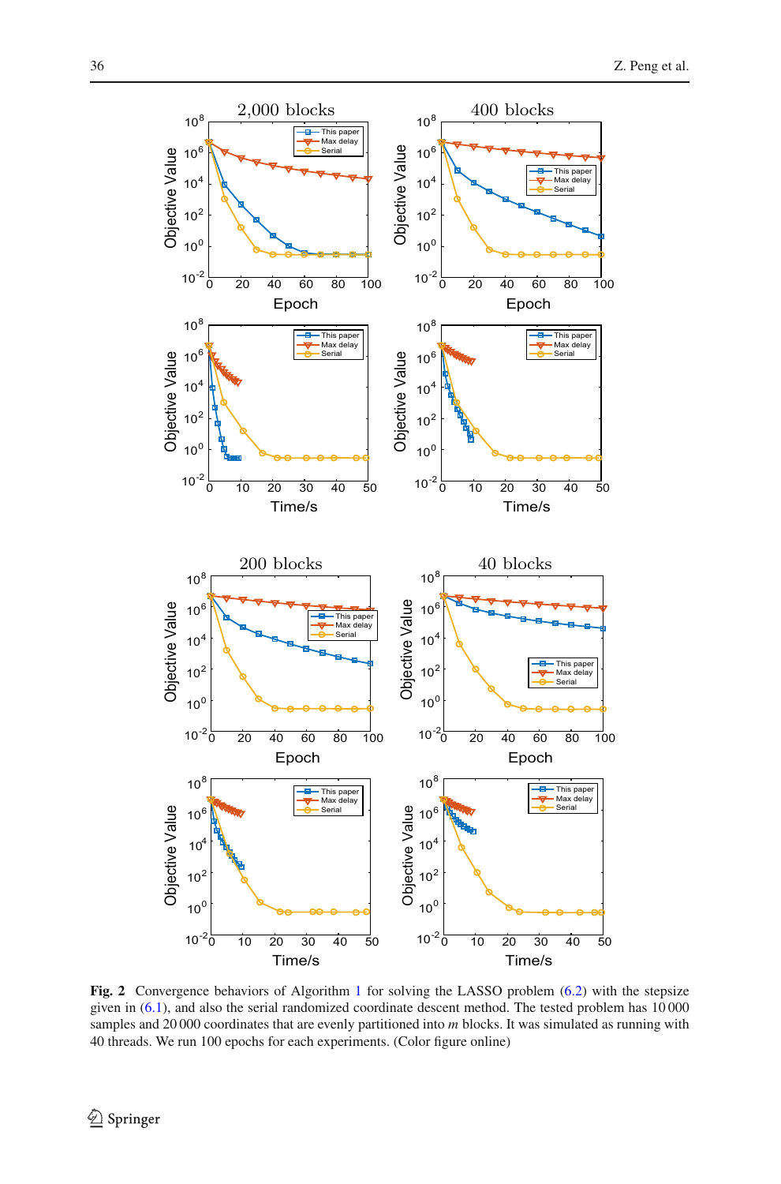**Fig. 2** Convergence behaviors of Algorithm 1 for solving the LASSO problem (6.2) with the stepsize given in (6.1), and also the serial randomized coordinate descent method. The tested problem has 10 000 samples and 20 000 coordinates that are evenly partitioned into $m$ blocks. It was simulated as running with 40 threads. We run 100 epochs for each experiments. (Color figure online)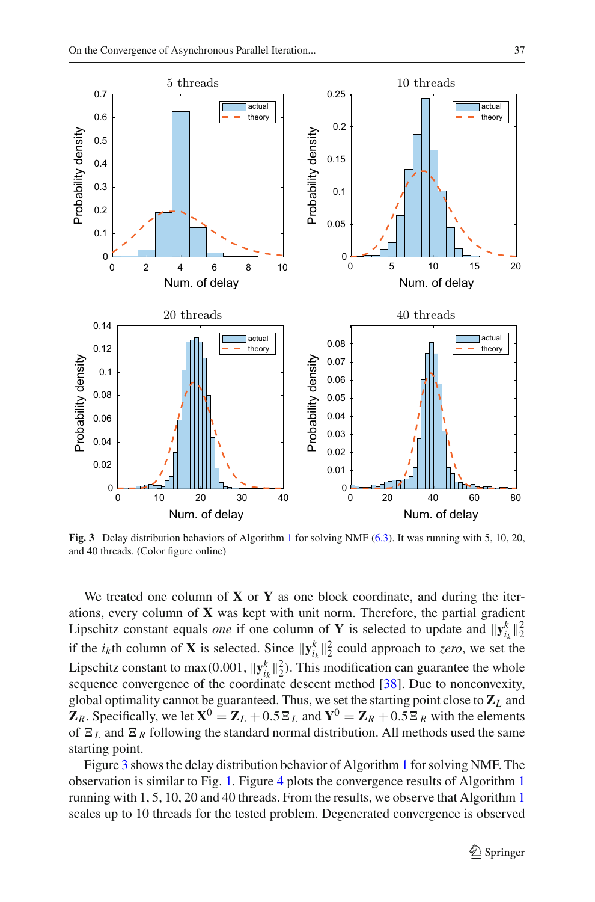**Fig. 3** Delay distribution behaviors of Algorithm 1 for solving NMF (6.3). It was running with 5, 10, 20, and 40 threads. (Color figure online)

We treated one column of $\mathbf{X}$ or $\mathbf{Y}$ as one block coordinate, and during the iterations, every column of $\mathbf{X}$ was kept with unit norm. Therefore, the partial gradient Lipschitz constant equals *one* if one column of $\mathbf{Y}$ is selected to update and $\|\mathbf{y}_{i_k}^k\|_2^2$ if the $i_k$th column of $\mathbf{X}$ is selected. Since $\|\mathbf{y}_{i_k}^k\|_2^2$ could approach to *zero*, we set the Lipschitz constant to $\max(0.001, \|\mathbf{y}_{i_k}^k\|_2^2)$. This modification can guarantee the whole sequence convergence of the coordinate descent method [38]. Due to nonconvexity, global optimality cannot be guaranteed. Thus, we set the starting point close to $\mathbf{Z}_L$ and $\mathbf{Z}_R$. Specifically, we let $\mathbf{X}^0 = \mathbf{Z}_L + 0.5\Xi_L$ and $\mathbf{Y}^0 = \mathbf{Z}_R + 0.5\Xi_R$ with the elements of $\Xi_L$ and $\Xi_R$ following the standard normal distribution. All methods used the same starting point.

Figure 3 shows the delay distribution behavior of Algorithm 1 for solving NMF. The observation is similar to Fig. 1. Figure 4 plots the convergence results of Algorithm 1 running with 1, 5, 10, 20 and 40 threads. From the results, we observe that Algorithm 1 scales up to 10 threads for the tested problem. Degenerated convergence is observed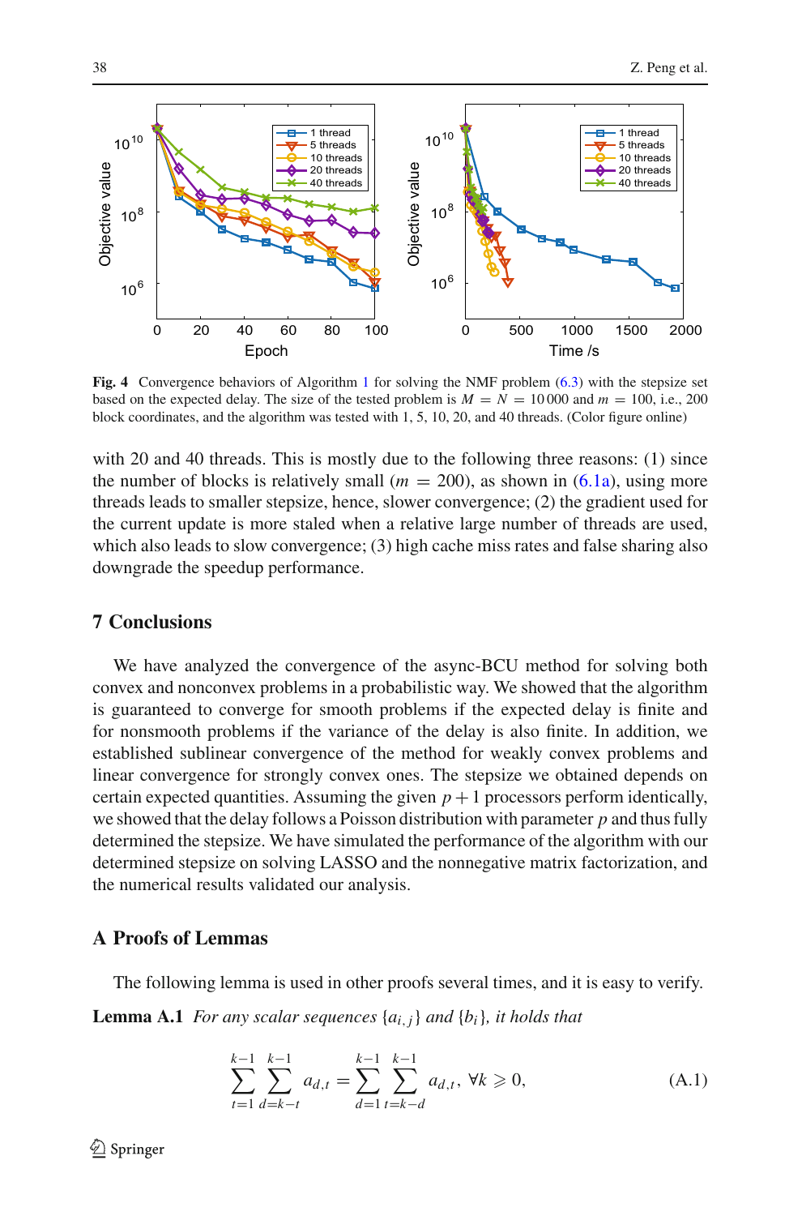**Fig. 4** Convergence behaviors of Algorithm 1 for solving the NMF problem (6.3) with the stepsize set based on the expected delay. The size of the tested problem is $M = N = 10\,000$ and $m = 100$, i.e., 200 block coordinates, and the algorithm was tested with 1, 5, 10, 20, and 40 threads. (Color figure online)

with 20 and 40 threads. This is mostly due to the following three reasons: (1) since the number of blocks is relatively small ($m = 200$), as shown in (6.1a), using more threads leads to smaller stepsize, hence, slower convergence; (2) the gradient used for the current update is more staled when a relative large number of threads are used, which also leads to slow convergence; (3) high cache miss rates and false sharing also downgrade the speedup performance.

## 7 Conclusions

We have analyzed the convergence of the async-BCU method for solving both convex and nonconvex problems in a probabilistic way. We showed that the algorithm is guaranteed to converge for smooth problems if the expected delay is finite and for nonsmooth problems if the variance of the delay is also finite. In addition, we established sublinear convergence of the method for weakly convex problems and linear convergence for strongly convex ones. The stepsize we obtained depends on certain expected quantities. Assuming the given $p+1$ processors perform identically, we showed that the delay follows a Poisson distribution with parameter $p$ and thus fully determined the stepsize. We have simulated the performance of the algorithm with our determined stepsize on solving LASSO and the nonnegative matrix factorization, and the numerical results validated our analysis.

## A Proofs of Lemmas

The following lemma is used in other proofs several times, and it is easy to verify.

**Lemma A.1** *For any scalar sequences $\{a_{i,j}\}$ and $\{b_i\}$, it holds that*

$$\sum_{t=1}^{k-1}\sum_{d=k-t}^{k-1} a_{d,t} = \sum_{d=1}^{k-1}\sum_{t=k-d}^{k-1} a_{d,t}, \ \forall k \geqslant 0, \tag{A.1}$$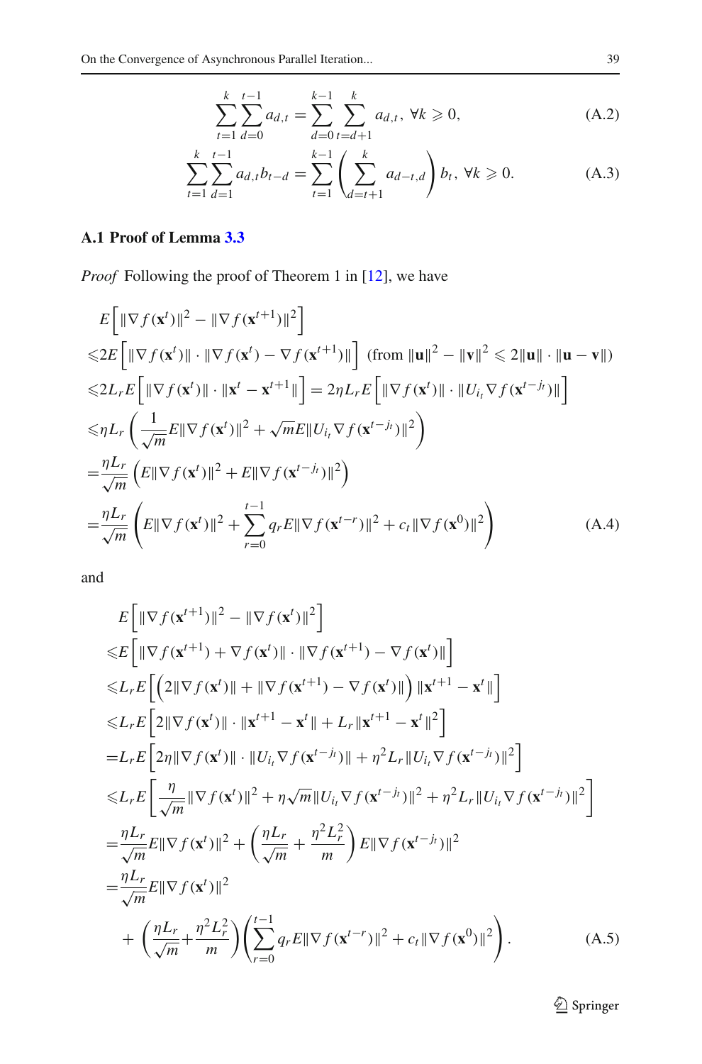$$\sum_{t=1}^{k}\sum_{d=0}^{t-1} a_{d,t} = \sum_{d=0}^{k-1}\sum_{t=d+1}^{k} a_{d,t},\ \forall k \geqslant 0, \tag{A.2}$$

$$\sum_{t=1}^{k}\sum_{d=1}^{t-1} a_{d,t} b_{t-d} = \sum_{t=1}^{k-1}\left(\sum_{d=t+1}^{k} a_{d-t,d}\right) b_t,\ \forall k \geqslant 0. \tag{A.3}$$

### A.1 Proof of Lemma 3.3

*Proof* Following the proof of Theorem 1 in [12], we have

$$\begin{aligned}
&E\left[\|\nabla f(\mathbf{x}^t)\|^2 - \|\nabla f(\mathbf{x}^{t+1})\|^2\right] \\
\leqslant& 2E\left[\|\nabla f(\mathbf{x}^t)\| \cdot \|\nabla f(\mathbf{x}^t) - \nabla f(\mathbf{x}^{t+1})\|\right]\ \text{(from } \|\mathbf{u}\|^2 - \|\mathbf{v}\|^2 \leqslant 2\|\mathbf{u}\| \cdot \|\mathbf{u} - \mathbf{v}\|\text{)} \\
\leqslant& 2L_r E\left[\|\nabla f(\mathbf{x}^t)\| \cdot \|\mathbf{x}^t - \mathbf{x}^{t+1}\|\right] = 2\eta L_r E\left[\|\nabla f(\mathbf{x}^t)\| \cdot \|U_{i_t}\nabla f(\mathbf{x}^{t-j_t})\|\right] \\
\leqslant& \eta L_r\left(\frac{1}{\sqrt{m}}E\|\nabla f(\mathbf{x}^t)\|^2 + \sqrt{m}E\|U_{i_t}\nabla f(\mathbf{x}^{t-j_t})\|^2\right) \\
=& \frac{\eta L_r}{\sqrt{m}}\left(E\|\nabla f(\mathbf{x}^t)\|^2 + E\|\nabla f(\mathbf{x}^{t-j_t})\|^2\right) \\
=& \frac{\eta L_r}{\sqrt{m}}\left(E\|\nabla f(\mathbf{x}^t)\|^2 + \sum_{r=0}^{t-1} q_r E\|\nabla f(\mathbf{x}^{t-r})\|^2 + c_t\|\nabla f(\mathbf{x}^0)\|^2\right)
\end{aligned} \tag{A.4}$$

and

$$\begin{aligned}
&E\left[\|\nabla f(\mathbf{x}^{t+1})\|^2 - \|\nabla f(\mathbf{x}^t)\|^2\right] \\
\leqslant& E\left[\|\nabla f(\mathbf{x}^{t+1}) + \nabla f(\mathbf{x}^t)\| \cdot \|\nabla f(\mathbf{x}^{t+1}) - \nabla f(\mathbf{x}^t)\|\right] \\
\leqslant& L_r E\left[\left(2\|\nabla f(\mathbf{x}^t)\| + \|\nabla f(\mathbf{x}^{t+1}) - \nabla f(\mathbf{x}^t)\|\right)\|\mathbf{x}^{t+1} - \mathbf{x}^t\|\right] \\
\leqslant& L_r E\left[2\|\nabla f(\mathbf{x}^t)\| \cdot \|\mathbf{x}^{t+1} - \mathbf{x}^t\| + L_r\|\mathbf{x}^{t+1} - \mathbf{x}^t\|^2\right] \\
=& L_r E\left[2\eta\|\nabla f(\mathbf{x}^t)\| \cdot \|U_{i_t}\nabla f(\mathbf{x}^{t-j_t})\| + \eta^2 L_r\|U_{i_t}\nabla f(\mathbf{x}^{t-j_t})\|^2\right] \\
\leqslant& L_r E\left[\frac{\eta}{\sqrt{m}}\|\nabla f(\mathbf{x}^t)\|^2 + \eta\sqrt{m}\|U_{i_t}\nabla f(\mathbf{x}^{t-j_t})\|^2 + \eta^2 L_r\|U_{i_t}\nabla f(\mathbf{x}^{t-j_t})\|^2\right] \\
=& \frac{\eta L_r}{\sqrt{m}}E\|\nabla f(\mathbf{x}^t)\|^2 + \left(\frac{\eta L_r}{\sqrt{m}} + \frac{\eta^2 L_r^2}{m}\right)E\|\nabla f(\mathbf{x}^{t-j_t})\|^2 \\
=& \frac{\eta L_r}{\sqrt{m}}E\|\nabla f(\mathbf{x}^t)\|^2 \\
&+ \left(\frac{\eta L_r}{\sqrt{m}} + \frac{\eta^2 L_r^2}{m}\right)\left(\sum_{r=0}^{t-1} q_r E\|\nabla f(\mathbf{x}^{t-r})\|^2 + c_t\|\nabla f(\mathbf{x}^0)\|^2\right).
\end{aligned} \tag{A.5}$$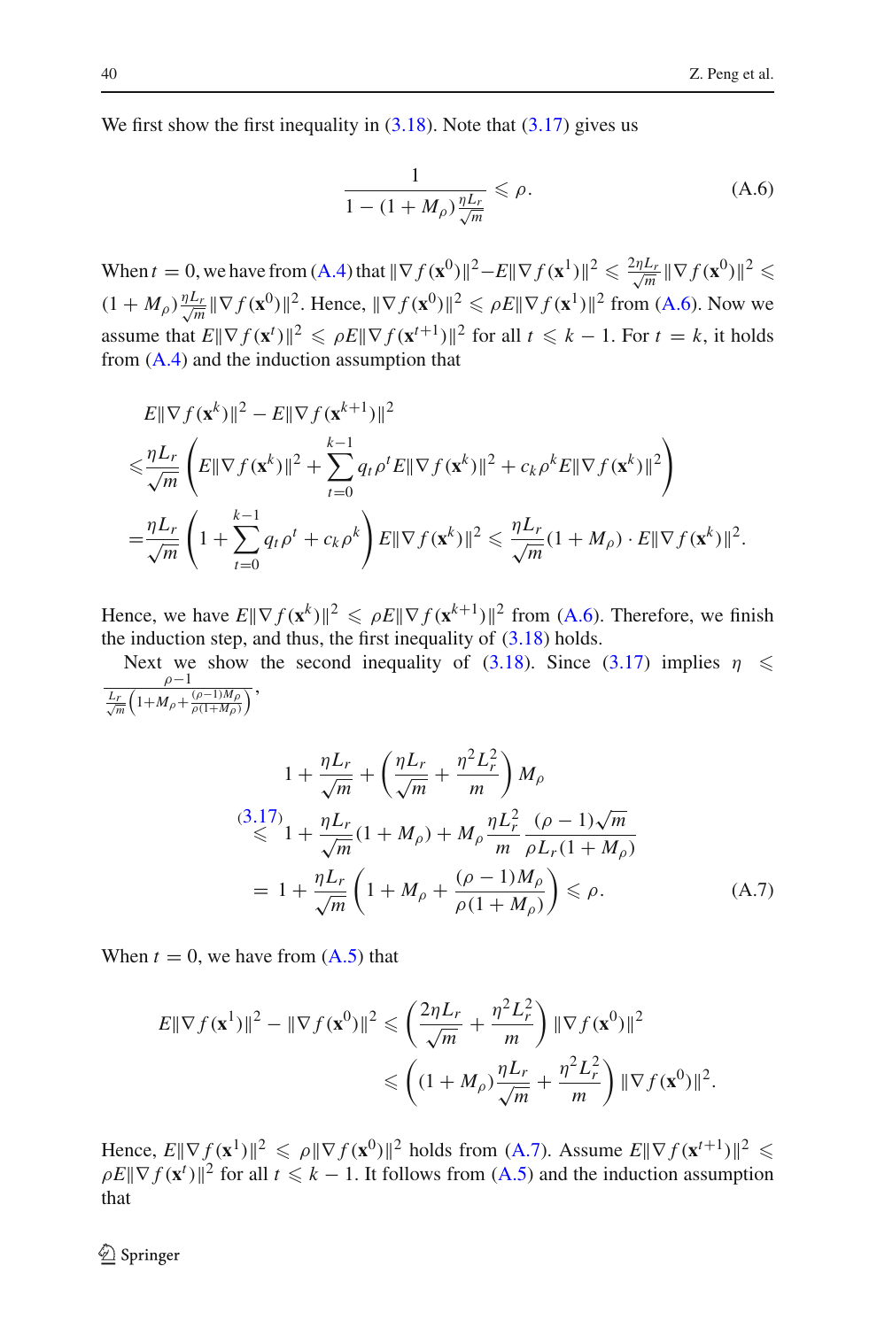We first show the first inequality in (3.18). Note that (3.17) gives us

$$\frac{1}{1-(1+M_\rho)\frac{\eta L_r}{\sqrt{m}}} \leqslant \rho. \tag{A.6}$$

When $t=0$, we have from (A.4) that $\|\nabla f(\mathbf{x}^0)\|^2 - E\|\nabla f(\mathbf{x}^1)\|^2 \leqslant \frac{2\eta L_r}{\sqrt{m}}\|\nabla f(\mathbf{x}^0)\|^2 \leqslant (1+M_\rho)\frac{\eta L_r}{\sqrt{m}}\|\nabla f(\mathbf{x}^0)\|^2$. Hence, $\|\nabla f(\mathbf{x}^0)\|^2 \leqslant \rho E\|\nabla f(\mathbf{x}^1)\|^2$ from (A.6). Now we assume that $E\|\nabla f(\mathbf{x}^t)\|^2 \leqslant \rho E\|\nabla f(\mathbf{x}^{t+1})\|^2$ for all $t \leqslant k-1$. For $t=k$, it holds from (A.4) and the induction assumption that

$$\begin{aligned}
&E\|\nabla f(\mathbf{x}^k)\|^2 - E\|\nabla f(\mathbf{x}^{k+1})\|^2 \\
\leqslant & \frac{\eta L_r}{\sqrt{m}}\left(E\|\nabla f(\mathbf{x}^k)\|^2 + \sum_{t=0}^{k-1} q_t \rho^t E\|\nabla f(\mathbf{x}^k)\|^2 + c_k \rho^k E\|\nabla f(\mathbf{x}^k)\|^2\right) \\
= & \frac{\eta L_r}{\sqrt{m}}\left(1 + \sum_{t=0}^{k-1} q_t \rho^t + c_k \rho^k\right) E\|\nabla f(\mathbf{x}^k)\|^2 \leqslant \frac{\eta L_r}{\sqrt{m}}(1+M_\rho)\cdot E\|\nabla f(\mathbf{x}^k)\|^2.
\end{aligned}$$

Hence, we have $E\|\nabla f(\mathbf{x}^k)\|^2 \leqslant \rho E\|\nabla f(\mathbf{x}^{k+1})\|^2$ from (A.6). Therefore, we finish the induction step, and thus, the first inequality of (3.18) holds.

Next we show the second inequality of (3.18). Since (3.17) implies $\eta \leqslant \frac{\rho-1}{\frac{L_r}{\sqrt{m}}\left(1+M_\rho+\frac{(\rho-1)M_\rho}{\rho(1+M_\rho)}\right)}$,

$$\begin{aligned}
&1 + \frac{\eta L_r}{\sqrt{m}} + \left(\frac{\eta L_r}{\sqrt{m}} + \frac{\eta^2 L_r^2}{m}\right) M_\rho \\
\overset{(3.17)}{\leqslant} & 1 + \frac{\eta L_r}{\sqrt{m}}(1+M_\rho) + M_\rho \frac{\eta L_r^2}{m}\frac{(\rho-1)\sqrt{m}}{\rho L_r(1+M_\rho)} \\
= & 1 + \frac{\eta L_r}{\sqrt{m}}\left(1 + M_\rho + \frac{(\rho-1)M_\rho}{\rho(1+M_\rho)}\right) \leqslant \rho.
\end{aligned} \tag{A.7}$$

When $t=0$, we have from (A.5) that

$$\begin{aligned}
E\|\nabla f(\mathbf{x}^1)\|^2 - \|\nabla f(\mathbf{x}^0)\|^2 &\leqslant \left(\frac{2\eta L_r}{\sqrt{m}} + \frac{\eta^2 L_r^2}{m}\right)\|\nabla f(\mathbf{x}^0)\|^2 \\
&\leqslant \left((1+M_\rho)\frac{\eta L_r}{\sqrt{m}} + \frac{\eta^2 L_r^2}{m}\right)\|\nabla f(\mathbf{x}^0)\|^2.
\end{aligned}$$

Hence, $E\|\nabla f(\mathbf{x}^1)\|^2 \leqslant \rho\|\nabla f(\mathbf{x}^0)\|^2$ holds from (A.7). Assume $E\|\nabla f(\mathbf{x}^{t+1})\|^2 \leqslant \rho E\|\nabla f(\mathbf{x}^t)\|^2$ for all $t \leqslant k-1$. It follows from (A.5) and the induction assumption that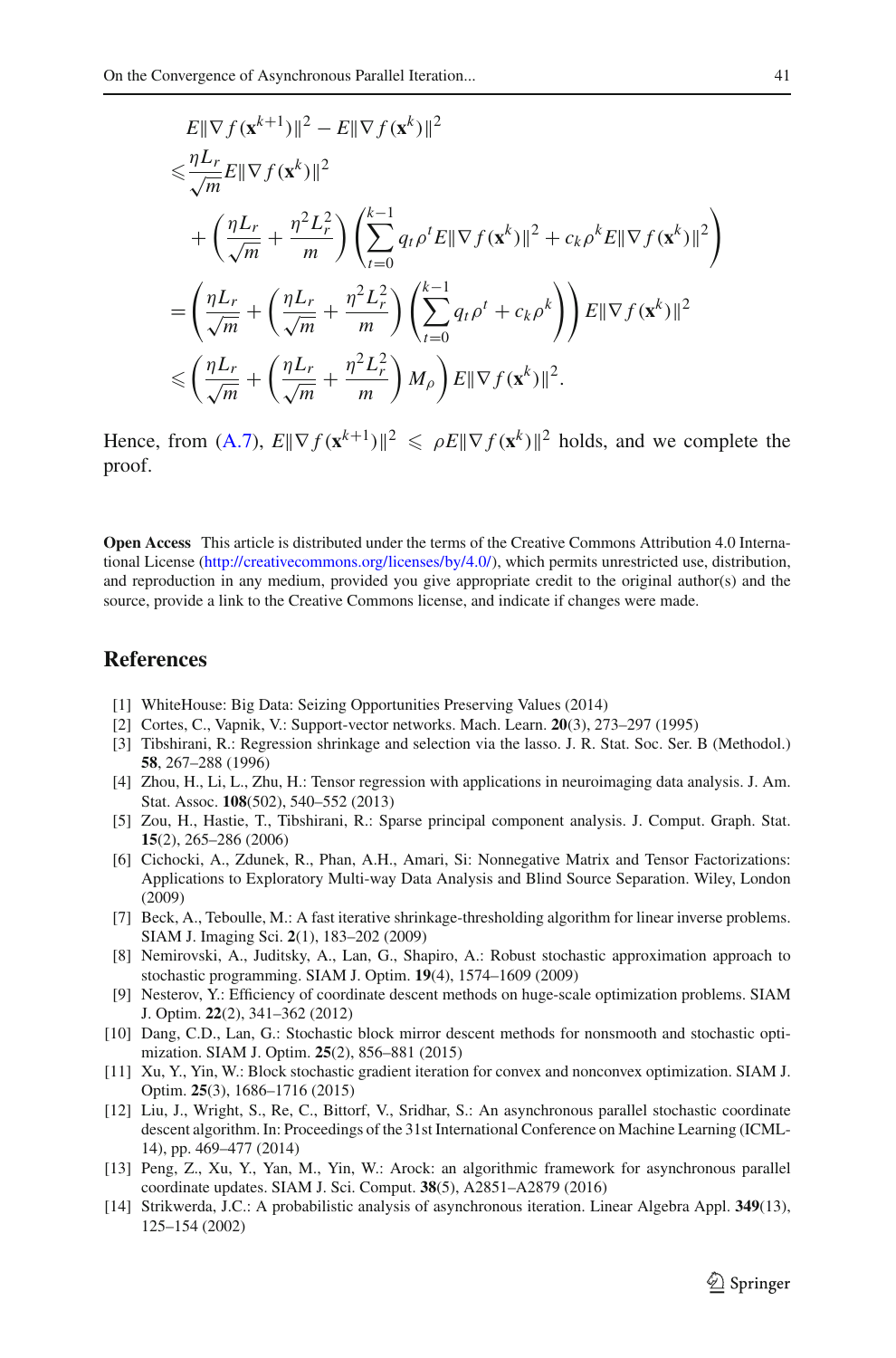$$
\begin{aligned}
&E\|\nabla f(\mathbf{x}^{k+1})\|^2 - E\|\nabla f(\mathbf{x}^k)\|^2 \\
\leqslant &\frac{\eta L_r}{\sqrt{m}} E\|\nabla f(\mathbf{x}^k)\|^2 \\
&+ \left(\frac{\eta L_r}{\sqrt{m}} + \frac{\eta^2 L_r^2}{m}\right)\left(\sum_{t=0}^{k-1} q_t \rho^t E\|\nabla f(\mathbf{x}^k)\|^2 + c_k \rho^k E\|\nabla f(\mathbf{x}^k)\|^2\right) \\
= &\left(\frac{\eta L_r}{\sqrt{m}} + \left(\frac{\eta L_r}{\sqrt{m}} + \frac{\eta^2 L_r^2}{m}\right)\left(\sum_{t=0}^{k-1} q_t \rho^t + c_k \rho^k\right)\right) E\|\nabla f(\mathbf{x}^k)\|^2 \\
\leqslant &\left(\frac{\eta L_r}{\sqrt{m}} + \left(\frac{\eta L_r}{\sqrt{m}} + \frac{\eta^2 L_r^2}{m}\right) M_\rho\right) E\|\nabla f(\mathbf{x}^k)\|^2.
\end{aligned}
$$

Hence, from (A.7), $E\|\nabla f(\mathbf{x}^{k+1})\|^2 \leqslant \rho E\|\nabla f(\mathbf{x}^k)\|^2$ holds, and we complete the proof.

**Open Access** This article is distributed under the terms of the Creative Commons Attribution 4.0 International License (http://creativecommons.org/licenses/by/4.0/), which permits unrestricted use, distribution, and reproduction in any medium, provided you give appropriate credit to the original author(s) and the source, provide a link to the Creative Commons license, and indicate if changes were made.

## References

1. WhiteHouse: Big Data: Seizing Opportunities Preserving Values (2014)
2. Cortes, C., Vapnik, V.: Support-vector networks. Mach. Learn. **20**(3), 273–297 (1995)
3. Tibshirani, R.: Regression shrinkage and selection via the lasso. J. R. Stat. Soc. Ser. B (Methodol.) **58**, 267–288 (1996)
4. Zhou, H., Li, L., Zhu, H.: Tensor regression with applications in neuroimaging data analysis. J. Am. Stat. Assoc. **108**(502), 540–552 (2013)
5. Zou, H., Hastie, T., Tibshirani, R.: Sparse principal component analysis. J. Comput. Graph. Stat. **15**(2), 265–286 (2006)
6. Cichocki, A., Zdunek, R., Phan, A.H., Amari, Si: Nonnegative Matrix and Tensor Factorizations: Applications to Exploratory Multi-way Data Analysis and Blind Source Separation. Wiley, London (2009)
7. Beck, A., Teboulle, M.: A fast iterative shrinkage-thresholding algorithm for linear inverse problems. SIAM J. Imaging Sci. **2**(1), 183–202 (2009)
8. Nemirovski, A., Juditsky, A., Lan, G., Shapiro, A.: Robust stochastic approximation approach to stochastic programming. SIAM J. Optim. **19**(4), 1574–1609 (2009)
9. Nesterov, Y.: Efficiency of coordinate descent methods on huge-scale optimization problems. SIAM J. Optim. **22**(2), 341–362 (2012)
10. Dang, C.D., Lan, G.: Stochastic block mirror descent methods for nonsmooth and stochastic optimization. SIAM J. Optim. **25**(2), 856–881 (2015)
11. Xu, Y., Yin, W.: Block stochastic gradient iteration for convex and nonconvex optimization. SIAM J. Optim. **25**(3), 1686–1716 (2015)
12. Liu, J., Wright, S., Re, C., Bittorf, V., Sridhar, S.: An asynchronous parallel stochastic coordinate descent algorithm. In: Proceedings of the 31st International Conference on Machine Learning (ICML-14), pp. 469–477 (2014)
13. Peng, Z., Xu, Y., Yan, M., Yin, W.: Arock: an algorithmic framework for asynchronous parallel coordinate updates. SIAM J. Sci. Comput. **38**(5), A2851–A2879 (2016)
14. Strikwerda, J.C.: A probabilistic analysis of asynchronous iteration. Linear Algebra Appl. **349**(13), 125–154 (2002)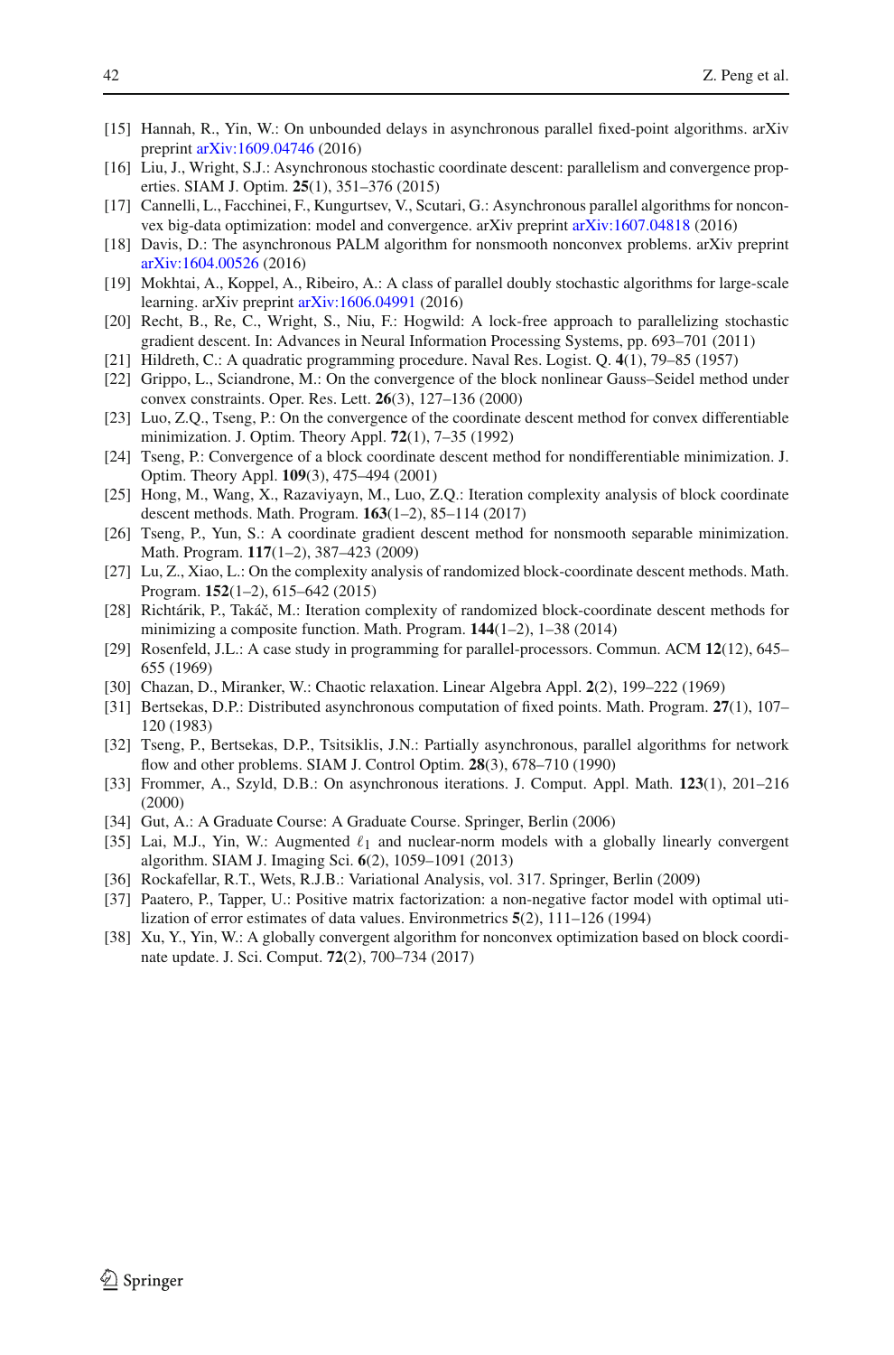[15] Hannah, R., Yin, W.: On unbounded delays in asynchronous parallel fixed-point algorithms. arXiv preprint arXiv:1609.04746 (2016)

[16] Liu, J., Wright, S.J.: Asynchronous stochastic coordinate descent: parallelism and convergence properties. SIAM J. Optim. **25**(1), 351–376 (2015)

[17] Cannelli, L., Facchinei, F., Kungurtsev, V., Scutari, G.: Asynchronous parallel algorithms for nonconvex big-data optimization: model and convergence. arXiv preprint arXiv:1607.04818 (2016)

[18] Davis, D.: The asynchronous PALM algorithm for nonsmooth nonconvex problems. arXiv preprint arXiv:1604.00526 (2016)

[19] Mokhtai, A., Koppel, A., Ribeiro, A.: A class of parallel doubly stochastic algorithms for large-scale learning. arXiv preprint arXiv:1606.04991 (2016)

[20] Recht, B., Re, C., Wright, S., Niu, F.: Hogwild: A lock-free approach to parallelizing stochastic gradient descent. In: Advances in Neural Information Processing Systems, pp. 693–701 (2011)

[21] Hildreth, C.: A quadratic programming procedure. Naval Res. Logist. Q. **4**(1), 79–85 (1957)

[22] Grippo, L., Sciandrone, M.: On the convergence of the block nonlinear Gauss–Seidel method under convex constraints. Oper. Res. Lett. **26**(3), 127–136 (2000)

[23] Luo, Z.Q., Tseng, P.: On the convergence of the coordinate descent method for convex differentiable minimization. J. Optim. Theory Appl. **72**(1), 7–35 (1992)

[24] Tseng, P.: Convergence of a block coordinate descent method for nondifferentiable minimization. J. Optim. Theory Appl. **109**(3), 475–494 (2001)

[25] Hong, M., Wang, X., Razaviyayn, M., Luo, Z.Q.: Iteration complexity analysis of block coordinate descent methods. Math. Program. **163**(1–2), 85–114 (2017)

[26] Tseng, P., Yun, S.: A coordinate gradient descent method for nonsmooth separable minimization. Math. Program. **117**(1–2), 387–423 (2009)

[27] Lu, Z., Xiao, L.: On the complexity analysis of randomized block-coordinate descent methods. Math. Program. **152**(1–2), 615–642 (2015)

[28] Richtárik, P., Takáč, M.: Iteration complexity of randomized block-coordinate descent methods for minimizing a composite function. Math. Program. **144**(1–2), 1–38 (2014)

[29] Rosenfeld, J.L.: A case study in programming for parallel-processors. Commun. ACM **12**(12), 645–655 (1969)

[30] Chazan, D., Miranker, W.: Chaotic relaxation. Linear Algebra Appl. **2**(2), 199–222 (1969)

[31] Bertsekas, D.P.: Distributed asynchronous computation of fixed points. Math. Program. **27**(1), 107–120 (1983)

[32] Tseng, P., Bertsekas, D.P., Tsitsiklis, J.N.: Partially asynchronous, parallel algorithms for network flow and other problems. SIAM J. Control Optim. **28**(3), 678–710 (1990)

[33] Frommer, A., Szyld, D.B.: On asynchronous iterations. J. Comput. Appl. Math. **123**(1), 201–216 (2000)

[34] Gut, A.: A Graduate Course: A Graduate Course. Springer, Berlin (2006)

[35] Lai, M.J., Yin, W.: Augmented $\ell_1$ and nuclear-norm models with a globally linearly convergent algorithm. SIAM J. Imaging Sci. **6**(2), 1059–1091 (2013)

[36] Rockafellar, R.T., Wets, R.J.B.: Variational Analysis, vol. 317. Springer, Berlin (2009)

[37] Paatero, P., Tapper, U.: Positive matrix factorization: a non-negative factor model with optimal utilization of error estimates of data values. Environmetrics **5**(2), 111–126 (1994)

[38] Xu, Y., Yin, W.: A globally convergent algorithm for nonconvex optimization based on block coordinate update. J. Sci. Comput. **72**(2), 700–734 (2017)